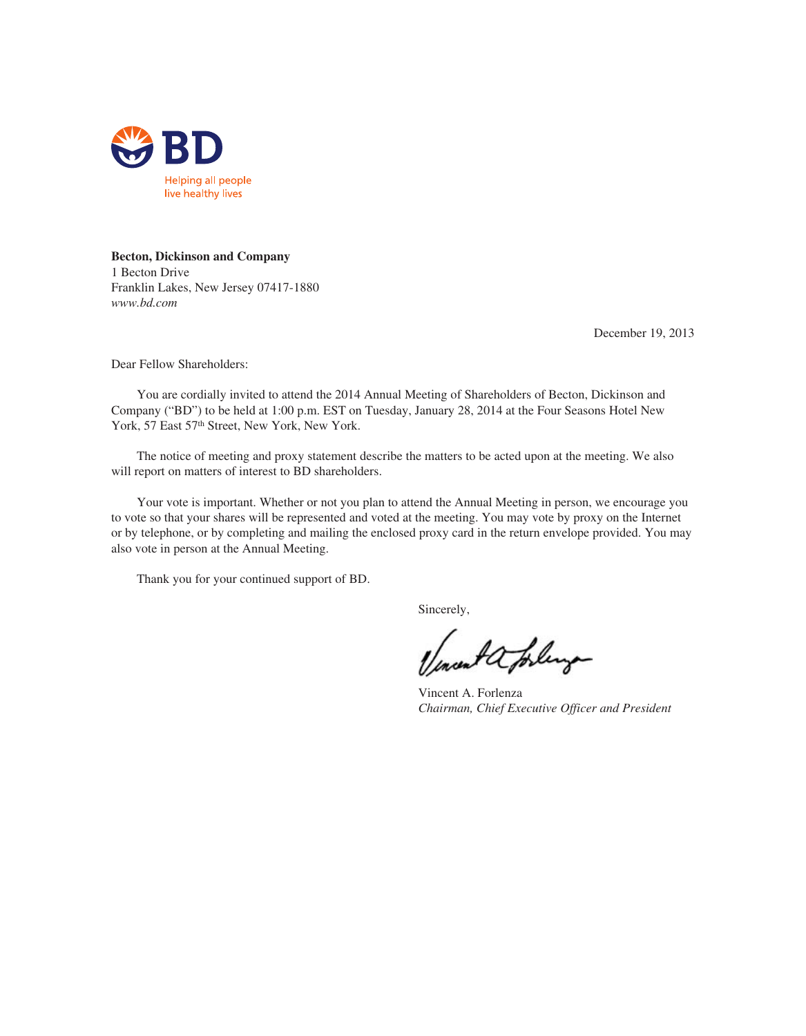BD

Helping all people
live healthy lives

**Becton, Dickinson and Company**
1 Becton Drive
Franklin Lakes, New Jersey 07417-1880
*www.bd.com*

December 19, 2013

Dear Fellow Shareholders:

You are cordially invited to attend the 2014 Annual Meeting of Shareholders of Becton, Dickinson and Company ("BD") to be held at 1:00 p.m. EST on Tuesday, January 28, 2014 at the Four Seasons Hotel New York, 57 East 57th Street, New York, New York.

The notice of meeting and proxy statement describe the matters to be acted upon at the meeting. We also will report on matters of interest to BD shareholders.

Your vote is important. Whether or not you plan to attend the Annual Meeting in person, we encourage you to vote so that your shares will be represented and voted at the meeting. You may vote by proxy on the Internet or by telephone, or by completing and mailing the enclosed proxy card in the return envelope provided. You may also vote in person at the Annual Meeting.

Thank you for your continued support of BD.

Sincerely,

Vincent A. Forlenza
*Chairman, Chief Executive Officer and President*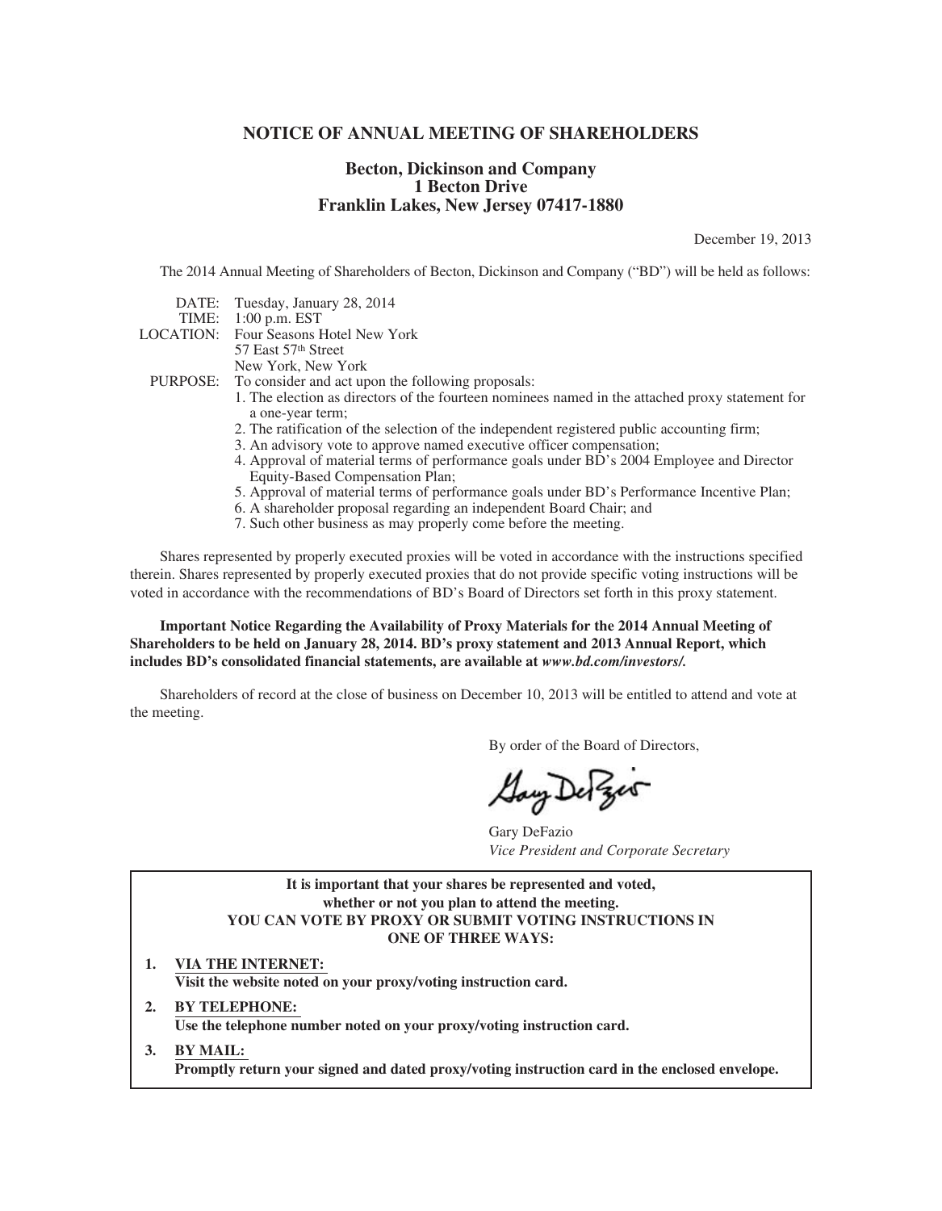# NOTICE OF ANNUAL MEETING OF SHAREHOLDERS

**Becton, Dickinson and Company**
**1 Becton Drive**
**Franklin Lakes, New Jersey 07417-1880**

December 19, 2013

The 2014 Annual Meeting of Shareholders of Becton, Dickinson and Company ("BD") will be held as follows:

DATE: Tuesday, January 28, 2014

TIME: 1:00 p.m. EST

LOCATION: Four Seasons Hotel New York
57 East 57th Street
New York, New York

PURPOSE: To consider and act upon the following proposals:

1. The election as directors of the fourteen nominees named in the attached proxy statement for a one-year term;
2. The ratification of the selection of the independent registered public accounting firm;
3. An advisory vote to approve named executive officer compensation;
4. Approval of material terms of performance goals under BD's 2004 Employee and Director Equity-Based Compensation Plan;
5. Approval of material terms of performance goals under BD's Performance Incentive Plan;
6. A shareholder proposal regarding an independent Board Chair; and
7. Such other business as may properly come before the meeting.

Shares represented by properly executed proxies will be voted in accordance with the instructions specified therein. Shares represented by properly executed proxies that do not provide specific voting instructions will be voted in accordance with the recommendations of BD's Board of Directors set forth in this proxy statement.

**Important Notice Regarding the Availability of Proxy Materials for the 2014 Annual Meeting of Shareholders to be held on January 28, 2014. BD's proxy statement and 2013 Annual Report, which includes BD's consolidated financial statements, are available at *www.bd.com/investors/.***

Shareholders of record at the close of business on December 10, 2013 will be entitled to attend and vote at the meeting.

By order of the Board of Directors,

Gary DeFazio
*Vice President and Corporate Secretary*

**It is important that your shares be represented and voted, whether or not you plan to attend the meeting.**
**YOU CAN VOTE BY PROXY OR SUBMIT VOTING INSTRUCTIONS IN ONE OF THREE WAYS:**

1. **VIA THE INTERNET:**
   **Visit the website noted on your proxy/voting instruction card.**
2. **BY TELEPHONE:**
   **Use the telephone number noted on your proxy/voting instruction card.**
3. **BY MAIL:**
   **Promptly return your signed and dated proxy/voting instruction card in the enclosed envelope.**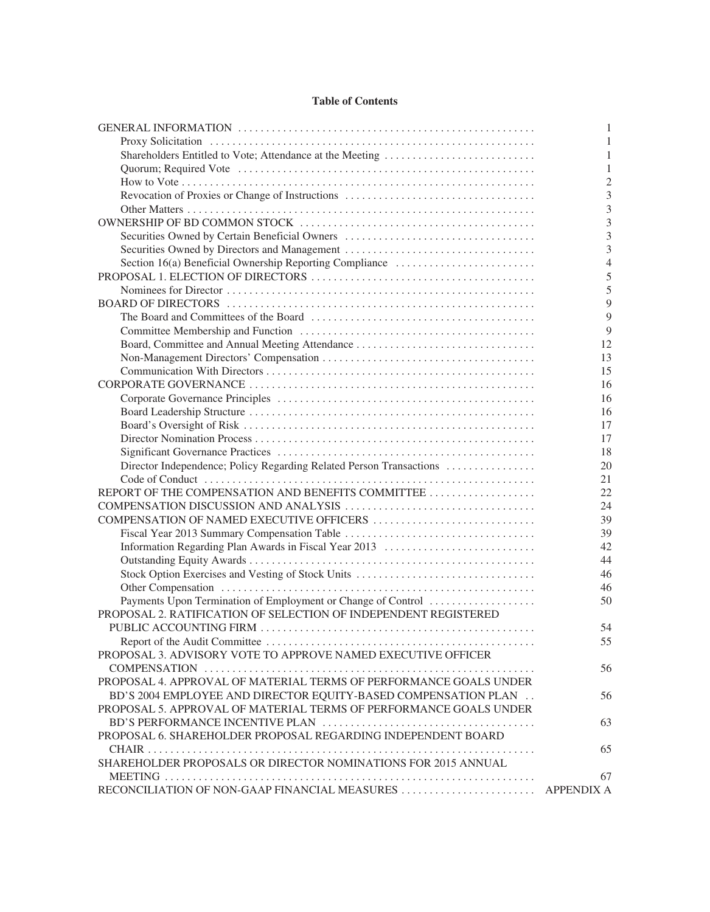## Table of Contents

| | |
|---|---|
| GENERAL INFORMATION | 1 |
| Proxy Solicitation | 1 |
| Shareholders Entitled to Vote; Attendance at the Meeting | 1 |
| Quorum; Required Vote | 1 |
| How to Vote | 2 |
| Revocation of Proxies or Change of Instructions | 3 |
| Other Matters | 3 |
| OWNERSHIP OF BD COMMON STOCK | 3 |
| Securities Owned by Certain Beneficial Owners | 3 |
| Securities Owned by Directors and Management | 3 |
| Section 16(a) Beneficial Ownership Reporting Compliance | 4 |
| PROPOSAL 1. ELECTION OF DIRECTORS | 5 |
| Nominees for Director | 5 |
| BOARD OF DIRECTORS | 9 |
| The Board and Committees of the Board | 9 |
| Committee Membership and Function | 9 |
| Board, Committee and Annual Meeting Attendance | 12 |
| Non-Management Directors' Compensation | 13 |
| Communication With Directors | 15 |
| CORPORATE GOVERNANCE | 16 |
| Corporate Governance Principles | 16 |
| Board Leadership Structure | 16 |
| Board's Oversight of Risk | 17 |
| Director Nomination Process | 17 |
| Significant Governance Practices | 18 |
| Director Independence; Policy Regarding Related Person Transactions | 20 |
| Code of Conduct | 21 |
| REPORT OF THE COMPENSATION AND BENEFITS COMMITTEE | 22 |
| COMPENSATION DISCUSSION AND ANALYSIS | 24 |
| COMPENSATION OF NAMED EXECUTIVE OFFICERS | 39 |
| Fiscal Year 2013 Summary Compensation Table | 39 |
| Information Regarding Plan Awards in Fiscal Year 2013 | 42 |
| Outstanding Equity Awards | 44 |
| Stock Option Exercises and Vesting of Stock Units | 46 |
| Other Compensation | 46 |
| Payments Upon Termination of Employment or Change of Control | 50 |
| PROPOSAL 2. RATIFICATION OF SELECTION OF INDEPENDENT REGISTERED PUBLIC ACCOUNTING FIRM | 54 |
| Report of the Audit Committee | 55 |
| PROPOSAL 3. ADVISORY VOTE TO APPROVE NAMED EXECUTIVE OFFICER COMPENSATION | 56 |
| PROPOSAL 4. APPROVAL OF MATERIAL TERMS OF PERFORMANCE GOALS UNDER BD'S 2004 EMPLOYEE AND DIRECTOR EQUITY-BASED COMPENSATION PLAN | 56 |
| PROPOSAL 5. APPROVAL OF MATERIAL TERMS OF PERFORMANCE GOALS UNDER BD'S PERFORMANCE INCENTIVE PLAN | 63 |
| PROPOSAL 6. SHAREHOLDER PROPOSAL REGARDING INDEPENDENT BOARD CHAIR | 65 |
| SHAREHOLDER PROPOSALS OR DIRECTOR NOMINATIONS FOR 2015 ANNUAL MEETING | 67 |
| RECONCILIATION OF NON-GAAP FINANCIAL MEASURES | APPENDIX A |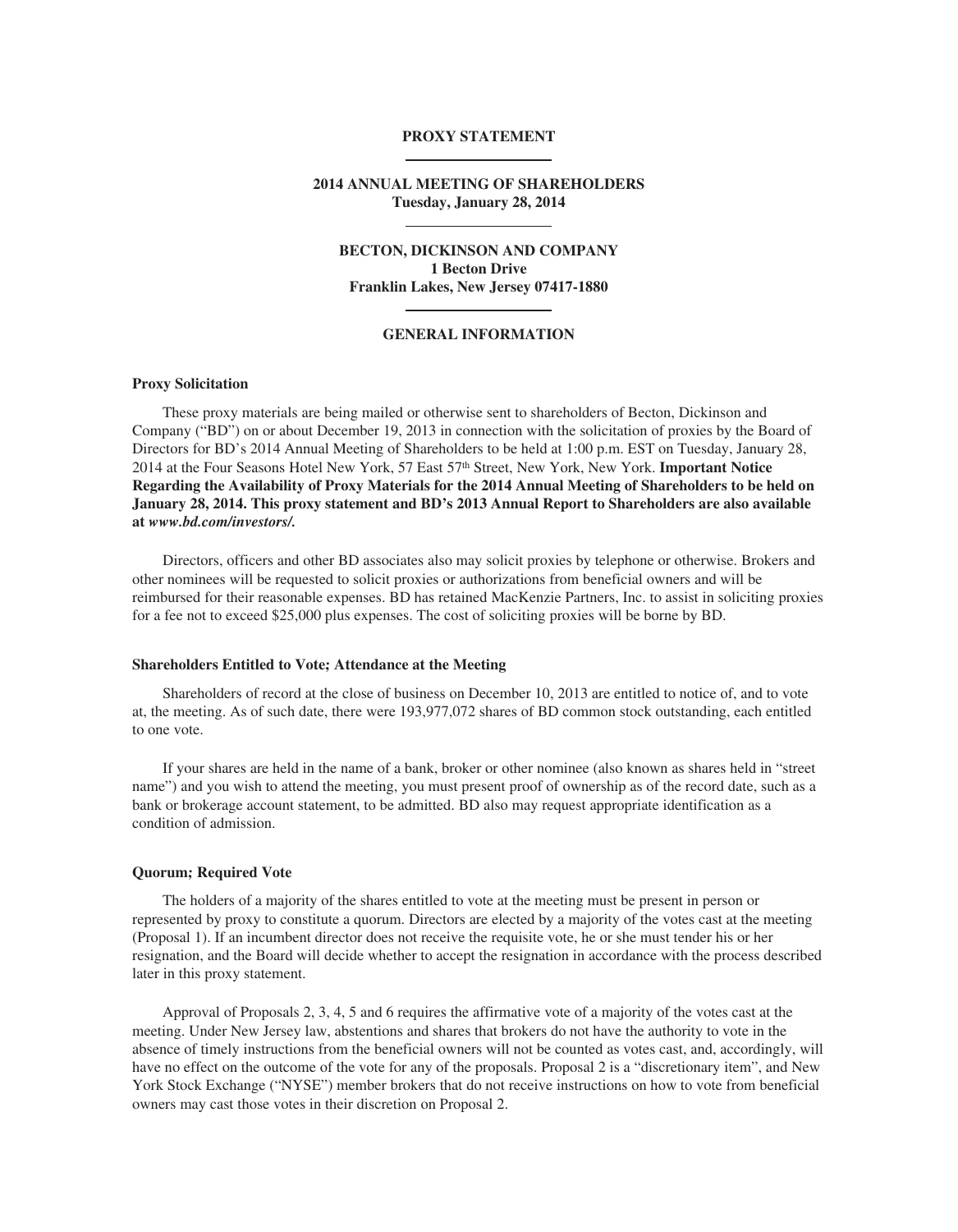# PROXY STATEMENT

## 2014 ANNUAL MEETING OF SHAREHOLDERS
**Tuesday, January 28, 2014**

**BECTON, DICKINSON AND COMPANY**
**1 Becton Drive**
**Franklin Lakes, New Jersey 07417-1880**

## GENERAL INFORMATION

### Proxy Solicitation

These proxy materials are being mailed or otherwise sent to shareholders of Becton, Dickinson and Company ("BD") on or about December 19, 2013 in connection with the solicitation of proxies by the Board of Directors for BD's 2014 Annual Meeting of Shareholders to be held at 1:00 p.m. EST on Tuesday, January 28, 2014 at the Four Seasons Hotel New York, 57 East 57th Street, New York, New York. **Important Notice Regarding the Availability of Proxy Materials for the 2014 Annual Meeting of Shareholders to be held on January 28, 2014. This proxy statement and BD's 2013 Annual Report to Shareholders are also available at *www.bd.com/investors/.***

Directors, officers and other BD associates also may solicit proxies by telephone or otherwise. Brokers and other nominees will be requested to solicit proxies or authorizations from beneficial owners and will be reimbursed for their reasonable expenses. BD has retained MacKenzie Partners, Inc. to assist in soliciting proxies for a fee not to exceed $25,000 plus expenses. The cost of soliciting proxies will be borne by BD.

### Shareholders Entitled to Vote; Attendance at the Meeting

Shareholders of record at the close of business on December 10, 2013 are entitled to notice of, and to vote at, the meeting. As of such date, there were 193,977,072 shares of BD common stock outstanding, each entitled to one vote.

If your shares are held in the name of a bank, broker or other nominee (also known as shares held in "street name") and you wish to attend the meeting, you must present proof of ownership as of the record date, such as a bank or brokerage account statement, to be admitted. BD also may request appropriate identification as a condition of admission.

### Quorum; Required Vote

The holders of a majority of the shares entitled to vote at the meeting must be present in person or represented by proxy to constitute a quorum. Directors are elected by a majority of the votes cast at the meeting (Proposal 1). If an incumbent director does not receive the requisite vote, he or she must tender his or her resignation, and the Board will decide whether to accept the resignation in accordance with the process described later in this proxy statement.

Approval of Proposals 2, 3, 4, 5 and 6 requires the affirmative vote of a majority of the votes cast at the meeting. Under New Jersey law, abstentions and shares that brokers do not have the authority to vote in the absence of timely instructions from the beneficial owners will not be counted as votes cast, and, accordingly, will have no effect on the outcome of the vote for any of the proposals. Proposal 2 is a "discretionary item", and New York Stock Exchange ("NYSE") member brokers that do not receive instructions on how to vote from beneficial owners may cast those votes in their discretion on Proposal 2.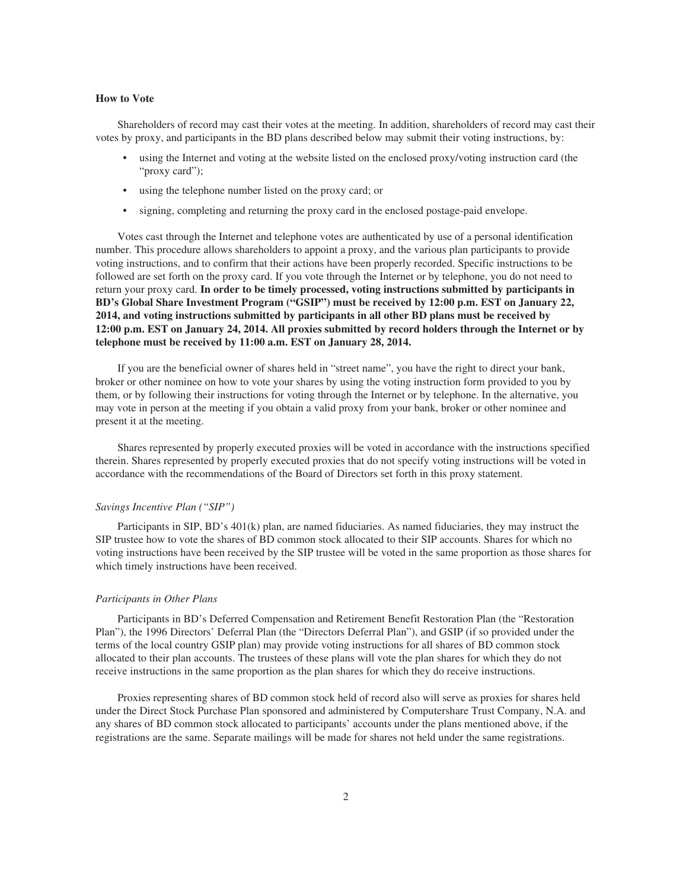**How to Vote**

Shareholders of record may cast their votes at the meeting. In addition, shareholders of record may cast their votes by proxy, and participants in the BD plans described below may submit their voting instructions, by:

- using the Internet and voting at the website listed on the enclosed proxy/voting instruction card (the "proxy card");
- using the telephone number listed on the proxy card; or
- signing, completing and returning the proxy card in the enclosed postage-paid envelope.

Votes cast through the Internet and telephone votes are authenticated by use of a personal identification number. This procedure allows shareholders to appoint a proxy, and the various plan participants to provide voting instructions, and to confirm that their actions have been properly recorded. Specific instructions to be followed are set forth on the proxy card. If you vote through the Internet or by telephone, you do not need to return your proxy card. **In order to be timely processed, voting instructions submitted by participants in BD's Global Share Investment Program ("GSIP") must be received by 12:00 p.m. EST on January 22, 2014, and voting instructions submitted by participants in all other BD plans must be received by 12:00 p.m. EST on January 24, 2014. All proxies submitted by record holders through the Internet or by telephone must be received by 11:00 a.m. EST on January 28, 2014.**

If you are the beneficial owner of shares held in "street name", you have the right to direct your bank, broker or other nominee on how to vote your shares by using the voting instruction form provided to you by them, or by following their instructions for voting through the Internet or by telephone. In the alternative, you may vote in person at the meeting if you obtain a valid proxy from your bank, broker or other nominee and present it at the meeting.

Shares represented by properly executed proxies will be voted in accordance with the instructions specified therein. Shares represented by properly executed proxies that do not specify voting instructions will be voted in accordance with the recommendations of the Board of Directors set forth in this proxy statement.

*Savings Incentive Plan ("SIP")*

Participants in SIP, BD's 401(k) plan, are named fiduciaries. As named fiduciaries, they may instruct the SIP trustee how to vote the shares of BD common stock allocated to their SIP accounts. Shares for which no voting instructions have been received by the SIP trustee will be voted in the same proportion as those shares for which timely instructions have been received.

*Participants in Other Plans*

Participants in BD's Deferred Compensation and Retirement Benefit Restoration Plan (the "Restoration Plan"), the 1996 Directors' Deferral Plan (the "Directors Deferral Plan"), and GSIP (if so provided under the terms of the local country GSIP plan) may provide voting instructions for all shares of BD common stock allocated to their plan accounts. The trustees of these plans will vote the plan shares for which they do not receive instructions in the same proportion as the plan shares for which they do receive instructions.

Proxies representing shares of BD common stock held of record also will serve as proxies for shares held under the Direct Stock Purchase Plan sponsored and administered by Computershare Trust Company, N.A. and any shares of BD common stock allocated to participants' accounts under the plans mentioned above, if the registrations are the same. Separate mailings will be made for shares not held under the same registrations.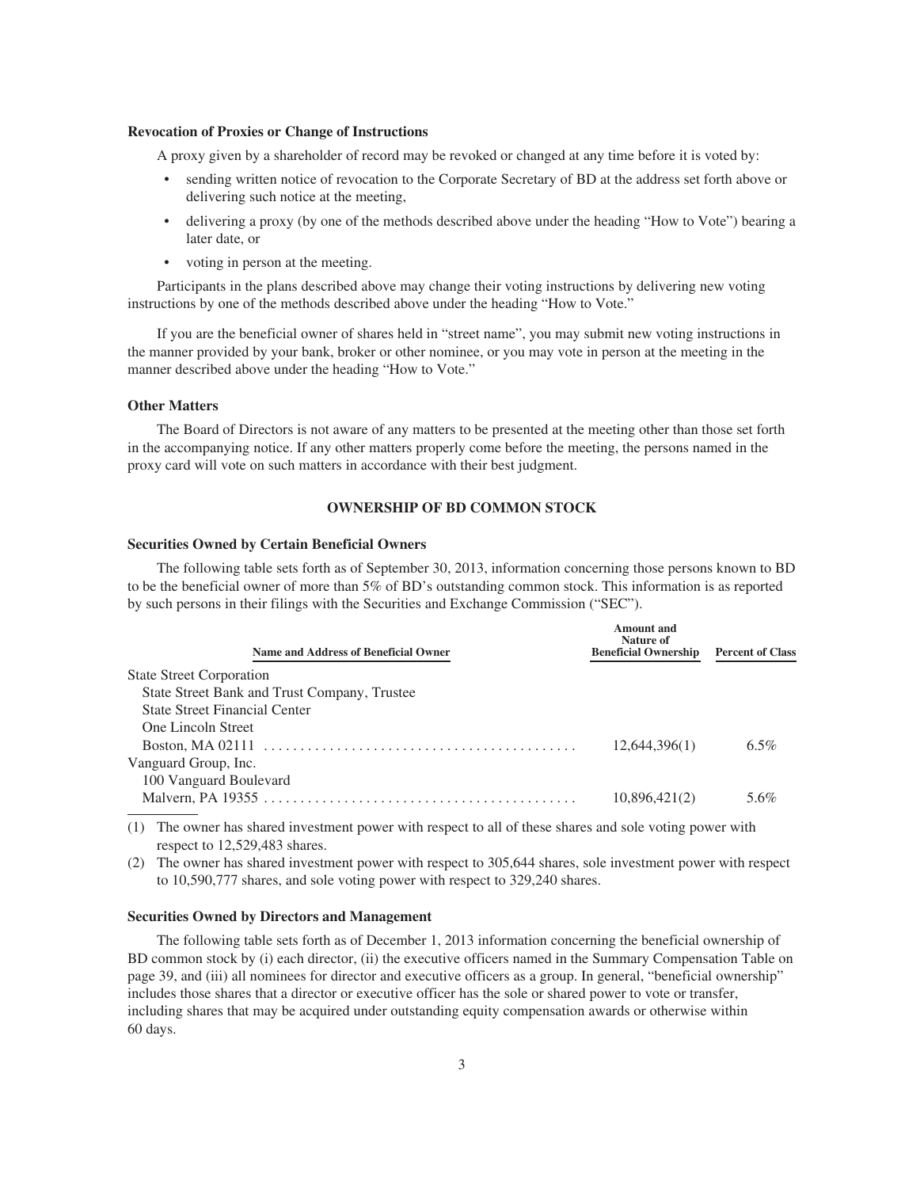### Revocation of Proxies or Change of Instructions

A proxy given by a shareholder of record may be revoked or changed at any time before it is voted by:

- sending written notice of revocation to the Corporate Secretary of BD at the address set forth above or delivering such notice at the meeting,
- delivering a proxy (by one of the methods described above under the heading "How to Vote") bearing a later date, or
- voting in person at the meeting.

Participants in the plans described above may change their voting instructions by delivering new voting instructions by one of the methods described above under the heading "How to Vote."

If you are the beneficial owner of shares held in "street name", you may submit new voting instructions in the manner provided by your bank, broker or other nominee, or you may vote in person at the meeting in the manner described above under the heading "How to Vote."

### Other Matters

The Board of Directors is not aware of any matters to be presented at the meeting other than those set forth in the accompanying notice. If any other matters properly come before the meeting, the persons named in the proxy card will vote on such matters in accordance with their best judgment.

## OWNERSHIP OF BD COMMON STOCK

### Securities Owned by Certain Beneficial Owners

The following table sets forth as of September 30, 2013, information concerning those persons known to BD to be the beneficial owner of more than 5% of BD's outstanding common stock. This information is as reported by such persons in their filings with the Securities and Exchange Commission ("SEC").

| Name and Address of Beneficial Owner | Amount and Nature of Beneficial Ownership | Percent of Class |
|---|---|---|
| State Street Corporation<br>State Street Bank and Trust Company, Trustee<br>State Street Financial Center<br>One Lincoln Street<br>Boston, MA 02111 | 12,644,396(1) | 6.5% |
| Vanguard Group, Inc.<br>100 Vanguard Boulevard<br>Malvern, PA 19355 | 10,896,421(2) | 5.6% |

(1) The owner has shared investment power with respect to all of these shares and sole voting power with respect to 12,529,483 shares.

(2) The owner has shared investment power with respect to 305,644 shares, sole investment power with respect to 10,590,777 shares, and sole voting power with respect to 329,240 shares.

### Securities Owned by Directors and Management

The following table sets forth as of December 1, 2013 information concerning the beneficial ownership of BD common stock by (i) each director, (ii) the executive officers named in the Summary Compensation Table on page 39, and (iii) all nominees for director and executive officers as a group. In general, "beneficial ownership" includes those shares that a director or executive officer has the sole or shared power to vote or transfer, including shares that may be acquired under outstanding equity compensation awards or otherwise within 60 days.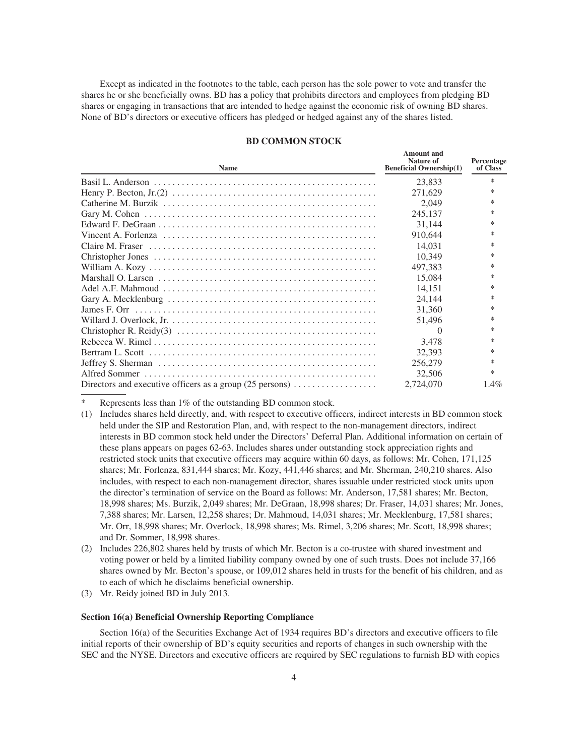Except as indicated in the footnotes to the table, each person has the sole power to vote and transfer the shares he or she beneficially owns. BD has a policy that prohibits directors and employees from pledging BD shares or engaging in transactions that are intended to hedge against the economic risk of owning BD shares. None of BD's directors or executive officers has pledged or hedged against any of the shares listed.

### BD COMMON STOCK

| Name | Amount and Nature of Beneficial Ownership(1) | Percentage of Class |
|---|---|---|
| Basil L. Anderson | 23,833 | * |
| Henry P. Becton, Jr.(2) | 271,629 | * |
| Catherine M. Burzik | 2,049 | * |
| Gary M. Cohen | 245,137 | * |
| Edward F. DeGraan | 31,144 | * |
| Vincent A. Forlenza | 910,644 | * |
| Claire M. Fraser | 14,031 | * |
| Christopher Jones | 10,349 | * |
| William A. Kozy | 497,383 | * |
| Marshall O. Larsen | 15,084 | * |
| Adel A.F. Mahmoud | 14,151 | * |
| Gary A. Mecklenburg | 24,144 | * |
| James F. Orr | 31,360 | * |
| Willard J. Overlock, Jr. | 51,496 | * |
| Christopher R. Reidy(3) | 0 | * |
| Rebecca W. Rimel | 3,478 | * |
| Bertram L. Scott | 32,393 | * |
| Jeffrey S. Sherman | 256,279 | * |
| Alfred Sommer | 32,506 | * |
| Directors and executive officers as a group (25 persons) | 2,724,070 | 1.4% |

\* Represents less than 1% of the outstanding BD common stock.

(1) Includes shares held directly, and, with respect to executive officers, indirect interests in BD common stock held under the SIP and Restoration Plan, and, with respect to the non-management directors, indirect interests in BD common stock held under the Directors' Deferral Plan. Additional information on certain of these plans appears on pages 62-63. Includes shares under outstanding stock appreciation rights and restricted stock units that executive officers may acquire within 60 days, as follows: Mr. Cohen, 171,125 shares; Mr. Forlenza, 831,444 shares; Mr. Kozy, 441,446 shares; and Mr. Sherman, 240,210 shares. Also includes, with respect to each non-management director, shares issuable under restricted stock units upon the director's termination of service on the Board as follows: Mr. Anderson, 17,581 shares; Mr. Becton, 18,998 shares; Ms. Burzik, 2,049 shares; Mr. DeGraan, 18,998 shares; Dr. Fraser, 14,031 shares; Mr. Jones, 7,388 shares; Mr. Larsen, 12,258 shares; Dr. Mahmoud, 14,031 shares; Mr. Mecklenburg, 17,581 shares; Mr. Orr, 18,998 shares; Mr. Overlock, 18,998 shares; Ms. Rimel, 3,206 shares; Mr. Scott, 18,998 shares; and Dr. Sommer, 18,998 shares.

(2) Includes 226,802 shares held by trusts of which Mr. Becton is a co-trustee with shared investment and voting power or held by a limited liability company owned by one of such trusts. Does not include 37,166 shares owned by Mr. Becton's spouse, or 109,012 shares held in trusts for the benefit of his children, and as to each of which he disclaims beneficial ownership.

(3) Mr. Reidy joined BD in July 2013.

**Section 16(a) Beneficial Ownership Reporting Compliance**

Section 16(a) of the Securities Exchange Act of 1934 requires BD's directors and executive officers to file initial reports of their ownership of BD's equity securities and reports of changes in such ownership with the SEC and the NYSE. Directors and executive officers are required by SEC regulations to furnish BD with copies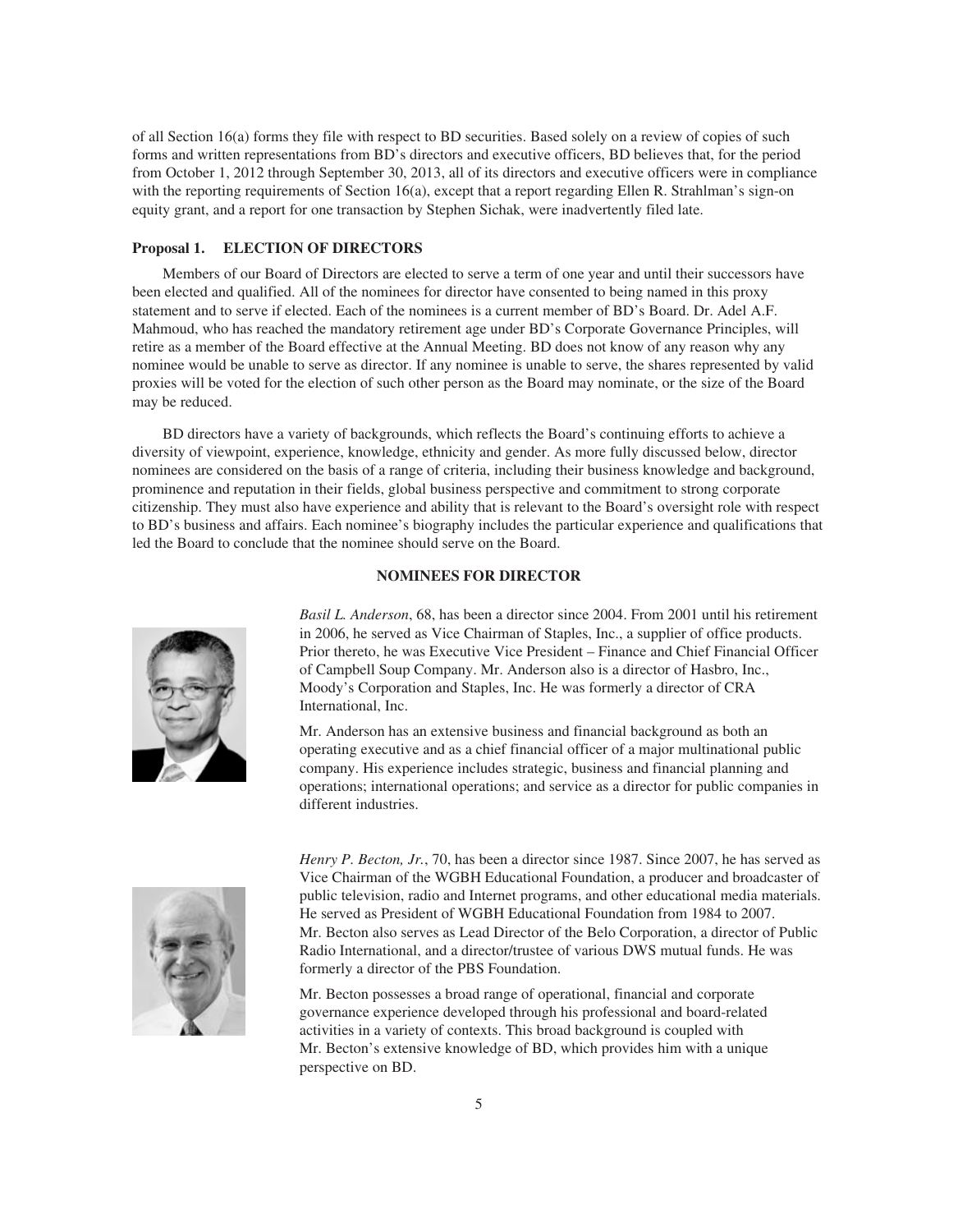of all Section 16(a) forms they file with respect to BD securities. Based solely on a review of copies of such forms and written representations from BD's directors and executive officers, BD believes that, for the period from October 1, 2012 through September 30, 2013, all of its directors and executive officers were in compliance with the reporting requirements of Section 16(a), except that a report regarding Ellen R. Strahlman's sign-on equity grant, and a report for one transaction by Stephen Sichak, were inadvertently filed late.

## Proposal 1. ELECTION OF DIRECTORS

Members of our Board of Directors are elected to serve a term of one year and until their successors have been elected and qualified. All of the nominees for director have consented to being named in this proxy statement and to serve if elected. Each of the nominees is a current member of BD's Board. Dr. Adel A.F. Mahmoud, who has reached the mandatory retirement age under BD's Corporate Governance Principles, will retire as a member of the Board effective at the Annual Meeting. BD does not know of any reason why any nominee would be unable to serve as director. If any nominee is unable to serve, the shares represented by valid proxies will be voted for the election of such other person as the Board may nominate, or the size of the Board may be reduced.

BD directors have a variety of backgrounds, which reflects the Board's continuing efforts to achieve a diversity of viewpoint, experience, knowledge, ethnicity and gender. As more fully discussed below, director nominees are considered on the basis of a range of criteria, including their business knowledge and background, prominence and reputation in their fields, global business perspective and commitment to strong corporate citizenship. They must also have experience and ability that is relevant to the Board's oversight role with respect to BD's business and affairs. Each nominee's biography includes the particular experience and qualifications that led the Board to conclude that the nominee should serve on the Board.

### NOMINEES FOR DIRECTOR

*Basil L. Anderson*, 68, has been a director since 2004. From 2001 until his retirement in 2006, he served as Vice Chairman of Staples, Inc., a supplier of office products. Prior thereto, he was Executive Vice President – Finance and Chief Financial Officer of Campbell Soup Company. Mr. Anderson also is a director of Hasbro, Inc., Moody's Corporation and Staples, Inc. He was formerly a director of CRA International, Inc.

Mr. Anderson has an extensive business and financial background as both an operating executive and as a chief financial officer of a major multinational public company. His experience includes strategic, business and financial planning and operations; international operations; and service as a director for public companies in different industries.

*Henry P. Becton, Jr.*, 70, has been a director since 1987. Since 2007, he has served as Vice Chairman of the WGBH Educational Foundation, a producer and broadcaster of public television, radio and Internet programs, and other educational media materials. He served as President of WGBH Educational Foundation from 1984 to 2007. Mr. Becton also serves as Lead Director of the Belo Corporation, a director of Public Radio International, and a director/trustee of various DWS mutual funds. He was formerly a director of the PBS Foundation.

Mr. Becton possesses a broad range of operational, financial and corporate governance experience developed through his professional and board-related activities in a variety of contexts. This broad background is coupled with Mr. Becton's extensive knowledge of BD, which provides him with a unique perspective on BD.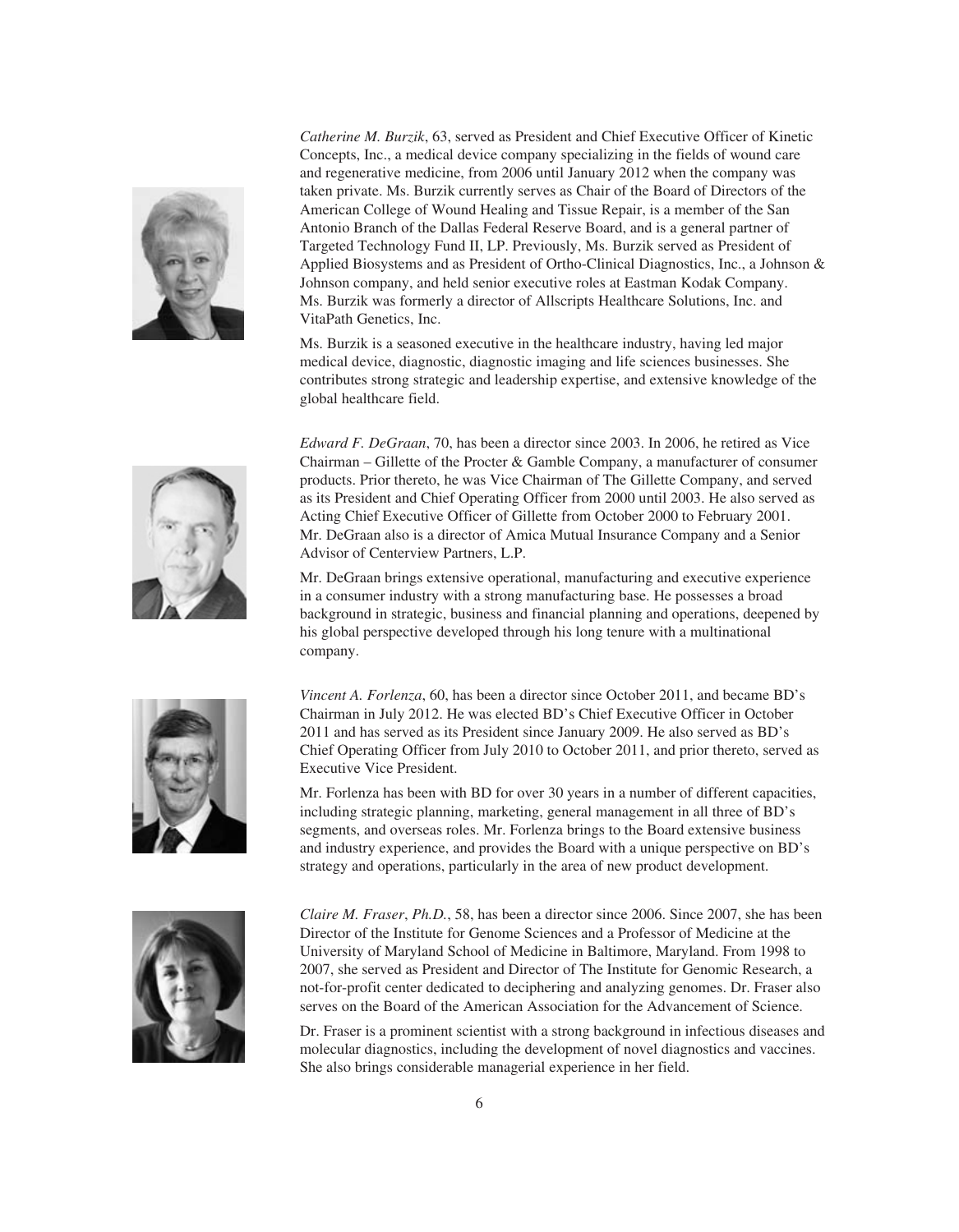*Catherine M. Burzik*, 63, served as President and Chief Executive Officer of Kinetic Concepts, Inc., a medical device company specializing in the fields of wound care and regenerative medicine, from 2006 until January 2012 when the company was taken private. Ms. Burzik currently serves as Chair of the Board of Directors of the American College of Wound Healing and Tissue Repair, is a member of the San Antonio Branch of the Dallas Federal Reserve Board, and is a general partner of Targeted Technology Fund II, LP. Previously, Ms. Burzik served as President of Applied Biosystems and as President of Ortho-Clinical Diagnostics, Inc., a Johnson & Johnson company, and held senior executive roles at Eastman Kodak Company. Ms. Burzik was formerly a director of Allscripts Healthcare Solutions, Inc. and VitaPath Genetics, Inc.

Ms. Burzik is a seasoned executive in the healthcare industry, having led major medical device, diagnostic, diagnostic imaging and life sciences businesses. She contributes strong strategic and leadership expertise, and extensive knowledge of the global healthcare field.

*Edward F. DeGraan*, 70, has been a director since 2003. In 2006, he retired as Vice Chairman – Gillette of the Procter & Gamble Company, a manufacturer of consumer products. Prior thereto, he was Vice Chairman of The Gillette Company, and served as its President and Chief Operating Officer from 2000 until 2003. He also served as Acting Chief Executive Officer of Gillette from October 2000 to February 2001. Mr. DeGraan also is a director of Amica Mutual Insurance Company and a Senior Advisor of Centerview Partners, L.P.

Mr. DeGraan brings extensive operational, manufacturing and executive experience in a consumer industry with a strong manufacturing base. He possesses a broad background in strategic, business and financial planning and operations, deepened by his global perspective developed through his long tenure with a multinational company.

*Vincent A. Forlenza*, 60, has been a director since October 2011, and became BD's Chairman in July 2012. He was elected BD's Chief Executive Officer in October 2011 and has served as its President since January 2009. He also served as BD's Chief Operating Officer from July 2010 to October 2011, and prior thereto, served as Executive Vice President.

Mr. Forlenza has been with BD for over 30 years in a number of different capacities, including strategic planning, marketing, general management in all three of BD's segments, and overseas roles. Mr. Forlenza brings to the Board extensive business and industry experience, and provides the Board with a unique perspective on BD's strategy and operations, particularly in the area of new product development.

*Claire M. Fraser*, *Ph.D.*, 58, has been a director since 2006. Since 2007, she has been Director of the Institute for Genome Sciences and a Professor of Medicine at the University of Maryland School of Medicine in Baltimore, Maryland. From 1998 to 2007, she served as President and Director of The Institute for Genomic Research, a not-for-profit center dedicated to deciphering and analyzing genomes. Dr. Fraser also serves on the Board of the American Association for the Advancement of Science.

Dr. Fraser is a prominent scientist with a strong background in infectious diseases and molecular diagnostics, including the development of novel diagnostics and vaccines. She also brings considerable managerial experience in her field.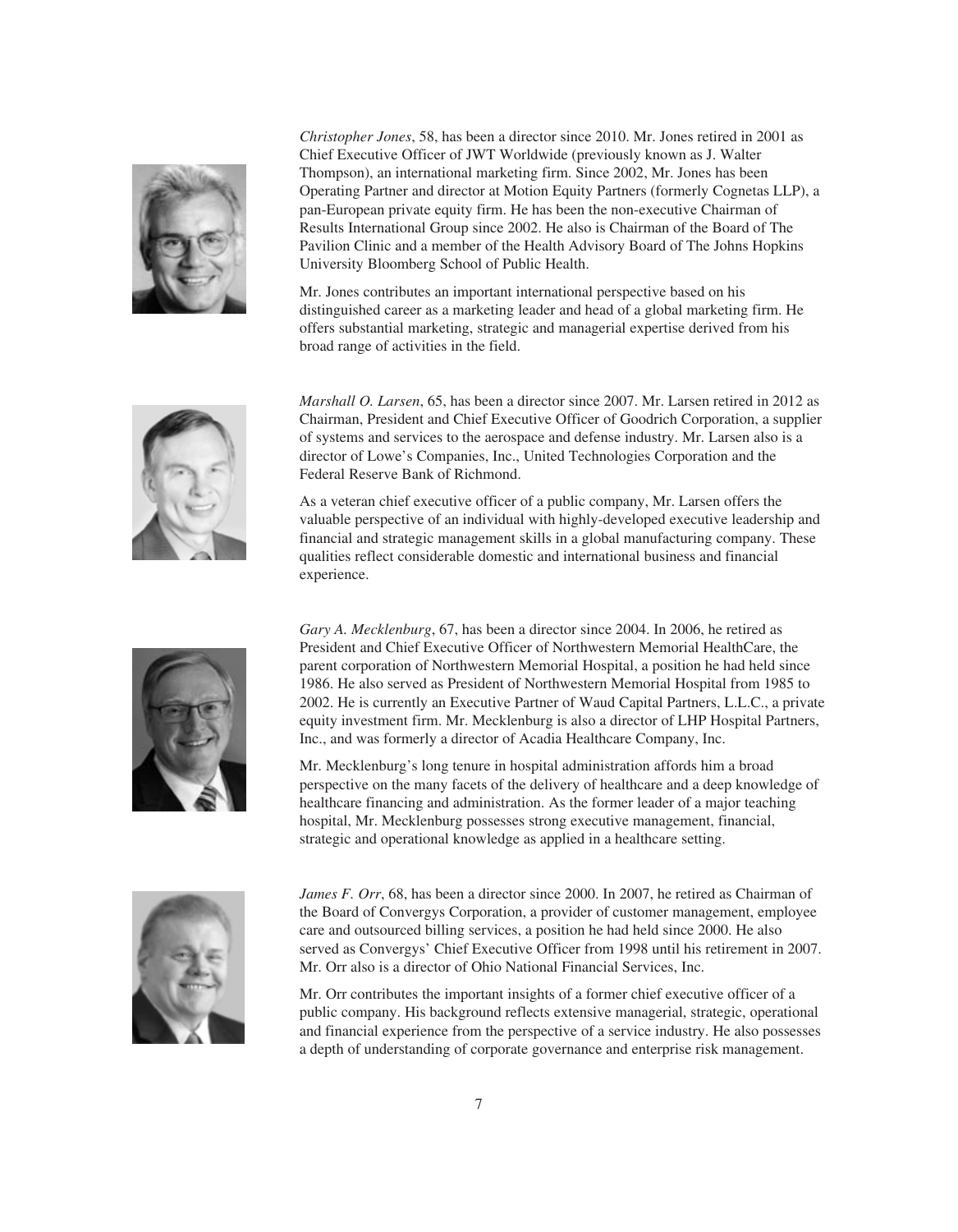*Christopher Jones*, 58, has been a director since 2010. Mr. Jones retired in 2001 as Chief Executive Officer of JWT Worldwide (previously known as J. Walter Thompson), an international marketing firm. Since 2002, Mr. Jones has been Operating Partner and director at Motion Equity Partners (formerly Cognetas LLP), a pan-European private equity firm. He has been the non-executive Chairman of Results International Group since 2002. He also is Chairman of the Board of The Pavilion Clinic and a member of the Health Advisory Board of The Johns Hopkins University Bloomberg School of Public Health.

Mr. Jones contributes an important international perspective based on his distinguished career as a marketing leader and head of a global marketing firm. He offers substantial marketing, strategic and managerial expertise derived from his broad range of activities in the field.

*Marshall O. Larsen*, 65, has been a director since 2007. Mr. Larsen retired in 2012 as Chairman, President and Chief Executive Officer of Goodrich Corporation, a supplier of systems and services to the aerospace and defense industry. Mr. Larsen also is a director of Lowe's Companies, Inc., United Technologies Corporation and the Federal Reserve Bank of Richmond.

As a veteran chief executive officer of a public company, Mr. Larsen offers the valuable perspective of an individual with highly-developed executive leadership and financial and strategic management skills in a global manufacturing company. These qualities reflect considerable domestic and international business and financial experience.

*Gary A. Mecklenburg*, 67, has been a director since 2004. In 2006, he retired as President and Chief Executive Officer of Northwestern Memorial HealthCare, the parent corporation of Northwestern Memorial Hospital, a position he had held since 1986. He also served as President of Northwestern Memorial Hospital from 1985 to 2002. He is currently an Executive Partner of Waud Capital Partners, L.L.C., a private equity investment firm. Mr. Mecklenburg is also a director of LHP Hospital Partners, Inc., and was formerly a director of Acadia Healthcare Company, Inc.

Mr. Mecklenburg's long tenure in hospital administration affords him a broad perspective on the many facets of the delivery of healthcare and a deep knowledge of healthcare financing and administration. As the former leader of a major teaching hospital, Mr. Mecklenburg possesses strong executive management, financial, strategic and operational knowledge as applied in a healthcare setting.

*James F. Orr*, 68, has been a director since 2000. In 2007, he retired as Chairman of the Board of Convergys Corporation, a provider of customer management, employee care and outsourced billing services, a position he had held since 2000. He also served as Convergys' Chief Executive Officer from 1998 until his retirement in 2007. Mr. Orr also is a director of Ohio National Financial Services, Inc.

Mr. Orr contributes the important insights of a former chief executive officer of a public company. His background reflects extensive managerial, strategic, operational and financial experience from the perspective of a service industry. He also possesses a depth of understanding of corporate governance and enterprise risk management.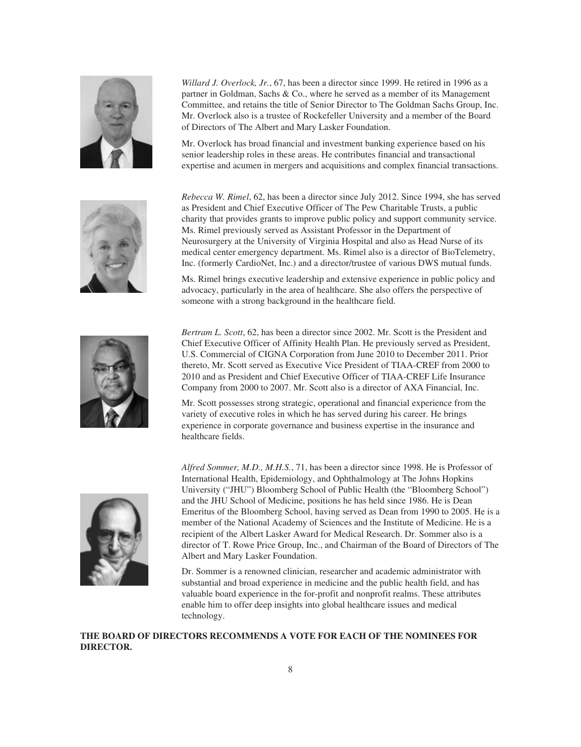*Willard J. Overlock, Jr.*, 67, has been a director since 1999. He retired in 1996 as a partner in Goldman, Sachs & Co., where he served as a member of its Management Committee, and retains the title of Senior Director to The Goldman Sachs Group, Inc. Mr. Overlock also is a trustee of Rockefeller University and a member of the Board of Directors of The Albert and Mary Lasker Foundation.

Mr. Overlock has broad financial and investment banking experience based on his senior leadership roles in these areas. He contributes financial and transactional expertise and acumen in mergers and acquisitions and complex financial transactions.

*Rebecca W. Rimel*, 62, has been a director since July 2012. Since 1994, she has served as President and Chief Executive Officer of The Pew Charitable Trusts, a public charity that provides grants to improve public policy and support community service. Ms. Rimel previously served as Assistant Professor in the Department of Neurosurgery at the University of Virginia Hospital and also as Head Nurse of its medical center emergency department. Ms. Rimel also is a director of BioTelemetry, Inc. (formerly CardioNet, Inc.) and a director/trustee of various DWS mutual funds.

Ms. Rimel brings executive leadership and extensive experience in public policy and advocacy, particularly in the area of healthcare. She also offers the perspective of someone with a strong background in the healthcare field.

*Bertram L. Scott*, 62, has been a director since 2002. Mr. Scott is the President and Chief Executive Officer of Affinity Health Plan. He previously served as President, U.S. Commercial of CIGNA Corporation from June 2010 to December 2011. Prior thereto, Mr. Scott served as Executive Vice President of TIAA-CREF from 2000 to 2010 and as President and Chief Executive Officer of TIAA-CREF Life Insurance Company from 2000 to 2007. Mr. Scott also is a director of AXA Financial, Inc.

Mr. Scott possesses strong strategic, operational and financial experience from the variety of executive roles in which he has served during his career. He brings experience in corporate governance and business expertise in the insurance and healthcare fields.

*Alfred Sommer, M.D., M.H.S.*, 71, has been a director since 1998. He is Professor of International Health, Epidemiology, and Ophthalmology at The Johns Hopkins University ("JHU") Bloomberg School of Public Health (the "Bloomberg School") and the JHU School of Medicine, positions he has held since 1986. He is Dean Emeritus of the Bloomberg School, having served as Dean from 1990 to 2005. He is a member of the National Academy of Sciences and the Institute of Medicine. He is a recipient of the Albert Lasker Award for Medical Research. Dr. Sommer also is a director of T. Rowe Price Group, Inc., and Chairman of the Board of Directors of The Albert and Mary Lasker Foundation.

Dr. Sommer is a renowned clinician, researcher and academic administrator with substantial and broad experience in medicine and the public health field, and has valuable board experience in the for-profit and nonprofit realms. These attributes enable him to offer deep insights into global healthcare issues and medical technology.

**THE BOARD OF DIRECTORS RECOMMENDS A VOTE FOR EACH OF THE NOMINEES FOR DIRECTOR.**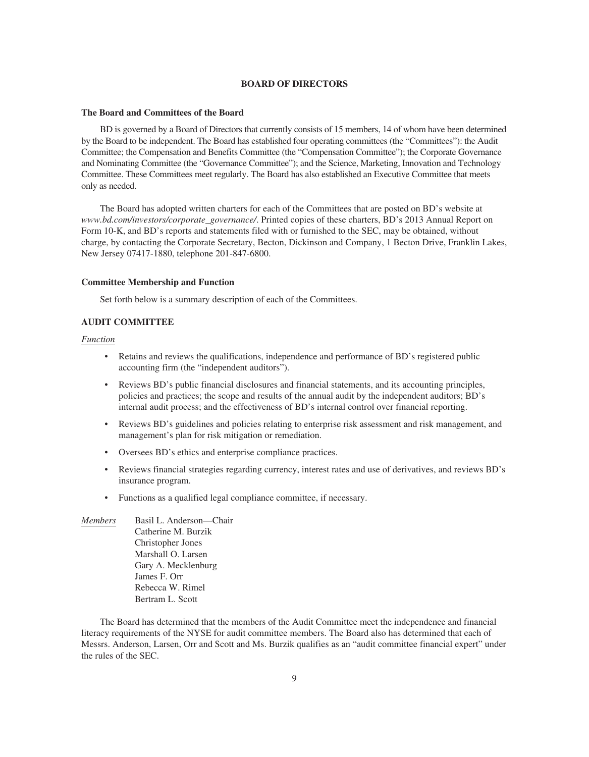# BOARD OF DIRECTORS

### The Board and Committees of the Board

BD is governed by a Board of Directors that currently consists of 15 members, 14 of whom have been determined by the Board to be independent. The Board has established four operating committees (the "Committees"): the Audit Committee; the Compensation and Benefits Committee (the "Compensation Committee"); the Corporate Governance and Nominating Committee (the "Governance Committee"); and the Science, Marketing, Innovation and Technology Committee. These Committees meet regularly. The Board has also established an Executive Committee that meets only as needed.

The Board has adopted written charters for each of the Committees that are posted on BD's website at *www.bd.com/investors/corporate_governance/*. Printed copies of these charters, BD's 2013 Annual Report on Form 10-K, and BD's reports and statements filed with or furnished to the SEC, may be obtained, without charge, by contacting the Corporate Secretary, Becton, Dickinson and Company, 1 Becton Drive, Franklin Lakes, New Jersey 07417-1880, telephone 201-847-6800.

### Committee Membership and Function

Set forth below is a summary description of each of the Committees.

### AUDIT COMMITTEE

*Function*

- Retains and reviews the qualifications, independence and performance of BD's registered public accounting firm (the "independent auditors").
- Reviews BD's public financial disclosures and financial statements, and its accounting principles, policies and practices; the scope and results of the annual audit by the independent auditors; BD's internal audit process; and the effectiveness of BD's internal control over financial reporting.
- Reviews BD's guidelines and policies relating to enterprise risk assessment and risk management, and management's plan for risk mitigation or remediation.
- Oversees BD's ethics and enterprise compliance practices.
- Reviews financial strategies regarding currency, interest rates and use of derivatives, and reviews BD's insurance program.
- Functions as a qualified legal compliance committee, if necessary.

*Members*

Basil L. Anderson—Chair
Catherine M. Burzik
Christopher Jones
Marshall O. Larsen
Gary A. Mecklenburg
James F. Orr
Rebecca W. Rimel
Bertram L. Scott

The Board has determined that the members of the Audit Committee meet the independence and financial literacy requirements of the NYSE for audit committee members. The Board also has determined that each of Messrs. Anderson, Larsen, Orr and Scott and Ms. Burzik qualifies as an "audit committee financial expert" under the rules of the SEC.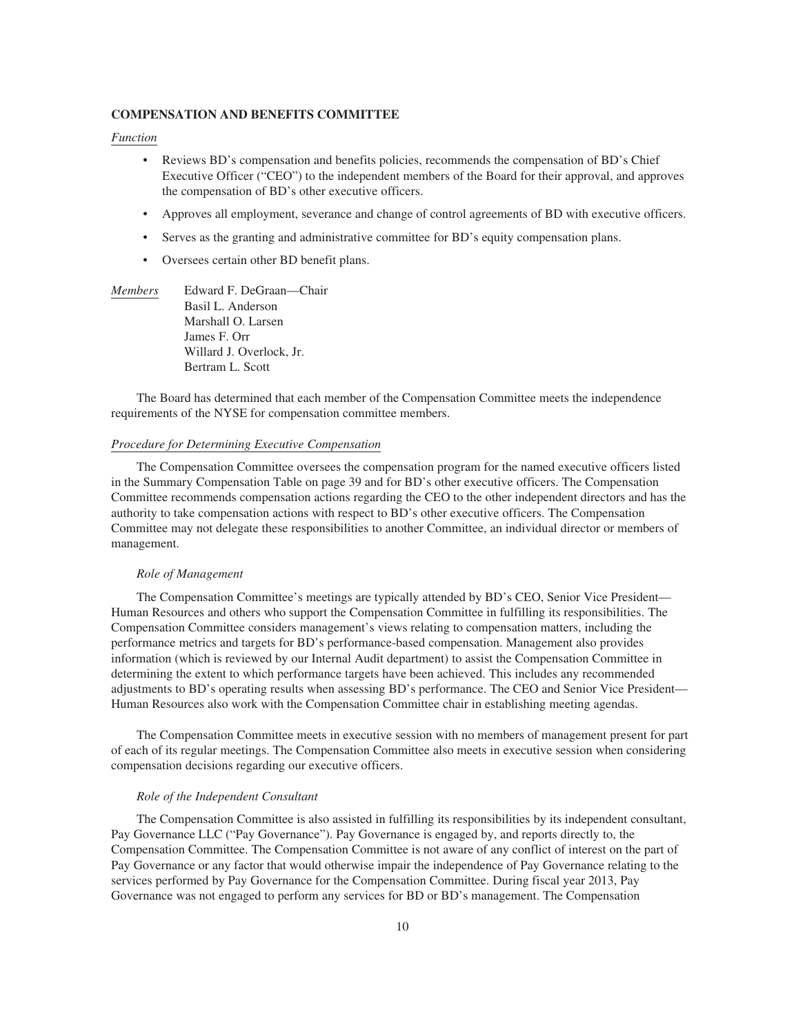## COMPENSATION AND BENEFITS COMMITTEE

*Function*

- Reviews BD's compensation and benefits policies, recommends the compensation of BD's Chief Executive Officer ("CEO") to the independent members of the Board for their approval, and approves the compensation of BD's other executive officers.
- Approves all employment, severance and change of control agreements of BD with executive officers.
- Serves as the granting and administrative committee for BD's equity compensation plans.
- Oversees certain other BD benefit plans.

*Members*

Edward F. DeGraan—Chair
Basil L. Anderson
Marshall O. Larsen
James F. Orr
Willard J. Overlock, Jr.
Bertram L. Scott

The Board has determined that each member of the Compensation Committee meets the independence requirements of the NYSE for compensation committee members.

*Procedure for Determining Executive Compensation*

The Compensation Committee oversees the compensation program for the named executive officers listed in the Summary Compensation Table on page 39 and for BD's other executive officers. The Compensation Committee recommends compensation actions regarding the CEO to the other independent directors and has the authority to take compensation actions with respect to BD's other executive officers. The Compensation Committee may not delegate these responsibilities to another Committee, an individual director or members of management.

*Role of Management*

The Compensation Committee's meetings are typically attended by BD's CEO, Senior Vice President—Human Resources and others who support the Compensation Committee in fulfilling its responsibilities. The Compensation Committee considers management's views relating to compensation matters, including the performance metrics and targets for BD's performance-based compensation. Management also provides information (which is reviewed by our Internal Audit department) to assist the Compensation Committee in determining the extent to which performance targets have been achieved. This includes any recommended adjustments to BD's operating results when assessing BD's performance. The CEO and Senior Vice President—Human Resources also work with the Compensation Committee chair in establishing meeting agendas.

The Compensation Committee meets in executive session with no members of management present for part of each of its regular meetings. The Compensation Committee also meets in executive session when considering compensation decisions regarding our executive officers.

*Role of the Independent Consultant*

The Compensation Committee is also assisted in fulfilling its responsibilities by its independent consultant, Pay Governance LLC ("Pay Governance"). Pay Governance is engaged by, and reports directly to, the Compensation Committee. The Compensation Committee is not aware of any conflict of interest on the part of Pay Governance or any factor that would otherwise impair the independence of Pay Governance relating to the services performed by Pay Governance for the Compensation Committee. During fiscal year 2013, Pay Governance was not engaged to perform any services for BD or BD's management. The Compensation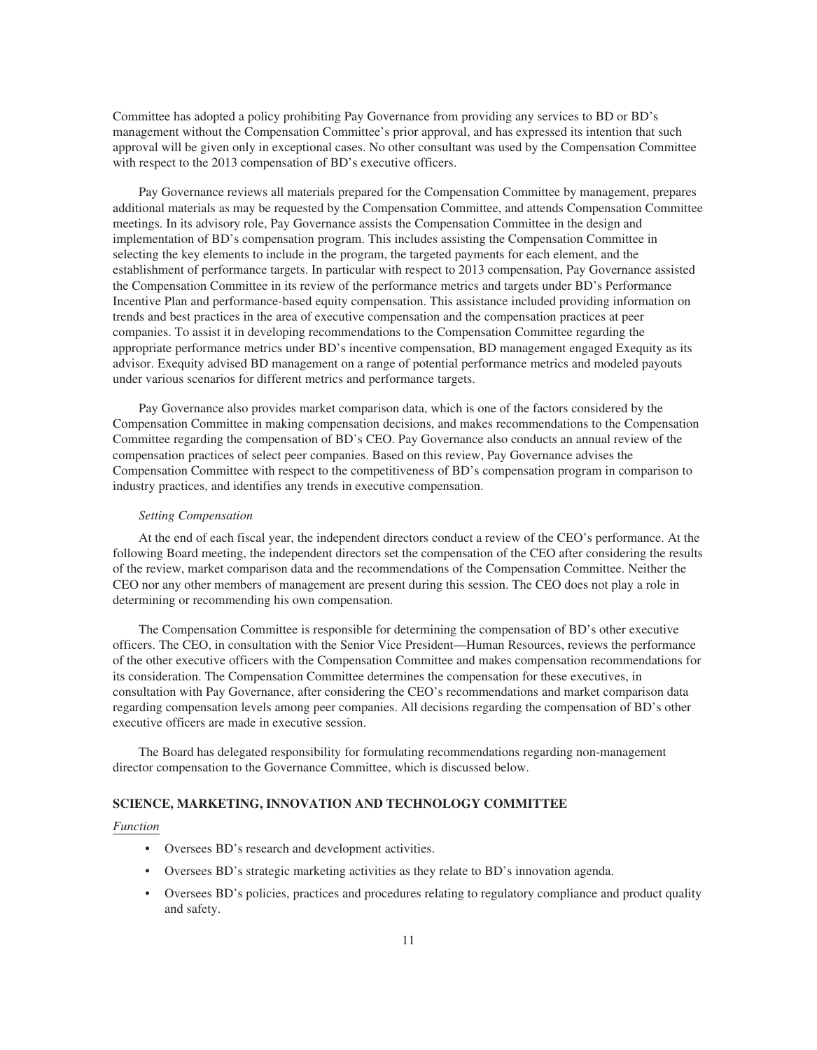Committee has adopted a policy prohibiting Pay Governance from providing any services to BD or BD's management without the Compensation Committee's prior approval, and has expressed its intention that such approval will be given only in exceptional cases. No other consultant was used by the Compensation Committee with respect to the 2013 compensation of BD's executive officers.

Pay Governance reviews all materials prepared for the Compensation Committee by management, prepares additional materials as may be requested by the Compensation Committee, and attends Compensation Committee meetings. In its advisory role, Pay Governance assists the Compensation Committee in the design and implementation of BD's compensation program. This includes assisting the Compensation Committee in selecting the key elements to include in the program, the targeted payments for each element, and the establishment of performance targets. In particular with respect to 2013 compensation, Pay Governance assisted the Compensation Committee in its review of the performance metrics and targets under BD's Performance Incentive Plan and performance-based equity compensation. This assistance included providing information on trends and best practices in the area of executive compensation and the compensation practices at peer companies. To assist it in developing recommendations to the Compensation Committee regarding the appropriate performance metrics under BD's incentive compensation, BD management engaged Exequity as its advisor. Exequity advised BD management on a range of potential performance metrics and modeled payouts under various scenarios for different metrics and performance targets.

Pay Governance also provides market comparison data, which is one of the factors considered by the Compensation Committee in making compensation decisions, and makes recommendations to the Compensation Committee regarding the compensation of BD's CEO. Pay Governance also conducts an annual review of the compensation practices of select peer companies. Based on this review, Pay Governance advises the Compensation Committee with respect to the competitiveness of BD's compensation program in comparison to industry practices, and identifies any trends in executive compensation.

*Setting Compensation*

At the end of each fiscal year, the independent directors conduct a review of the CEO's performance. At the following Board meeting, the independent directors set the compensation of the CEO after considering the results of the review, market comparison data and the recommendations of the Compensation Committee. Neither the CEO nor any other members of management are present during this session. The CEO does not play a role in determining or recommending his own compensation.

The Compensation Committee is responsible for determining the compensation of BD's other executive officers. The CEO, in consultation with the Senior Vice President—Human Resources, reviews the performance of the other executive officers with the Compensation Committee and makes compensation recommendations for its consideration. The Compensation Committee determines the compensation for these executives, in consultation with Pay Governance, after considering the CEO's recommendations and market comparison data regarding compensation levels among peer companies. All decisions regarding the compensation of BD's other executive officers are made in executive session.

The Board has delegated responsibility for formulating recommendations regarding non-management director compensation to the Governance Committee, which is discussed below.

### SCIENCE, MARKETING, INNOVATION AND TECHNOLOGY COMMITTEE

*Function*

- Oversees BD's research and development activities.
- Oversees BD's strategic marketing activities as they relate to BD's innovation agenda.
- Oversees BD's policies, practices and procedures relating to regulatory compliance and product quality and safety.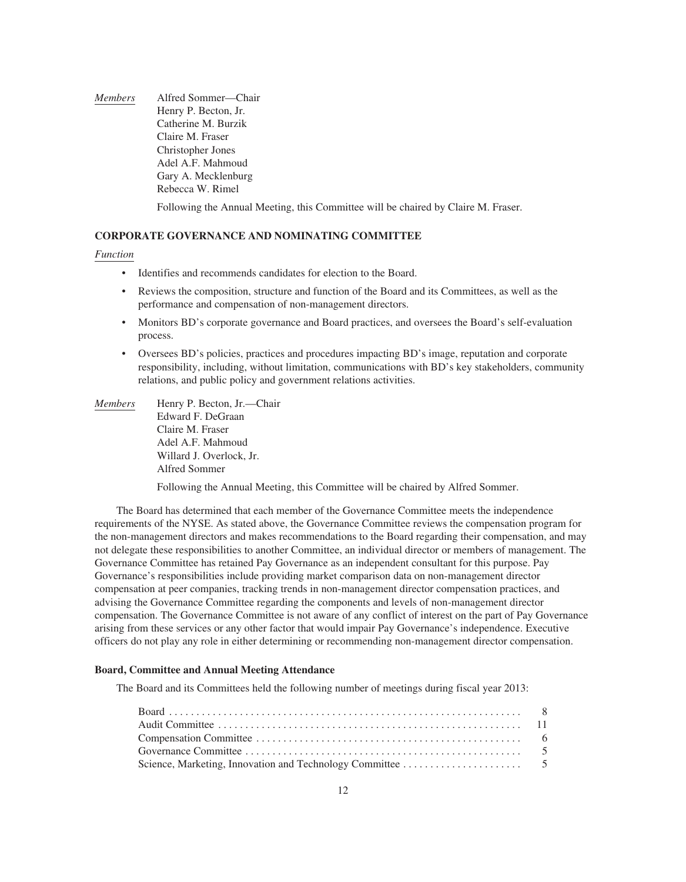*Members* Alfred Sommer—Chair
Henry P. Becton, Jr.
Catherine M. Burzik
Claire M. Fraser
Christopher Jones
Adel A.F. Mahmoud
Gary A. Mecklenburg
Rebecca W. Rimel

Following the Annual Meeting, this Committee will be chaired by Claire M. Fraser.

### CORPORATE GOVERNANCE AND NOMINATING COMMITTEE

*Function*

- Identifies and recommends candidates for election to the Board.
- Reviews the composition, structure and function of the Board and its Committees, as well as the performance and compensation of non-management directors.
- Monitors BD's corporate governance and Board practices, and oversees the Board's self-evaluation process.
- Oversees BD's policies, practices and procedures impacting BD's image, reputation and corporate responsibility, including, without limitation, communications with BD's key stakeholders, community relations, and public policy and government relations activities.

*Members* Henry P. Becton, Jr.—Chair
Edward F. DeGraan
Claire M. Fraser
Adel A.F. Mahmoud
Willard J. Overlock, Jr.
Alfred Sommer

Following the Annual Meeting, this Committee will be chaired by Alfred Sommer.

The Board has determined that each member of the Governance Committee meets the independence requirements of the NYSE. As stated above, the Governance Committee reviews the compensation program for the non-management directors and makes recommendations to the Board regarding their compensation, and may not delegate these responsibilities to another Committee, an individual director or members of management. The Governance Committee has retained Pay Governance as an independent consultant for this purpose. Pay Governance's responsibilities include providing market comparison data on non-management director compensation at peer companies, tracking trends in non-management director compensation practices, and advising the Governance Committee regarding the components and levels of non-management director compensation. The Governance Committee is not aware of any conflict of interest on the part of Pay Governance arising from these services or any other factor that would impair Pay Governance's independence. Executive officers do not play any role in either determining or recommending non-management director compensation.

#### Board, Committee and Annual Meeting Attendance

The Board and its Committees held the following number of meetings during fiscal year 2013:

| | |
|---|---|
| Board | 8 |
| Audit Committee | 11 |
| Compensation Committee | 6 |
| Governance Committee | 5 |
| Science, Marketing, Innovation and Technology Committee | 5 |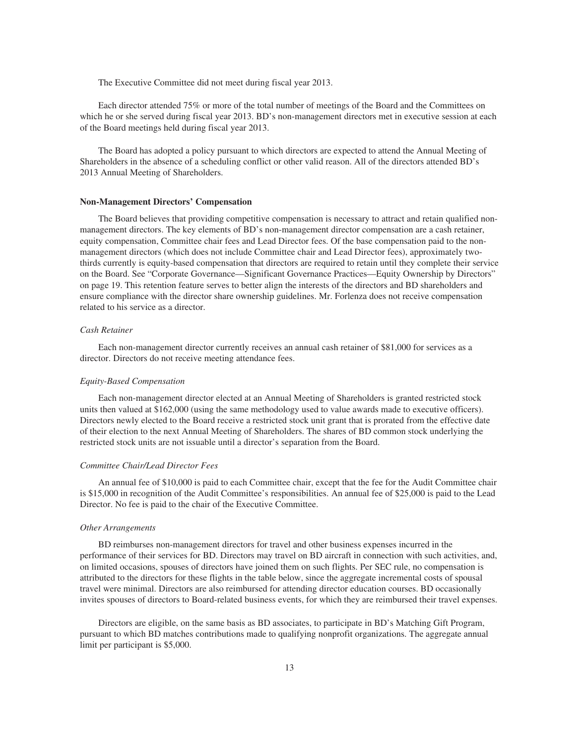The Executive Committee did not meet during fiscal year 2013.

Each director attended 75% or more of the total number of meetings of the Board and the Committees on which he or she served during fiscal year 2013. BD's non-management directors met in executive session at each of the Board meetings held during fiscal year 2013.

The Board has adopted a policy pursuant to which directors are expected to attend the Annual Meeting of Shareholders in the absence of a scheduling conflict or other valid reason. All of the directors attended BD's 2013 Annual Meeting of Shareholders.

### Non-Management Directors' Compensation

The Board believes that providing competitive compensation is necessary to attract and retain qualified non-management directors. The key elements of BD's non-management director compensation are a cash retainer, equity compensation, Committee chair fees and Lead Director fees. Of the base compensation paid to the non-management directors (which does not include Committee chair and Lead Director fees), approximately two-thirds currently is equity-based compensation that directors are required to retain until they complete their service on the Board. See "Corporate Governance—Significant Governance Practices—Equity Ownership by Directors" on page 19. This retention feature serves to better align the interests of the directors and BD shareholders and ensure compliance with the director share ownership guidelines. Mr. Forlenza does not receive compensation related to his service as a director.

*Cash Retainer*

Each non-management director currently receives an annual cash retainer of $81,000 for services as a director. Directors do not receive meeting attendance fees.

*Equity-Based Compensation*

Each non-management director elected at an Annual Meeting of Shareholders is granted restricted stock units then valued at $162,000 (using the same methodology used to value awards made to executive officers). Directors newly elected to the Board receive a restricted stock unit grant that is prorated from the effective date of their election to the next Annual Meeting of Shareholders. The shares of BD common stock underlying the restricted stock units are not issuable until a director's separation from the Board.

*Committee Chair/Lead Director Fees*

An annual fee of $10,000 is paid to each Committee chair, except that the fee for the Audit Committee chair is $15,000 in recognition of the Audit Committee's responsibilities. An annual fee of $25,000 is paid to the Lead Director. No fee is paid to the chair of the Executive Committee.

*Other Arrangements*

BD reimburses non-management directors for travel and other business expenses incurred in the performance of their services for BD. Directors may travel on BD aircraft in connection with such activities, and, on limited occasions, spouses of directors have joined them on such flights. Per SEC rule, no compensation is attributed to the directors for these flights in the table below, since the aggregate incremental costs of spousal travel were minimal. Directors are also reimbursed for attending director education courses. BD occasionally invites spouses of directors to Board-related business events, for which they are reimbursed their travel expenses.

Directors are eligible, on the same basis as BD associates, to participate in BD's Matching Gift Program, pursuant to which BD matches contributions made to qualifying nonprofit organizations. The aggregate annual limit per participant is $5,000.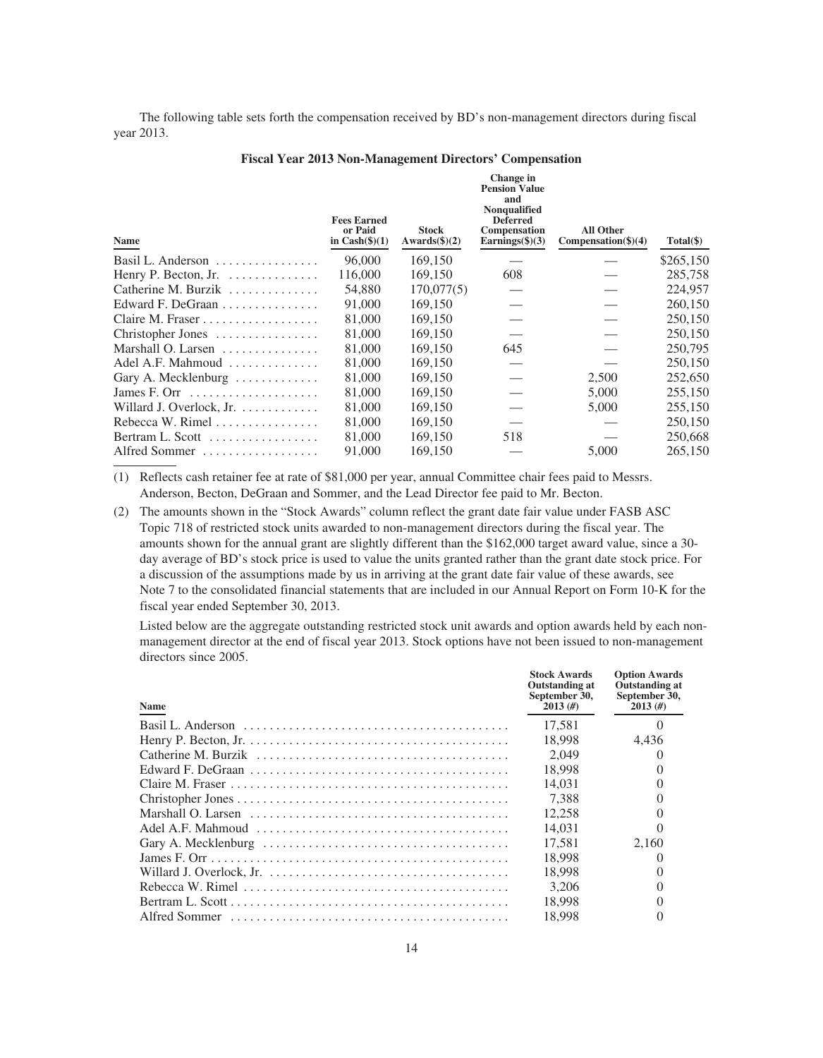The following table sets forth the compensation received by BD's non-management directors during fiscal year 2013.

**Fiscal Year 2013 Non-Management Directors' Compensation**

| Name | Fees Earned or Paid in Cash($)(1) | Stock Awards($)(2) | Change in Pension Value and Nonqualified Deferred Compensation Earnings($)(3) | All Other Compensation($)(4) | Total($) |
|---|---|---|---|---|---|
| Basil L. Anderson | 96,000 | 169,150 | — | — | $265,150 |
| Henry P. Becton, Jr. | 116,000 | 169,150 | 608 | — | 285,758 |
| Catherine M. Burzik | 54,880 | 170,077(5) | — | — | 224,957 |
| Edward F. DeGraan | 91,000 | 169,150 | — | — | 260,150 |
| Claire M. Fraser | 81,000 | 169,150 | — | — | 250,150 |
| Christopher Jones | 81,000 | 169,150 | — | — | 250,150 |
| Marshall O. Larsen | 81,000 | 169,150 | 645 | — | 250,795 |
| Adel A.F. Mahmoud | 81,000 | 169,150 | — | — | 250,150 |
| Gary A. Mecklenburg | 81,000 | 169,150 | — | 2,500 | 252,650 |
| James F. Orr | 81,000 | 169,150 | — | 5,000 | 255,150 |
| Willard J. Overlock, Jr. | 81,000 | 169,150 | — | 5,000 | 255,150 |
| Rebecca W. Rimel | 81,000 | 169,150 | — | — | 250,150 |
| Bertram L. Scott | 81,000 | 169,150 | 518 | — | 250,668 |
| Alfred Sommer | 91,000 | 169,150 | — | 5,000 | 265,150 |

(1) Reflects cash retainer fee at rate of $81,000 per year, annual Committee chair fees paid to Messrs. Anderson, Becton, DeGraan and Sommer, and the Lead Director fee paid to Mr. Becton.

(2) The amounts shown in the "Stock Awards" column reflect the grant date fair value under FASB ASC Topic 718 of restricted stock units awarded to non-management directors during the fiscal year. The amounts shown for the annual grant are slightly different than the $162,000 target award value, since a 30-day average of BD's stock price is used to value the units granted rather than the grant date stock price. For a discussion of the assumptions made by us in arriving at the grant date fair value of these awards, see Note 7 to the consolidated financial statements that are included in our Annual Report on Form 10-K for the fiscal year ended September 30, 2013.

Listed below are the aggregate outstanding restricted stock unit awards and option awards held by each non-management director at the end of fiscal year 2013. Stock options have not been issued to non-management directors since 2005.

| Name | Stock Awards Outstanding at September 30, 2013 (#) | Option Awards Outstanding at September 30, 2013 (#) |
|---|---|---|
| Basil L. Anderson | 17,581 | 0 |
| Henry P. Becton, Jr. | 18,998 | 4,436 |
| Catherine M. Burzik | 2,049 | 0 |
| Edward F. DeGraan | 18,998 | 0 |
| Claire M. Fraser | 14,031 | 0 |
| Christopher Jones | 7,388 | 0 |
| Marshall O. Larsen | 12,258 | 0 |
| Adel A.F. Mahmoud | 14,031 | 0 |
| Gary A. Mecklenburg | 17,581 | 2,160 |
| James F. Orr | 18,998 | 0 |
| Willard J. Overlock, Jr. | 18,998 | 0 |
| Rebecca W. Rimel | 3,206 | 0 |
| Bertram L. Scott | 18,998 | 0 |
| Alfred Sommer | 18,998 | 0 |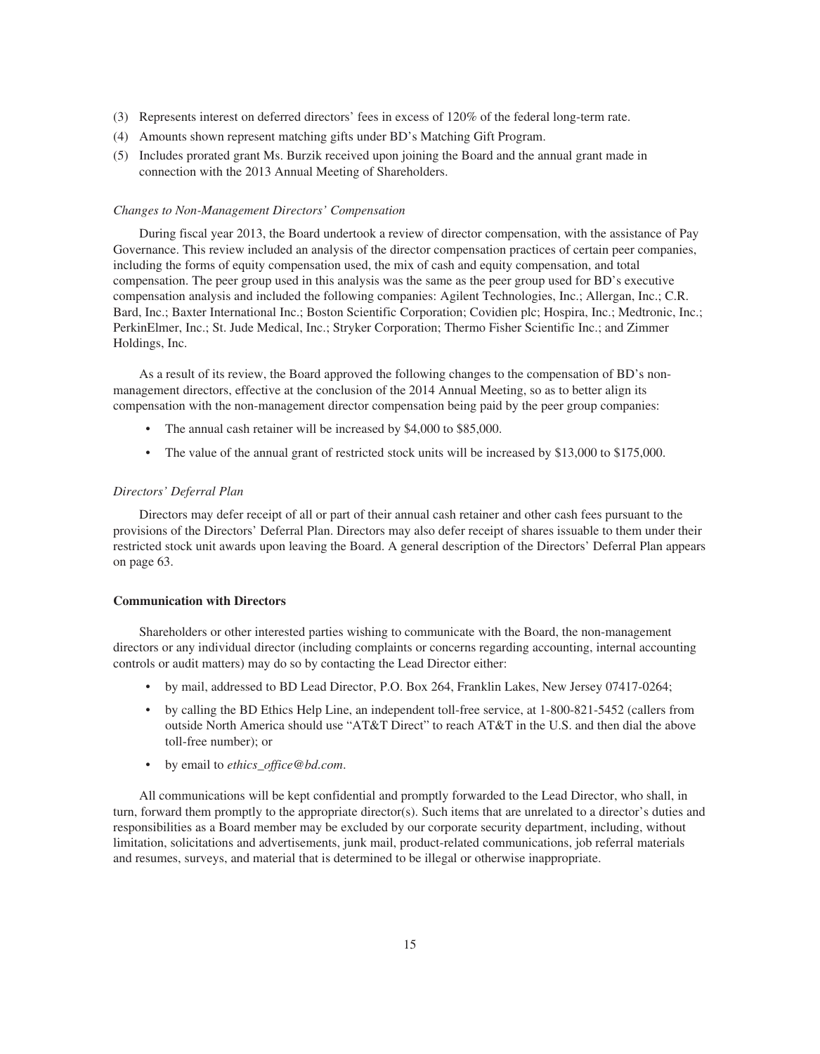(3) Represents interest on deferred directors' fees in excess of 120% of the federal long-term rate.

(4) Amounts shown represent matching gifts under BD's Matching Gift Program.

(5) Includes prorated grant Ms. Burzik received upon joining the Board and the annual grant made in connection with the 2013 Annual Meeting of Shareholders.

*Changes to Non-Management Directors' Compensation*

During fiscal year 2013, the Board undertook a review of director compensation, with the assistance of Pay Governance. This review included an analysis of the director compensation practices of certain peer companies, including the forms of equity compensation used, the mix of cash and equity compensation, and total compensation. The peer group used in this analysis was the same as the peer group used for BD's executive compensation analysis and included the following companies: Agilent Technologies, Inc.; Allergan, Inc.; C.R. Bard, Inc.; Baxter International Inc.; Boston Scientific Corporation; Covidien plc; Hospira, Inc.; Medtronic, Inc.; PerkinElmer, Inc.; St. Jude Medical, Inc.; Stryker Corporation; Thermo Fisher Scientific Inc.; and Zimmer Holdings, Inc.

As a result of its review, the Board approved the following changes to the compensation of BD's non-management directors, effective at the conclusion of the 2014 Annual Meeting, so as to better align its compensation with the non-management director compensation being paid by the peer group companies:

- The annual cash retainer will be increased by $4,000 to $85,000.
- The value of the annual grant of restricted stock units will be increased by $13,000 to $175,000.

*Directors' Deferral Plan*

Directors may defer receipt of all or part of their annual cash retainer and other cash fees pursuant to the provisions of the Directors' Deferral Plan. Directors may also defer receipt of shares issuable to them under their restricted stock unit awards upon leaving the Board. A general description of the Directors' Deferral Plan appears on page 63.

**Communication with Directors**

Shareholders or other interested parties wishing to communicate with the Board, the non-management directors or any individual director (including complaints or concerns regarding accounting, internal accounting controls or audit matters) may do so by contacting the Lead Director either:

- by mail, addressed to BD Lead Director, P.O. Box 264, Franklin Lakes, New Jersey 07417-0264;
- by calling the BD Ethics Help Line, an independent toll-free service, at 1-800-821-5452 (callers from outside North America should use "AT&T Direct" to reach AT&T in the U.S. and then dial the above toll-free number); or
- by email to *ethics_office@bd.com*.

All communications will be kept confidential and promptly forwarded to the Lead Director, who shall, in turn, forward them promptly to the appropriate director(s). Such items that are unrelated to a director's duties and responsibilities as a Board member may be excluded by our corporate security department, including, without limitation, solicitations and advertisements, junk mail, product-related communications, job referral materials and resumes, surveys, and material that is determined to be illegal or otherwise inappropriate.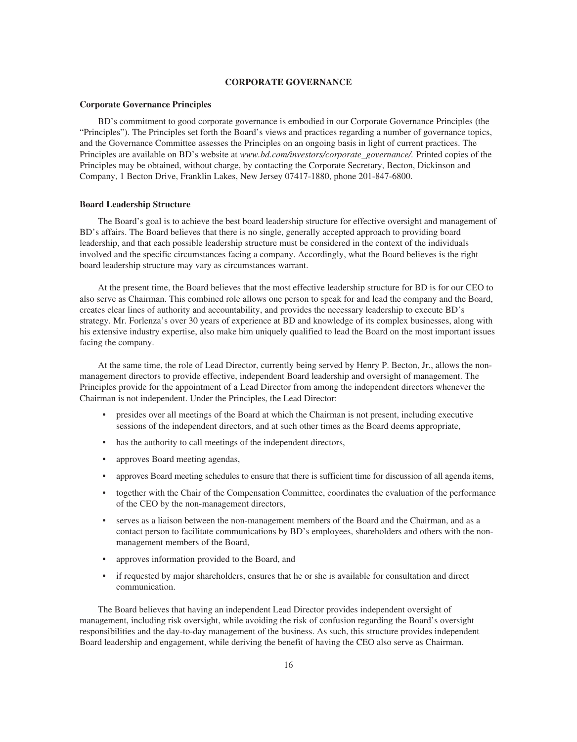# CORPORATE GOVERNANCE

## Corporate Governance Principles

BD's commitment to good corporate governance is embodied in our Corporate Governance Principles (the "Principles"). The Principles set forth the Board's views and practices regarding a number of governance topics, and the Governance Committee assesses the Principles on an ongoing basis in light of current practices. The Principles are available on BD's website at *www.bd.com/investors/corporate_governance/.* Printed copies of the Principles may be obtained, without charge, by contacting the Corporate Secretary, Becton, Dickinson and Company, 1 Becton Drive, Franklin Lakes, New Jersey 07417-1880, phone 201-847-6800.

## Board Leadership Structure

The Board's goal is to achieve the best board leadership structure for effective oversight and management of BD's affairs. The Board believes that there is no single, generally accepted approach to providing board leadership, and that each possible leadership structure must be considered in the context of the individuals involved and the specific circumstances facing a company. Accordingly, what the Board believes is the right board leadership structure may vary as circumstances warrant.

At the present time, the Board believes that the most effective leadership structure for BD is for our CEO to also serve as Chairman. This combined role allows one person to speak for and lead the company and the Board, creates clear lines of authority and accountability, and provides the necessary leadership to execute BD's strategy. Mr. Forlenza's over 30 years of experience at BD and knowledge of its complex businesses, along with his extensive industry expertise, also make him uniquely qualified to lead the Board on the most important issues facing the company.

At the same time, the role of Lead Director, currently being served by Henry P. Becton, Jr., allows the non-management directors to provide effective, independent Board leadership and oversight of management. The Principles provide for the appointment of a Lead Director from among the independent directors whenever the Chairman is not independent. Under the Principles, the Lead Director:

- presides over all meetings of the Board at which the Chairman is not present, including executive sessions of the independent directors, and at such other times as the Board deems appropriate,
- has the authority to call meetings of the independent directors,
- approves Board meeting agendas,
- approves Board meeting schedules to ensure that there is sufficient time for discussion of all agenda items,
- together with the Chair of the Compensation Committee, coordinates the evaluation of the performance of the CEO by the non-management directors,
- serves as a liaison between the non-management members of the Board and the Chairman, and as a contact person to facilitate communications by BD's employees, shareholders and others with the non-management members of the Board,
- approves information provided to the Board, and
- if requested by major shareholders, ensures that he or she is available for consultation and direct communication.

The Board believes that having an independent Lead Director provides independent oversight of management, including risk oversight, while avoiding the risk of confusion regarding the Board's oversight responsibilities and the day-to-day management of the business. As such, this structure provides independent Board leadership and engagement, while deriving the benefit of having the CEO also serve as Chairman.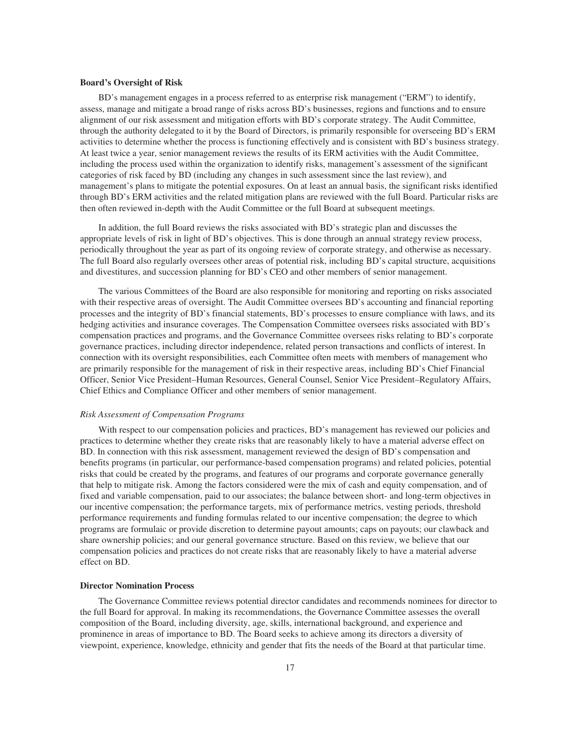**Board's Oversight of Risk**

BD's management engages in a process referred to as enterprise risk management ("ERM") to identify, assess, manage and mitigate a broad range of risks across BD's businesses, regions and functions and to ensure alignment of our risk assessment and mitigation efforts with BD's corporate strategy. The Audit Committee, through the authority delegated to it by the Board of Directors, is primarily responsible for overseeing BD's ERM activities to determine whether the process is functioning effectively and is consistent with BD's business strategy. At least twice a year, senior management reviews the results of its ERM activities with the Audit Committee, including the process used within the organization to identify risks, management's assessment of the significant categories of risk faced by BD (including any changes in such assessment since the last review), and management's plans to mitigate the potential exposures. On at least an annual basis, the significant risks identified through BD's ERM activities and the related mitigation plans are reviewed with the full Board. Particular risks are then often reviewed in-depth with the Audit Committee or the full Board at subsequent meetings.

In addition, the full Board reviews the risks associated with BD's strategic plan and discusses the appropriate levels of risk in light of BD's objectives. This is done through an annual strategy review process, periodically throughout the year as part of its ongoing review of corporate strategy, and otherwise as necessary. The full Board also regularly oversees other areas of potential risk, including BD's capital structure, acquisitions and divestitures, and succession planning for BD's CEO and other members of senior management.

The various Committees of the Board are also responsible for monitoring and reporting on risks associated with their respective areas of oversight. The Audit Committee oversees BD's accounting and financial reporting processes and the integrity of BD's financial statements, BD's processes to ensure compliance with laws, and its hedging activities and insurance coverages. The Compensation Committee oversees risks associated with BD's compensation practices and programs, and the Governance Committee oversees risks relating to BD's corporate governance practices, including director independence, related person transactions and conflicts of interest. In connection with its oversight responsibilities, each Committee often meets with members of management who are primarily responsible for the management of risk in their respective areas, including BD's Chief Financial Officer, Senior Vice President–Human Resources, General Counsel, Senior Vice President–Regulatory Affairs, Chief Ethics and Compliance Officer and other members of senior management.

*Risk Assessment of Compensation Programs*

With respect to our compensation policies and practices, BD's management has reviewed our policies and practices to determine whether they create risks that are reasonably likely to have a material adverse effect on BD. In connection with this risk assessment, management reviewed the design of BD's compensation and benefits programs (in particular, our performance-based compensation programs) and related policies, potential risks that could be created by the programs, and features of our programs and corporate governance generally that help to mitigate risk. Among the factors considered were the mix of cash and equity compensation, and of fixed and variable compensation, paid to our associates; the balance between short- and long-term objectives in our incentive compensation; the performance targets, mix of performance metrics, vesting periods, threshold performance requirements and funding formulas related to our incentive compensation; the degree to which programs are formulaic or provide discretion to determine payout amounts; caps on payouts; our clawback and share ownership policies; and our general governance structure. Based on this review, we believe that our compensation policies and practices do not create risks that are reasonably likely to have a material adverse effect on BD.

**Director Nomination Process**

The Governance Committee reviews potential director candidates and recommends nominees for director to the full Board for approval. In making its recommendations, the Governance Committee assesses the overall composition of the Board, including diversity, age, skills, international background, and experience and prominence in areas of importance to BD. The Board seeks to achieve among its directors a diversity of viewpoint, experience, knowledge, ethnicity and gender that fits the needs of the Board at that particular time.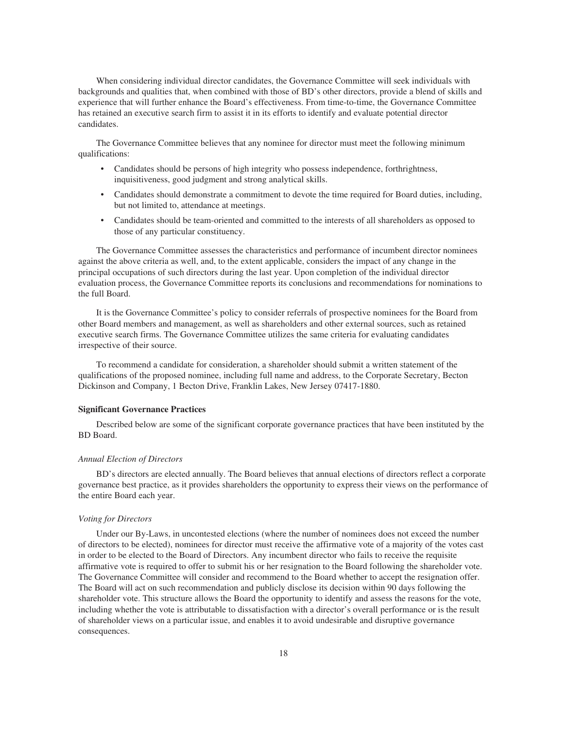When considering individual director candidates, the Governance Committee will seek individuals with backgrounds and qualities that, when combined with those of BD's other directors, provide a blend of skills and experience that will further enhance the Board's effectiveness. From time-to-time, the Governance Committee has retained an executive search firm to assist it in its efforts to identify and evaluate potential director candidates.

The Governance Committee believes that any nominee for director must meet the following minimum qualifications:

- Candidates should be persons of high integrity who possess independence, forthrightness, inquisitiveness, good judgment and strong analytical skills.
- Candidates should demonstrate a commitment to devote the time required for Board duties, including, but not limited to, attendance at meetings.
- Candidates should be team-oriented and committed to the interests of all shareholders as opposed to those of any particular constituency.

The Governance Committee assesses the characteristics and performance of incumbent director nominees against the above criteria as well, and, to the extent applicable, considers the impact of any change in the principal occupations of such directors during the last year. Upon completion of the individual director evaluation process, the Governance Committee reports its conclusions and recommendations for nominations to the full Board.

It is the Governance Committee's policy to consider referrals of prospective nominees for the Board from other Board members and management, as well as shareholders and other external sources, such as retained executive search firms. The Governance Committee utilizes the same criteria for evaluating candidates irrespective of their source.

To recommend a candidate for consideration, a shareholder should submit a written statement of the qualifications of the proposed nominee, including full name and address, to the Corporate Secretary, Becton Dickinson and Company, 1 Becton Drive, Franklin Lakes, New Jersey 07417-1880.

**Significant Governance Practices**

Described below are some of the significant corporate governance practices that have been instituted by the BD Board.

*Annual Election of Directors*

BD's directors are elected annually. The Board believes that annual elections of directors reflect a corporate governance best practice, as it provides shareholders the opportunity to express their views on the performance of the entire Board each year.

*Voting for Directors*

Under our By-Laws, in uncontested elections (where the number of nominees does not exceed the number of directors to be elected), nominees for director must receive the affirmative vote of a majority of the votes cast in order to be elected to the Board of Directors. Any incumbent director who fails to receive the requisite affirmative vote is required to offer to submit his or her resignation to the Board following the shareholder vote. The Governance Committee will consider and recommend to the Board whether to accept the resignation offer. The Board will act on such recommendation and publicly disclose its decision within 90 days following the shareholder vote. This structure allows the Board the opportunity to identify and assess the reasons for the vote, including whether the vote is attributable to dissatisfaction with a director's overall performance or is the result of shareholder views on a particular issue, and enables it to avoid undesirable and disruptive governance consequences.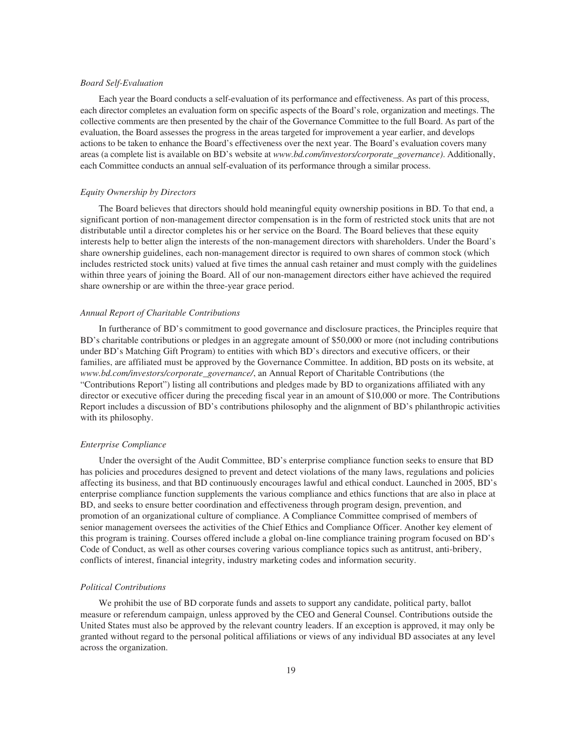*Board Self-Evaluation*

Each year the Board conducts a self-evaluation of its performance and effectiveness. As part of this process, each director completes an evaluation form on specific aspects of the Board's role, organization and meetings. The collective comments are then presented by the chair of the Governance Committee to the full Board. As part of the evaluation, the Board assesses the progress in the areas targeted for improvement a year earlier, and develops actions to be taken to enhance the Board's effectiveness over the next year. The Board's evaluation covers many areas (a complete list is available on BD's website at *www.bd.com/investors/corporate_governance)*. Additionally, each Committee conducts an annual self-evaluation of its performance through a similar process.

*Equity Ownership by Directors*

The Board believes that directors should hold meaningful equity ownership positions in BD. To that end, a significant portion of non-management director compensation is in the form of restricted stock units that are not distributable until a director completes his or her service on the Board. The Board believes that these equity interests help to better align the interests of the non-management directors with shareholders. Under the Board's share ownership guidelines, each non-management director is required to own shares of common stock (which includes restricted stock units) valued at five times the annual cash retainer and must comply with the guidelines within three years of joining the Board. All of our non-management directors either have achieved the required share ownership or are within the three-year grace period.

*Annual Report of Charitable Contributions*

In furtherance of BD's commitment to good governance and disclosure practices, the Principles require that BD's charitable contributions or pledges in an aggregate amount of $50,000 or more (not including contributions under BD's Matching Gift Program) to entities with which BD's directors and executive officers, or their families, are affiliated must be approved by the Governance Committee. In addition, BD posts on its website, at *www.bd.com/investors/corporate_governance/*, an Annual Report of Charitable Contributions (the "Contributions Report") listing all contributions and pledges made by BD to organizations affiliated with any director or executive officer during the preceding fiscal year in an amount of $10,000 or more. The Contributions Report includes a discussion of BD's contributions philosophy and the alignment of BD's philanthropic activities with its philosophy.

*Enterprise Compliance*

Under the oversight of the Audit Committee, BD's enterprise compliance function seeks to ensure that BD has policies and procedures designed to prevent and detect violations of the many laws, regulations and policies affecting its business, and that BD continuously encourages lawful and ethical conduct. Launched in 2005, BD's enterprise compliance function supplements the various compliance and ethics functions that are also in place at BD, and seeks to ensure better coordination and effectiveness through program design, prevention, and promotion of an organizational culture of compliance. A Compliance Committee comprised of members of senior management oversees the activities of the Chief Ethics and Compliance Officer. Another key element of this program is training. Courses offered include a global on-line compliance training program focused on BD's Code of Conduct, as well as other courses covering various compliance topics such as antitrust, anti-bribery, conflicts of interest, financial integrity, industry marketing codes and information security.

*Political Contributions*

We prohibit the use of BD corporate funds and assets to support any candidate, political party, ballot measure or referendum campaign, unless approved by the CEO and General Counsel. Contributions outside the United States must also be approved by the relevant country leaders. If an exception is approved, it may only be granted without regard to the personal political affiliations or views of any individual BD associates at any level across the organization.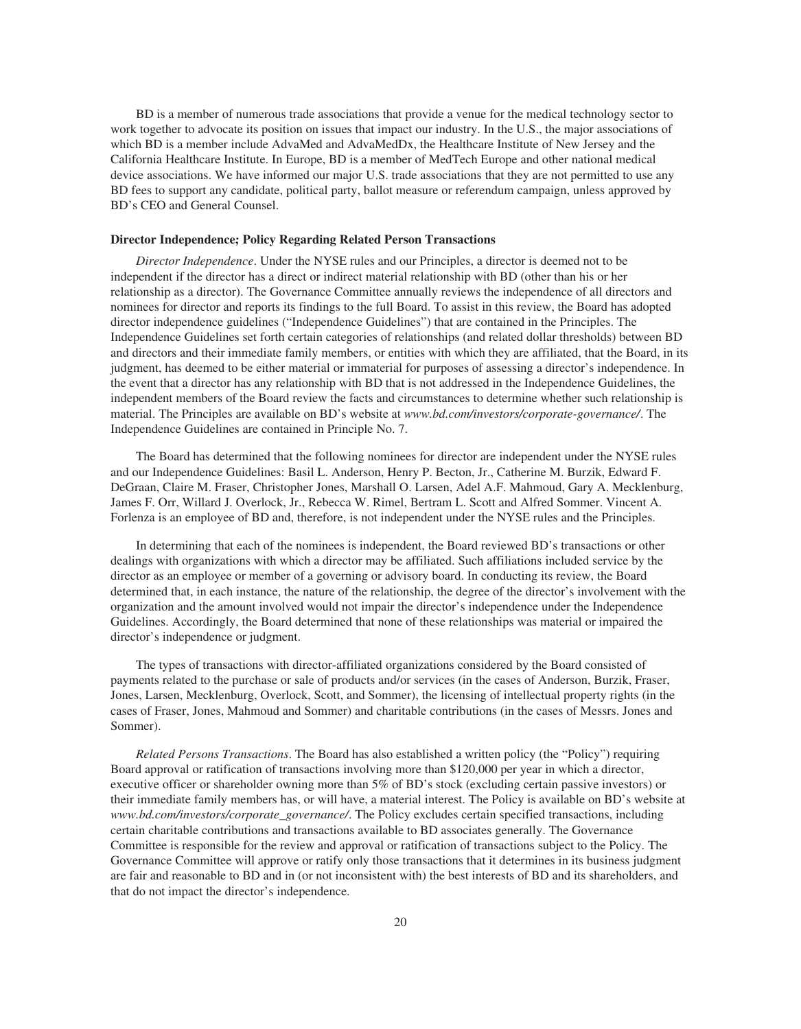BD is a member of numerous trade associations that provide a venue for the medical technology sector to work together to advocate its position on issues that impact our industry. In the U.S., the major associations of which BD is a member include AdvaMed and AdvaMedDx, the Healthcare Institute of New Jersey and the California Healthcare Institute. In Europe, BD is a member of MedTech Europe and other national medical device associations. We have informed our major U.S. trade associations that they are not permitted to use any BD fees to support any candidate, political party, ballot measure or referendum campaign, unless approved by BD's CEO and General Counsel.

**Director Independence; Policy Regarding Related Person Transactions**

*Director Independence*. Under the NYSE rules and our Principles, a director is deemed not to be independent if the director has a direct or indirect material relationship with BD (other than his or her relationship as a director). The Governance Committee annually reviews the independence of all directors and nominees for director and reports its findings to the full Board. To assist in this review, the Board has adopted director independence guidelines ("Independence Guidelines") that are contained in the Principles. The Independence Guidelines set forth certain categories of relationships (and related dollar thresholds) between BD and directors and their immediate family members, or entities with which they are affiliated, that the Board, in its judgment, has deemed to be either material or immaterial for purposes of assessing a director's independence. In the event that a director has any relationship with BD that is not addressed in the Independence Guidelines, the independent members of the Board review the facts and circumstances to determine whether such relationship is material. The Principles are available on BD's website at *www.bd.com/investors/corporate-governance/*. The Independence Guidelines are contained in Principle No. 7.

The Board has determined that the following nominees for director are independent under the NYSE rules and our Independence Guidelines: Basil L. Anderson, Henry P. Becton, Jr., Catherine M. Burzik, Edward F. DeGraan, Claire M. Fraser, Christopher Jones, Marshall O. Larsen, Adel A.F. Mahmoud, Gary A. Mecklenburg, James F. Orr, Willard J. Overlock, Jr., Rebecca W. Rimel, Bertram L. Scott and Alfred Sommer. Vincent A. Forlenza is an employee of BD and, therefore, is not independent under the NYSE rules and the Principles.

In determining that each of the nominees is independent, the Board reviewed BD's transactions or other dealings with organizations with which a director may be affiliated. Such affiliations included service by the director as an employee or member of a governing or advisory board. In conducting its review, the Board determined that, in each instance, the nature of the relationship, the degree of the director's involvement with the organization and the amount involved would not impair the director's independence under the Independence Guidelines. Accordingly, the Board determined that none of these relationships was material or impaired the director's independence or judgment.

The types of transactions with director-affiliated organizations considered by the Board consisted of payments related to the purchase or sale of products and/or services (in the cases of Anderson, Burzik, Fraser, Jones, Larsen, Mecklenburg, Overlock, Scott, and Sommer), the licensing of intellectual property rights (in the cases of Fraser, Jones, Mahmoud and Sommer) and charitable contributions (in the cases of Messrs. Jones and Sommer).

*Related Persons Transactions*. The Board has also established a written policy (the "Policy") requiring Board approval or ratification of transactions involving more than $120,000 per year in which a director, executive officer or shareholder owning more than 5% of BD's stock (excluding certain passive investors) or their immediate family members has, or will have, a material interest. The Policy is available on BD's website at *www.bd.com/investors/corporate_governance/*. The Policy excludes certain specified transactions, including certain charitable contributions and transactions available to BD associates generally. The Governance Committee is responsible for the review and approval or ratification of transactions subject to the Policy. The Governance Committee will approve or ratify only those transactions that it determines in its business judgment are fair and reasonable to BD and in (or not inconsistent with) the best interests of BD and its shareholders, and that do not impact the director's independence.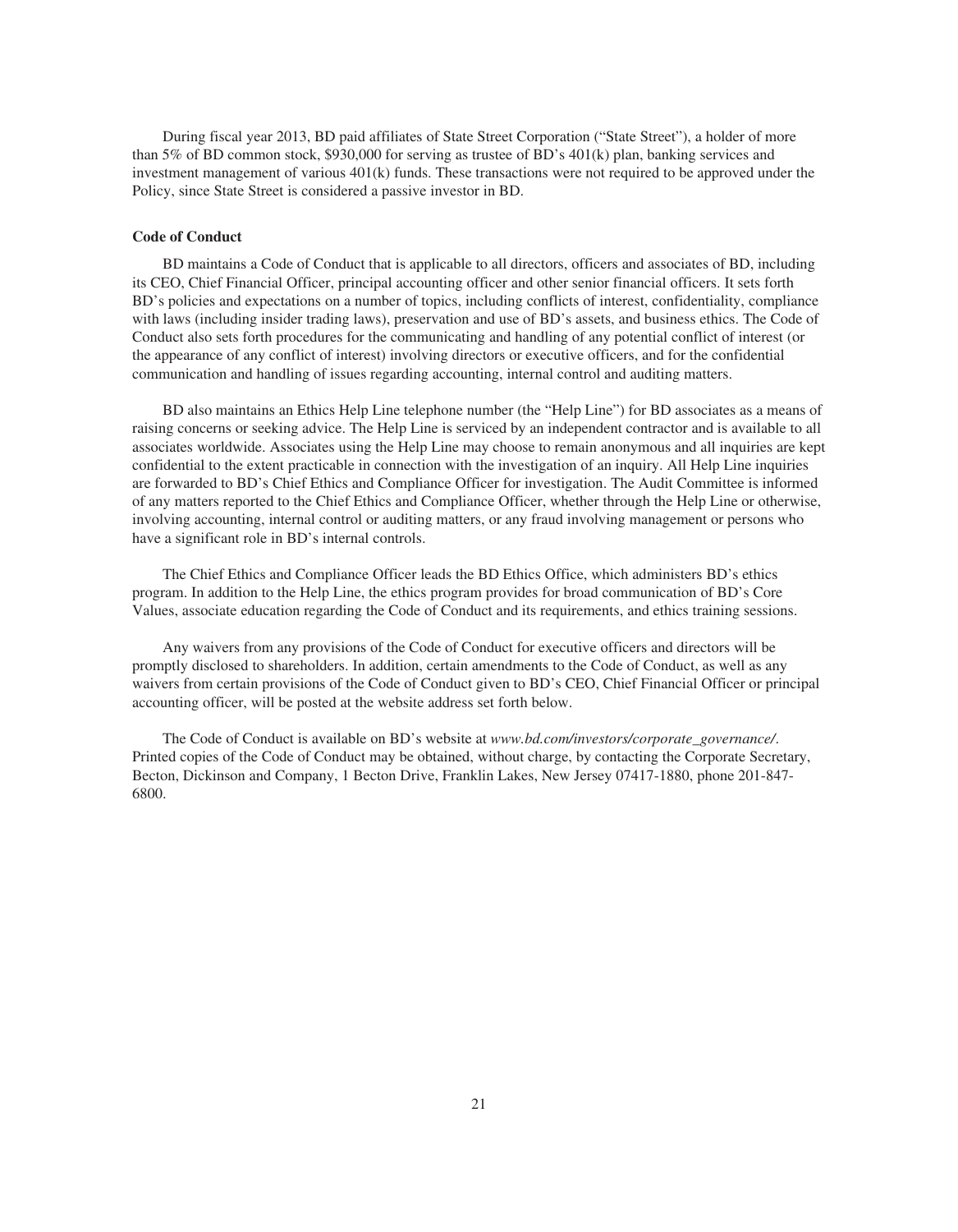During fiscal year 2013, BD paid affiliates of State Street Corporation ("State Street"), a holder of more than 5% of BD common stock, $930,000 for serving as trustee of BD's 401(k) plan, banking services and investment management of various 401(k) funds. These transactions were not required to be approved under the Policy, since State Street is considered a passive investor in BD.

**Code of Conduct**

BD maintains a Code of Conduct that is applicable to all directors, officers and associates of BD, including its CEO, Chief Financial Officer, principal accounting officer and other senior financial officers. It sets forth BD's policies and expectations on a number of topics, including conflicts of interest, confidentiality, compliance with laws (including insider trading laws), preservation and use of BD's assets, and business ethics. The Code of Conduct also sets forth procedures for the communicating and handling of any potential conflict of interest (or the appearance of any conflict of interest) involving directors or executive officers, and for the confidential communication and handling of issues regarding accounting, internal control and auditing matters.

BD also maintains an Ethics Help Line telephone number (the "Help Line") for BD associates as a means of raising concerns or seeking advice. The Help Line is serviced by an independent contractor and is available to all associates worldwide. Associates using the Help Line may choose to remain anonymous and all inquiries are kept confidential to the extent practicable in connection with the investigation of an inquiry. All Help Line inquiries are forwarded to BD's Chief Ethics and Compliance Officer for investigation. The Audit Committee is informed of any matters reported to the Chief Ethics and Compliance Officer, whether through the Help Line or otherwise, involving accounting, internal control or auditing matters, or any fraud involving management or persons who have a significant role in BD's internal controls.

The Chief Ethics and Compliance Officer leads the BD Ethics Office, which administers BD's ethics program. In addition to the Help Line, the ethics program provides for broad communication of BD's Core Values, associate education regarding the Code of Conduct and its requirements, and ethics training sessions.

Any waivers from any provisions of the Code of Conduct for executive officers and directors will be promptly disclosed to shareholders. In addition, certain amendments to the Code of Conduct, as well as any waivers from certain provisions of the Code of Conduct given to BD's CEO, Chief Financial Officer or principal accounting officer, will be posted at the website address set forth below.

The Code of Conduct is available on BD's website at *www.bd.com/investors/corporate_governance/*. Printed copies of the Code of Conduct may be obtained, without charge, by contacting the Corporate Secretary, Becton, Dickinson and Company, 1 Becton Drive, Franklin Lakes, New Jersey 07417-1880, phone 201-847-6800.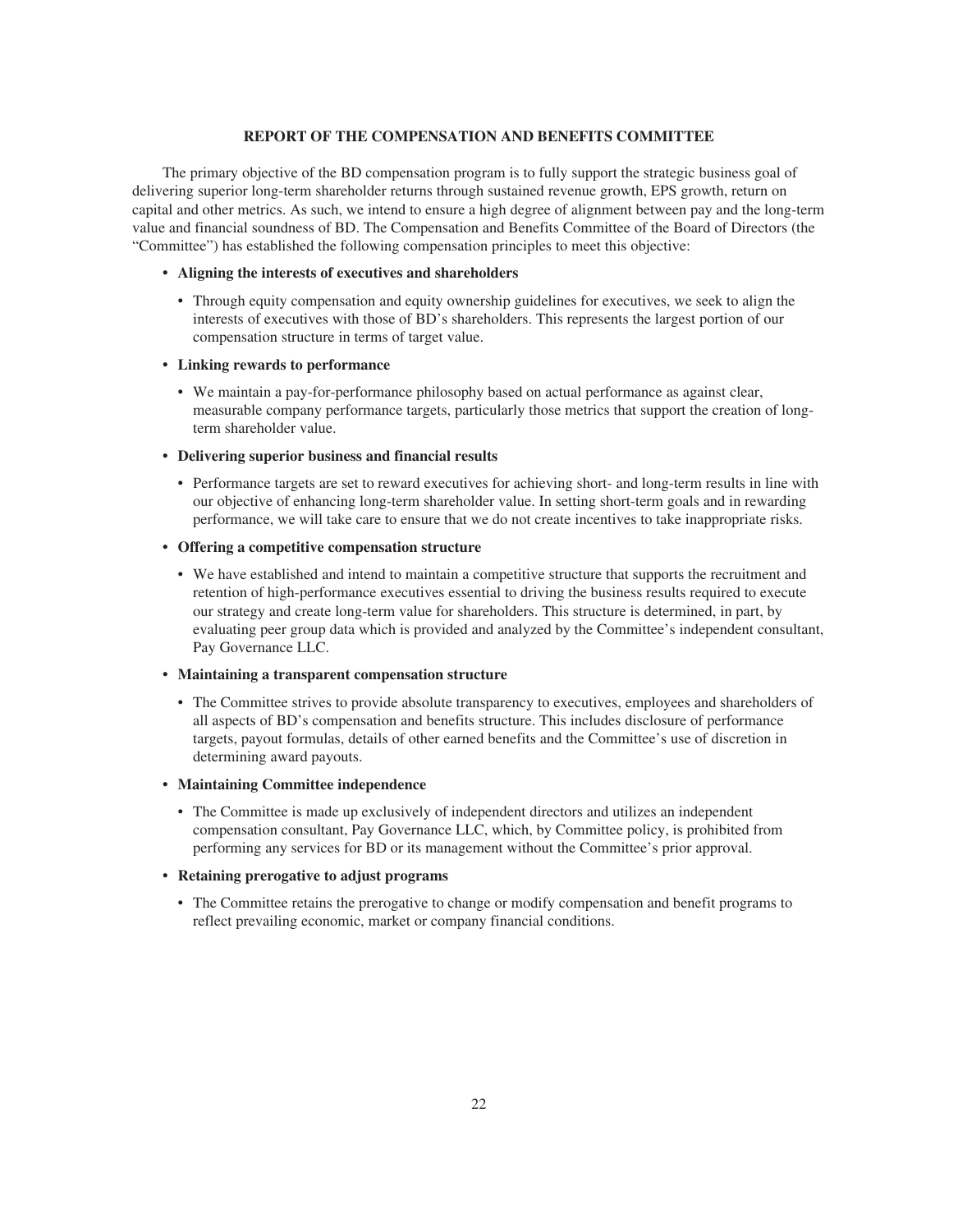## REPORT OF THE COMPENSATION AND BENEFITS COMMITTEE

The primary objective of the BD compensation program is to fully support the strategic business goal of delivering superior long-term shareholder returns through sustained revenue growth, EPS growth, return on capital and other metrics. As such, we intend to ensure a high degree of alignment between pay and the long-term value and financial soundness of BD. The Compensation and Benefits Committee of the Board of Directors (the "Committee") has established the following compensation principles to meet this objective:

- **Aligning the interests of executives and shareholders**
  - Through equity compensation and equity ownership guidelines for executives, we seek to align the interests of executives with those of BD's shareholders. This represents the largest portion of our compensation structure in terms of target value.
- **Linking rewards to performance**
  - We maintain a pay-for-performance philosophy based on actual performance as against clear, measurable company performance targets, particularly those metrics that support the creation of long-term shareholder value.
- **Delivering superior business and financial results**
  - Performance targets are set to reward executives for achieving short- and long-term results in line with our objective of enhancing long-term shareholder value. In setting short-term goals and in rewarding performance, we will take care to ensure that we do not create incentives to take inappropriate risks.
- **Offering a competitive compensation structure**
  - We have established and intend to maintain a competitive structure that supports the recruitment and retention of high-performance executives essential to driving the business results required to execute our strategy and create long-term value for shareholders. This structure is determined, in part, by evaluating peer group data which is provided and analyzed by the Committee's independent consultant, Pay Governance LLC.
- **Maintaining a transparent compensation structure**
  - The Committee strives to provide absolute transparency to executives, employees and shareholders of all aspects of BD's compensation and benefits structure. This includes disclosure of performance targets, payout formulas, details of other earned benefits and the Committee's use of discretion in determining award payouts.
- **Maintaining Committee independence**
  - The Committee is made up exclusively of independent directors and utilizes an independent compensation consultant, Pay Governance LLC, which, by Committee policy, is prohibited from performing any services for BD or its management without the Committee's prior approval.
- **Retaining prerogative to adjust programs**
  - The Committee retains the prerogative to change or modify compensation and benefit programs to reflect prevailing economic, market or company financial conditions.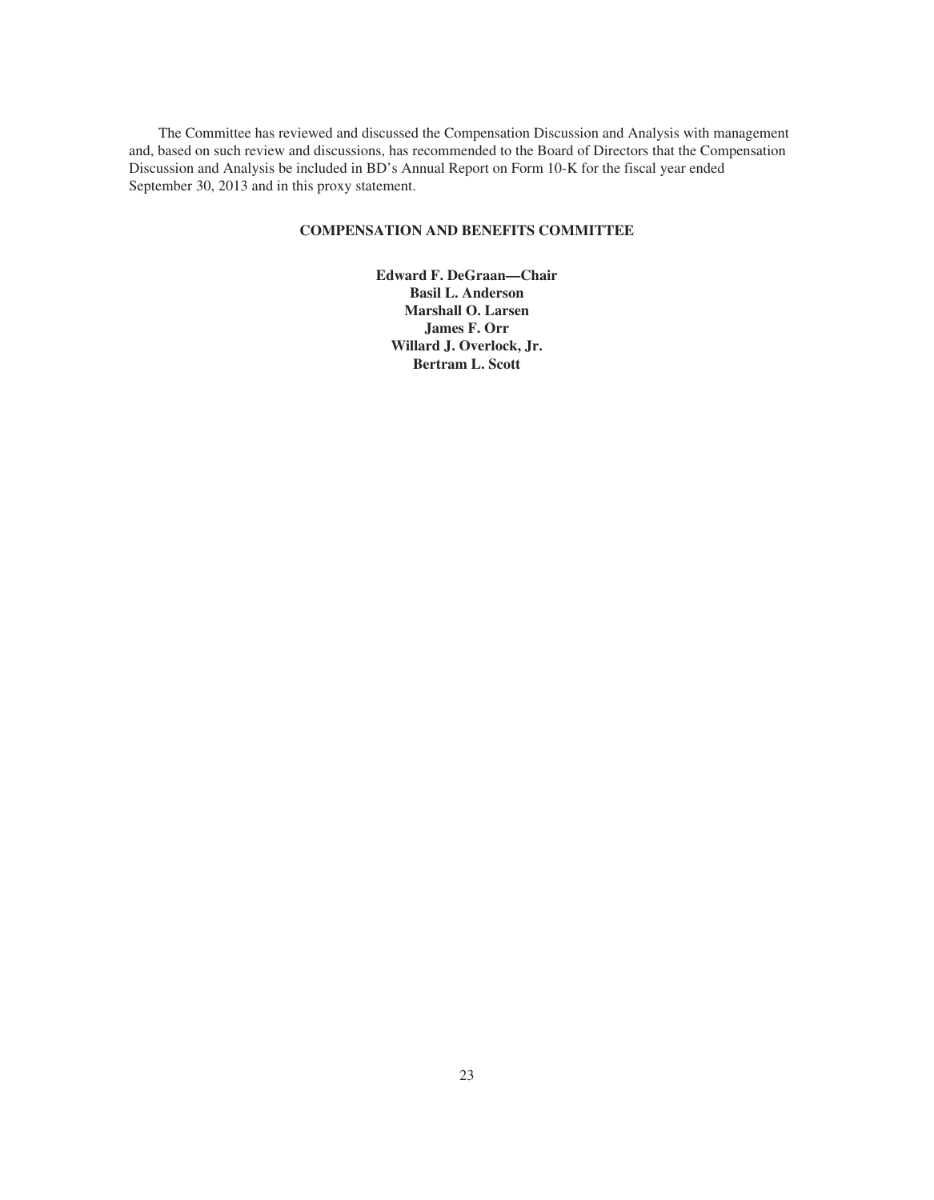The Committee has reviewed and discussed the Compensation Discussion and Analysis with management and, based on such review and discussions, has recommended to the Board of Directors that the Compensation Discussion and Analysis be included in BD's Annual Report on Form 10-K for the fiscal year ended September 30, 2013 and in this proxy statement.

**COMPENSATION AND BENEFITS COMMITTEE**

**Edward F. DeGraan—Chair**
**Basil L. Anderson**
**Marshall O. Larsen**
**James F. Orr**
**Willard J. Overlock, Jr.**
**Bertram L. Scott**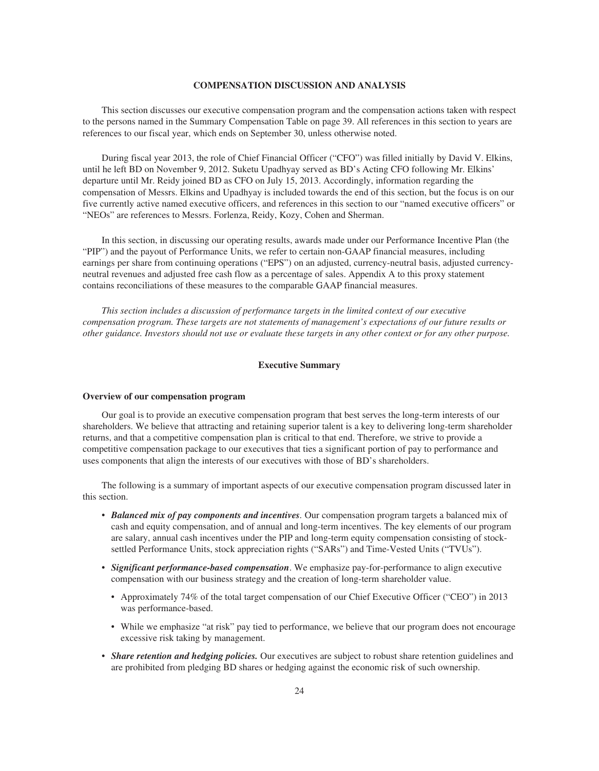## COMPENSATION DISCUSSION AND ANALYSIS

This section discusses our executive compensation program and the compensation actions taken with respect to the persons named in the Summary Compensation Table on page 39. All references in this section to years are references to our fiscal year, which ends on September 30, unless otherwise noted.

During fiscal year 2013, the role of Chief Financial Officer ("CFO") was filled initially by David V. Elkins, until he left BD on November 9, 2012. Suketu Upadhyay served as BD's Acting CFO following Mr. Elkins' departure until Mr. Reidy joined BD as CFO on July 15, 2013. Accordingly, information regarding the compensation of Messrs. Elkins and Upadhyay is included towards the end of this section, but the focus is on our five currently active named executive officers, and references in this section to our "named executive officers" or "NEOs" are references to Messrs. Forlenza, Reidy, Kozy, Cohen and Sherman.

In this section, in discussing our operating results, awards made under our Performance Incentive Plan (the "PIP") and the payout of Performance Units, we refer to certain non-GAAP financial measures, including earnings per share from continuing operations ("EPS") on an adjusted, currency-neutral basis, adjusted currency-neutral revenues and adjusted free cash flow as a percentage of sales. Appendix A to this proxy statement contains reconciliations of these measures to the comparable GAAP financial measures.

*This section includes a discussion of performance targets in the limited context of our executive compensation program. These targets are not statements of management's expectations of our future results or other guidance. Investors should not use or evaluate these targets in any other context or for any other purpose.*

### Executive Summary

#### Overview of our compensation program

Our goal is to provide an executive compensation program that best serves the long-term interests of our shareholders. We believe that attracting and retaining superior talent is a key to delivering long-term shareholder returns, and that a competitive compensation plan is critical to that end. Therefore, we strive to provide a competitive compensation package to our executives that ties a significant portion of pay to performance and uses components that align the interests of our executives with those of BD's shareholders.

The following is a summary of important aspects of our executive compensation program discussed later in this section.

- ***Balanced mix of pay components and incentives***. Our compensation program targets a balanced mix of cash and equity compensation, and of annual and long-term incentives. The key elements of our program are salary, annual cash incentives under the PIP and long-term equity compensation consisting of stock-settled Performance Units, stock appreciation rights ("SARs") and Time-Vested Units ("TVUs").
- ***Significant performance-based compensation***. We emphasize pay-for-performance to align executive compensation with our business strategy and the creation of long-term shareholder value.
  - Approximately 74% of the total target compensation of our Chief Executive Officer ("CEO") in 2013 was performance-based.
  - While we emphasize "at risk" pay tied to performance, we believe that our program does not encourage excessive risk taking by management.
- ***Share retention and hedging policies.*** Our executives are subject to robust share retention guidelines and are prohibited from pledging BD shares or hedging against the economic risk of such ownership.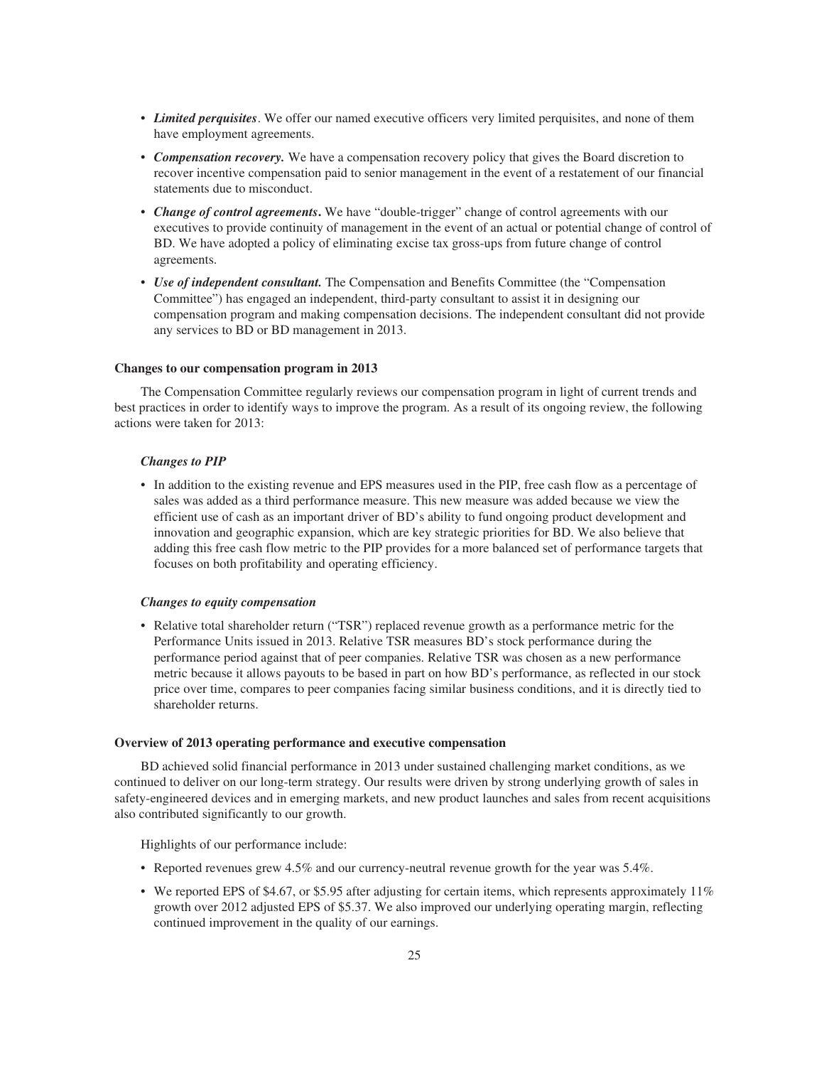- ***Limited perquisites***. We offer our named executive officers very limited perquisites, and none of them have employment agreements.
- ***Compensation recovery.*** We have a compensation recovery policy that gives the Board discretion to recover incentive compensation paid to senior management in the event of a restatement of our financial statements due to misconduct.
- ***Change of control agreements***. We have "double-trigger" change of control agreements with our executives to provide continuity of management in the event of an actual or potential change of control of BD. We have adopted a policy of eliminating excise tax gross-ups from future change of control agreements.
- ***Use of independent consultant.*** The Compensation and Benefits Committee (the "Compensation Committee") has engaged an independent, third-party consultant to assist it in designing our compensation program and making compensation decisions. The independent consultant did not provide any services to BD or BD management in 2013.

**Changes to our compensation program in 2013**

The Compensation Committee regularly reviews our compensation program in light of current trends and best practices in order to identify ways to improve the program. As a result of its ongoing review, the following actions were taken for 2013:

***Changes to PIP***

- In addition to the existing revenue and EPS measures used in the PIP, free cash flow as a percentage of sales was added as a third performance measure. This new measure was added because we view the efficient use of cash as an important driver of BD's ability to fund ongoing product development and innovation and geographic expansion, which are key strategic priorities for BD. We also believe that adding this free cash flow metric to the PIP provides for a more balanced set of performance targets that focuses on both profitability and operating efficiency.

***Changes to equity compensation***

- Relative total shareholder return ("TSR") replaced revenue growth as a performance metric for the Performance Units issued in 2013. Relative TSR measures BD's stock performance during the performance period against that of peer companies. Relative TSR was chosen as a new performance metric because it allows payouts to be based in part on how BD's performance, as reflected in our stock price over time, compares to peer companies facing similar business conditions, and it is directly tied to shareholder returns.

**Overview of 2013 operating performance and executive compensation**

BD achieved solid financial performance in 2013 under sustained challenging market conditions, as we continued to deliver on our long-term strategy. Our results were driven by strong underlying growth of sales in safety-engineered devices and in emerging markets, and new product launches and sales from recent acquisitions also contributed significantly to our growth.

Highlights of our performance include:

- Reported revenues grew 4.5% and our currency-neutral revenue growth for the year was 5.4%.
- We reported EPS of \$4.67, or \$5.95 after adjusting for certain items, which represents approximately 11% growth over 2012 adjusted EPS of \$5.37. We also improved our underlying operating margin, reflecting continued improvement in the quality of our earnings.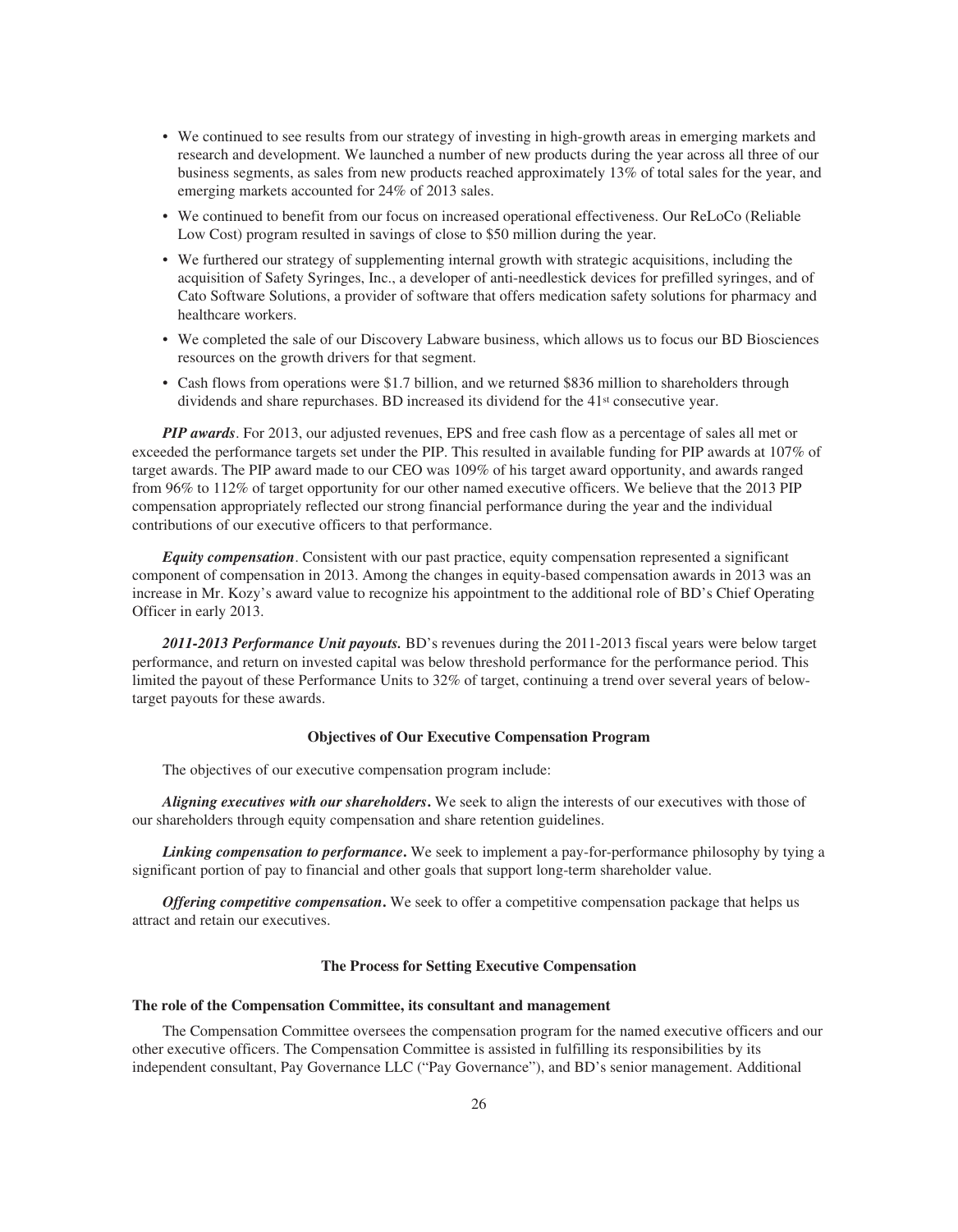- We continued to see results from our strategy of investing in high-growth areas in emerging markets and research and development. We launched a number of new products during the year across all three of our business segments, as sales from new products reached approximately 13% of total sales for the year, and emerging markets accounted for 24% of 2013 sales.
- We continued to benefit from our focus on increased operational effectiveness. Our ReLoCo (Reliable Low Cost) program resulted in savings of close to $50 million during the year.
- We furthered our strategy of supplementing internal growth with strategic acquisitions, including the acquisition of Safety Syringes, Inc., a developer of anti-needlestick devices for prefilled syringes, and of Cato Software Solutions, a provider of software that offers medication safety solutions for pharmacy and healthcare workers.
- We completed the sale of our Discovery Labware business, which allows us to focus our BD Biosciences resources on the growth drivers for that segment.
- Cash flows from operations were $1.7 billion, and we returned $836 million to shareholders through dividends and share repurchases. BD increased its dividend for the 41st consecutive year.

***PIP awards***. For 2013, our adjusted revenues, EPS and free cash flow as a percentage of sales all met or exceeded the performance targets set under the PIP. This resulted in available funding for PIP awards at 107% of target awards. The PIP award made to our CEO was 109% of his target award opportunity, and awards ranged from 96% to 112% of target opportunity for our other named executive officers. We believe that the 2013 PIP compensation appropriately reflected our strong financial performance during the year and the individual contributions of our executive officers to that performance.

***Equity compensation***. Consistent with our past practice, equity compensation represented a significant component of compensation in 2013. Among the changes in equity-based compensation awards in 2013 was an increase in Mr. Kozy's award value to recognize his appointment to the additional role of BD's Chief Operating Officer in early 2013.

***2011-2013 Performance Unit payouts.*** BD's revenues during the 2011-2013 fiscal years were below target performance, and return on invested capital was below threshold performance for the performance period. This limited the payout of these Performance Units to 32% of target, continuing a trend over several years of below-target payouts for these awards.

### Objectives of Our Executive Compensation Program

The objectives of our executive compensation program include:

***Aligning executives with our shareholders*.** We seek to align the interests of our executives with those of our shareholders through equity compensation and share retention guidelines.

***Linking compensation to performance*.** We seek to implement a pay-for-performance philosophy by tying a significant portion of pay to financial and other goals that support long-term shareholder value.

***Offering competitive compensation*.** We seek to offer a competitive compensation package that helps us attract and retain our executives.

### The Process for Setting Executive Compensation

#### The role of the Compensation Committee, its consultant and management

The Compensation Committee oversees the compensation program for the named executive officers and our other executive officers. The Compensation Committee is assisted in fulfilling its responsibilities by its independent consultant, Pay Governance LLC ("Pay Governance"), and BD's senior management. Additional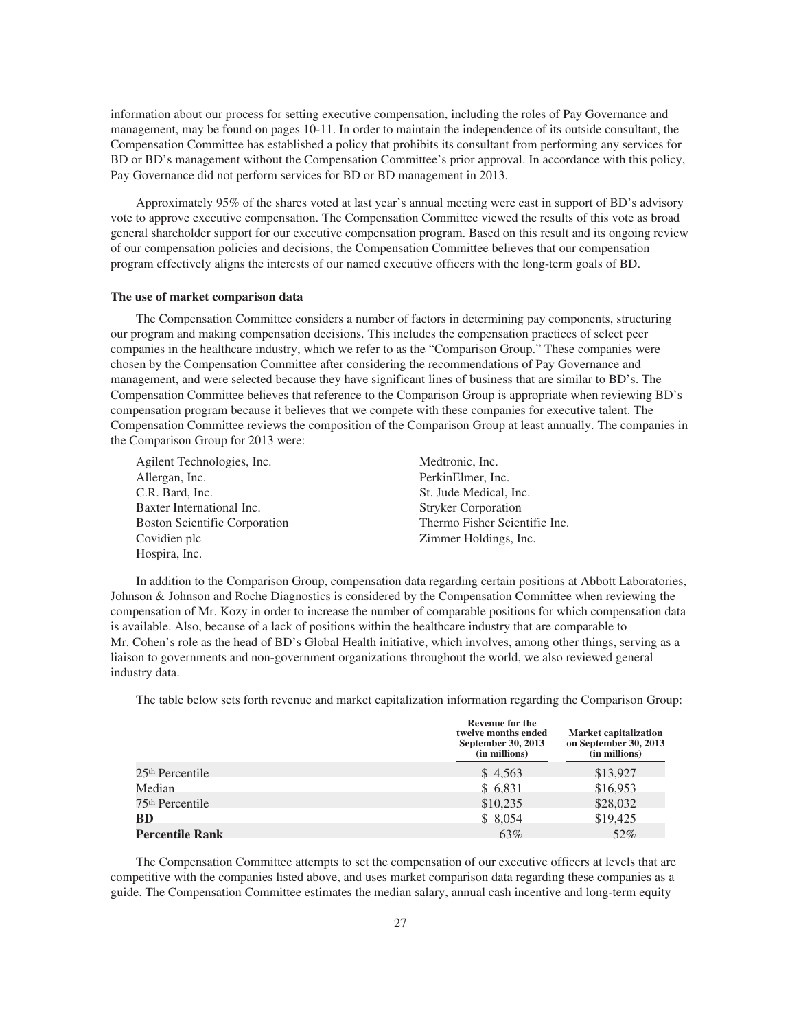information about our process for setting executive compensation, including the roles of Pay Governance and management, may be found on pages 10-11. In order to maintain the independence of its outside consultant, the Compensation Committee has established a policy that prohibits its consultant from performing any services for BD or BD's management without the Compensation Committee's prior approval. In accordance with this policy, Pay Governance did not perform services for BD or BD management in 2013.

Approximately 95% of the shares voted at last year's annual meeting were cast in support of BD's advisory vote to approve executive compensation. The Compensation Committee viewed the results of this vote as broad general shareholder support for our executive compensation program. Based on this result and its ongoing review of our compensation policies and decisions, the Compensation Committee believes that our compensation program effectively aligns the interests of our named executive officers with the long-term goals of BD.

**The use of market comparison data**

The Compensation Committee considers a number of factors in determining pay components, structuring our program and making compensation decisions. This includes the compensation practices of select peer companies in the healthcare industry, which we refer to as the "Comparison Group." These companies were chosen by the Compensation Committee after considering the recommendations of Pay Governance and management, and were selected because they have significant lines of business that are similar to BD's. The Compensation Committee believes that reference to the Comparison Group is appropriate when reviewing BD's compensation program because it believes that we compete with these companies for executive talent. The Compensation Committee reviews the composition of the Comparison Group at least annually. The companies in the Comparison Group for 2013 were:

- Agilent Technologies, Inc.
- Allergan, Inc.
- C.R. Bard, Inc.
- Baxter International Inc.
- Boston Scientific Corporation
- Covidien plc
- Hospira, Inc.
- Medtronic, Inc.
- PerkinElmer, Inc.
- St. Jude Medical, Inc.
- Stryker Corporation
- Thermo Fisher Scientific Inc.
- Zimmer Holdings, Inc.

In addition to the Comparison Group, compensation data regarding certain positions at Abbott Laboratories, Johnson & Johnson and Roche Diagnostics is considered by the Compensation Committee when reviewing the compensation of Mr. Kozy in order to increase the number of comparable positions for which compensation data is available. Also, because of a lack of positions within the healthcare industry that are comparable to Mr. Cohen's role as the head of BD's Global Health initiative, which involves, among other things, serving as a liaison to governments and non-government organizations throughout the world, we also reviewed general industry data.

The table below sets forth revenue and market capitalization information regarding the Comparison Group:

| | Revenue for the twelve months ended September 30, 2013 (in millions) | Market capitalization on September 30, 2013 (in millions) |
|---|---|---|
| 25th Percentile | $ 4,563 | $13,927 |
| Median | $ 6,831 | $16,953 |
| 75th Percentile | $10,235 | $28,032 |
| **BD** | $ 8,054 | $19,425 |
| **Percentile Rank** | 63% | 52% |

The Compensation Committee attempts to set the compensation of our executive officers at levels that are competitive with the companies listed above, and uses market comparison data regarding these companies as a guide. The Compensation Committee estimates the median salary, annual cash incentive and long-term equity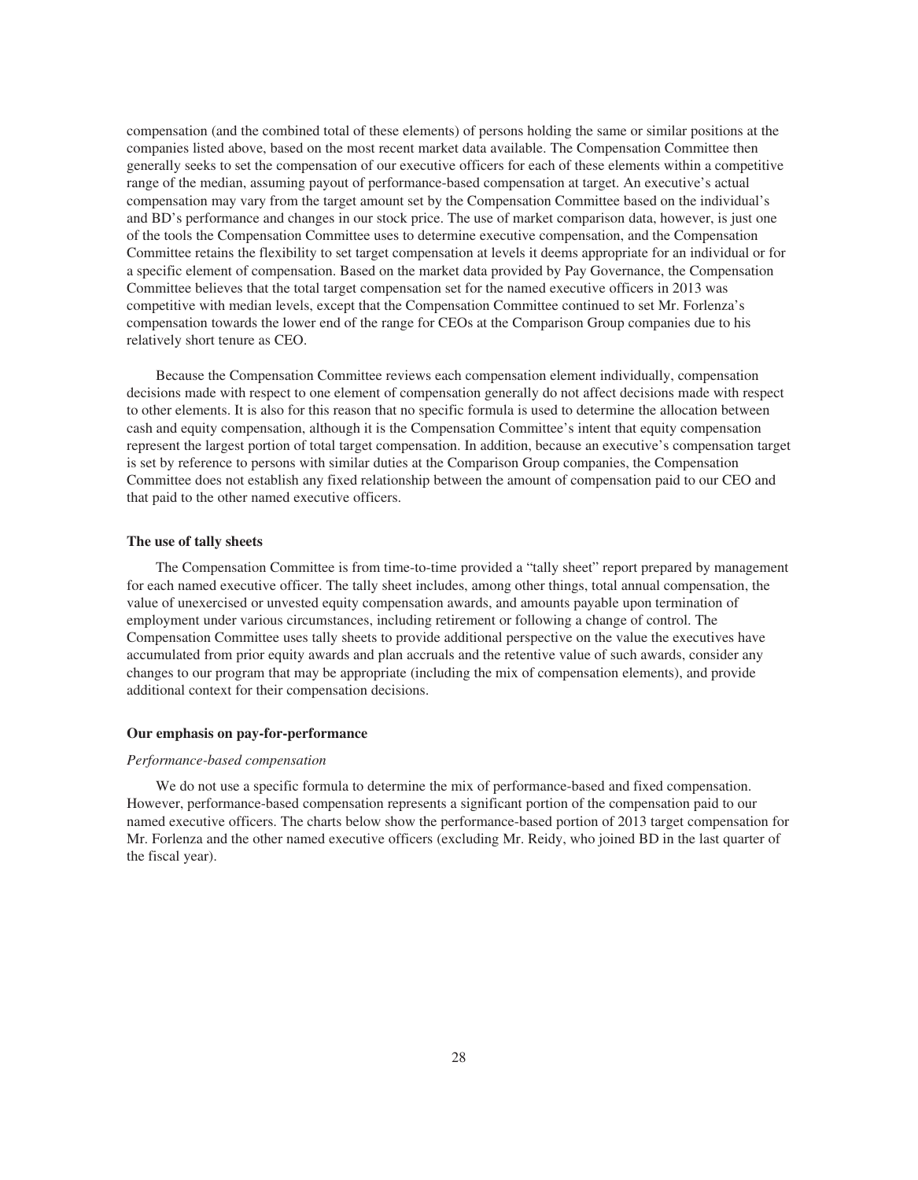compensation (and the combined total of these elements) of persons holding the same or similar positions at the companies listed above, based on the most recent market data available. The Compensation Committee then generally seeks to set the compensation of our executive officers for each of these elements within a competitive range of the median, assuming payout of performance-based compensation at target. An executive's actual compensation may vary from the target amount set by the Compensation Committee based on the individual's and BD's performance and changes in our stock price. The use of market comparison data, however, is just one of the tools the Compensation Committee uses to determine executive compensation, and the Compensation Committee retains the flexibility to set target compensation at levels it deems appropriate for an individual or for a specific element of compensation. Based on the market data provided by Pay Governance, the Compensation Committee believes that the total target compensation set for the named executive officers in 2013 was competitive with median levels, except that the Compensation Committee continued to set Mr. Forlenza's compensation towards the lower end of the range for CEOs at the Comparison Group companies due to his relatively short tenure as CEO.

Because the Compensation Committee reviews each compensation element individually, compensation decisions made with respect to one element of compensation generally do not affect decisions made with respect to other elements. It is also for this reason that no specific formula is used to determine the allocation between cash and equity compensation, although it is the Compensation Committee's intent that equity compensation represent the largest portion of total target compensation. In addition, because an executive's compensation target is set by reference to persons with similar duties at the Comparison Group companies, the Compensation Committee does not establish any fixed relationship between the amount of compensation paid to our CEO and that paid to the other named executive officers.

**The use of tally sheets**

The Compensation Committee is from time-to-time provided a "tally sheet" report prepared by management for each named executive officer. The tally sheet includes, among other things, total annual compensation, the value of unexercised or unvested equity compensation awards, and amounts payable upon termination of employment under various circumstances, including retirement or following a change of control. The Compensation Committee uses tally sheets to provide additional perspective on the value the executives have accumulated from prior equity awards and plan accruals and the retentive value of such awards, consider any changes to our program that may be appropriate (including the mix of compensation elements), and provide additional context for their compensation decisions.

**Our emphasis on pay-for-performance**

*Performance-based compensation*

We do not use a specific formula to determine the mix of performance-based and fixed compensation. However, performance-based compensation represents a significant portion of the compensation paid to our named executive officers. The charts below show the performance-based portion of 2013 target compensation for Mr. Forlenza and the other named executive officers (excluding Mr. Reidy, who joined BD in the last quarter of the fiscal year).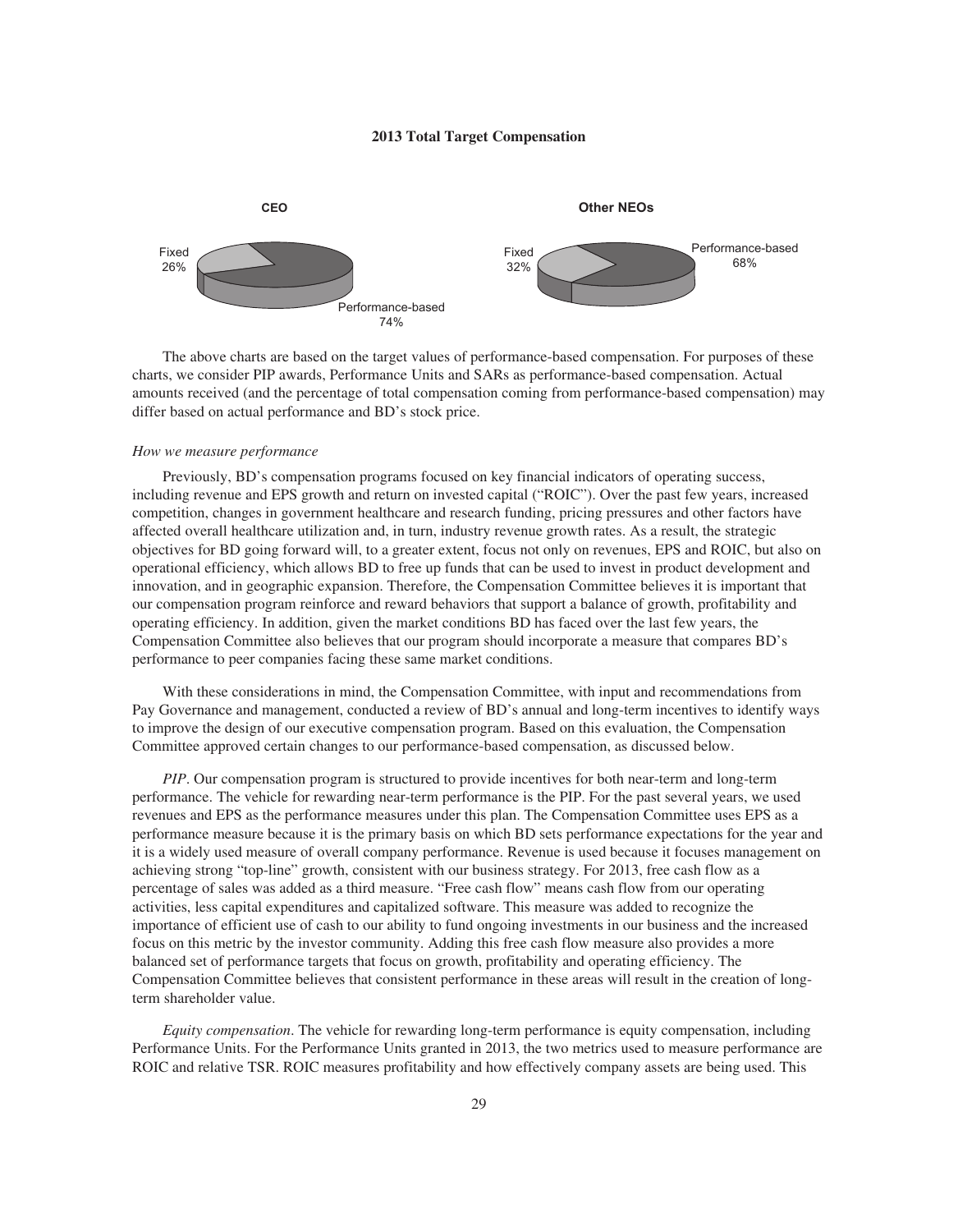**2013 Total Target Compensation**

**CEO**

Fixed 26%

Performance-based 74%

**Other NEOs**

Fixed 32%

Performance-based 68%

The above charts are based on the target values of performance-based compensation. For purposes of these charts, we consider PIP awards, Performance Units and SARs as performance-based compensation. Actual amounts received (and the percentage of total compensation coming from performance-based compensation) may differ based on actual performance and BD's stock price.

*How we measure performance*

Previously, BD's compensation programs focused on key financial indicators of operating success, including revenue and EPS growth and return on invested capital ("ROIC"). Over the past few years, increased competition, changes in government healthcare and research funding, pricing pressures and other factors have affected overall healthcare utilization and, in turn, industry revenue growth rates. As a result, the strategic objectives for BD going forward will, to a greater extent, focus not only on revenues, EPS and ROIC, but also on operational efficiency, which allows BD to free up funds that can be used to invest in product development and innovation, and in geographic expansion. Therefore, the Compensation Committee believes it is important that our compensation program reinforce and reward behaviors that support a balance of growth, profitability and operating efficiency. In addition, given the market conditions BD has faced over the last few years, the Compensation Committee also believes that our program should incorporate a measure that compares BD's performance to peer companies facing these same market conditions.

With these considerations in mind, the Compensation Committee, with input and recommendations from Pay Governance and management, conducted a review of BD's annual and long-term incentives to identify ways to improve the design of our executive compensation program. Based on this evaluation, the Compensation Committee approved certain changes to our performance-based compensation, as discussed below.

*PIP*. Our compensation program is structured to provide incentives for both near-term and long-term performance. The vehicle for rewarding near-term performance is the PIP. For the past several years, we used revenues and EPS as the performance measures under this plan. The Compensation Committee uses EPS as a performance measure because it is the primary basis on which BD sets performance expectations for the year and it is a widely used measure of overall company performance. Revenue is used because it focuses management on achieving strong "top-line" growth, consistent with our business strategy. For 2013, free cash flow as a percentage of sales was added as a third measure. "Free cash flow" means cash flow from our operating activities, less capital expenditures and capitalized software. This measure was added to recognize the importance of efficient use of cash to our ability to fund ongoing investments in our business and the increased focus on this metric by the investor community. Adding this free cash flow measure also provides a more balanced set of performance targets that focus on growth, profitability and operating efficiency. The Compensation Committee believes that consistent performance in these areas will result in the creation of long-term shareholder value.

*Equity compensation*. The vehicle for rewarding long-term performance is equity compensation, including Performance Units. For the Performance Units granted in 2013, the two metrics used to measure performance are ROIC and relative TSR. ROIC measures profitability and how effectively company assets are being used. This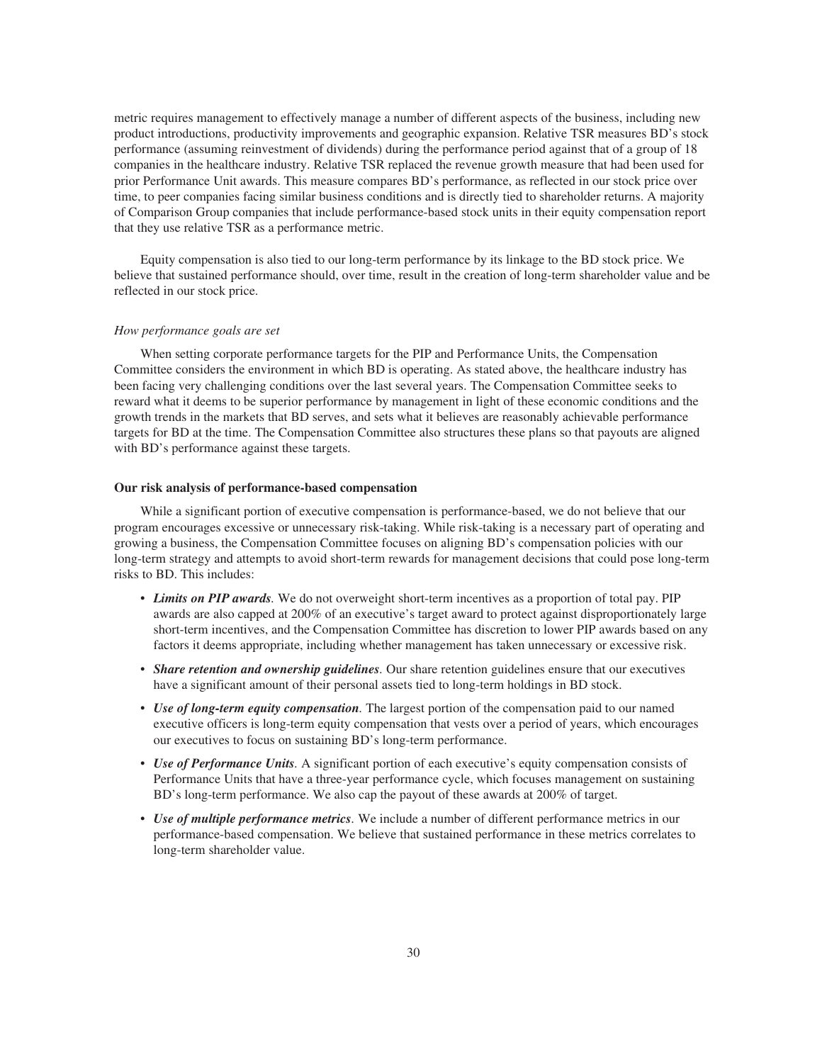metric requires management to effectively manage a number of different aspects of the business, including new product introductions, productivity improvements and geographic expansion. Relative TSR measures BD's stock performance (assuming reinvestment of dividends) during the performance period against that of a group of 18 companies in the healthcare industry. Relative TSR replaced the revenue growth measure that had been used for prior Performance Unit awards. This measure compares BD's performance, as reflected in our stock price over time, to peer companies facing similar business conditions and is directly tied to shareholder returns. A majority of Comparison Group companies that include performance-based stock units in their equity compensation report that they use relative TSR as a performance metric.

Equity compensation is also tied to our long-term performance by its linkage to the BD stock price. We believe that sustained performance should, over time, result in the creation of long-term shareholder value and be reflected in our stock price.

*How performance goals are set*

When setting corporate performance targets for the PIP and Performance Units, the Compensation Committee considers the environment in which BD is operating. As stated above, the healthcare industry has been facing very challenging conditions over the last several years. The Compensation Committee seeks to reward what it deems to be superior performance by management in light of these economic conditions and the growth trends in the markets that BD serves, and sets what it believes are reasonably achievable performance targets for BD at the time. The Compensation Committee also structures these plans so that payouts are aligned with BD's performance against these targets.

**Our risk analysis of performance-based compensation**

While a significant portion of executive compensation is performance-based, we do not believe that our program encourages excessive or unnecessary risk-taking. While risk-taking is a necessary part of operating and growing a business, the Compensation Committee focuses on aligning BD's compensation policies with our long-term strategy and attempts to avoid short-term rewards for management decisions that could pose long-term risks to BD. This includes:

- ***Limits on PIP awards***. We do not overweight short-term incentives as a proportion of total pay. PIP awards are also capped at 200% of an executive's target award to protect against disproportionately large short-term incentives, and the Compensation Committee has discretion to lower PIP awards based on any factors it deems appropriate, including whether management has taken unnecessary or excessive risk.
- ***Share retention and ownership guidelines***. Our share retention guidelines ensure that our executives have a significant amount of their personal assets tied to long-term holdings in BD stock.
- ***Use of long-term equity compensation***. The largest portion of the compensation paid to our named executive officers is long-term equity compensation that vests over a period of years, which encourages our executives to focus on sustaining BD's long-term performance.
- ***Use of Performance Units***. A significant portion of each executive's equity compensation consists of Performance Units that have a three-year performance cycle, which focuses management on sustaining BD's long-term performance. We also cap the payout of these awards at 200% of target.
- ***Use of multiple performance metrics***. We include a number of different performance metrics in our performance-based compensation. We believe that sustained performance in these metrics correlates to long-term shareholder value.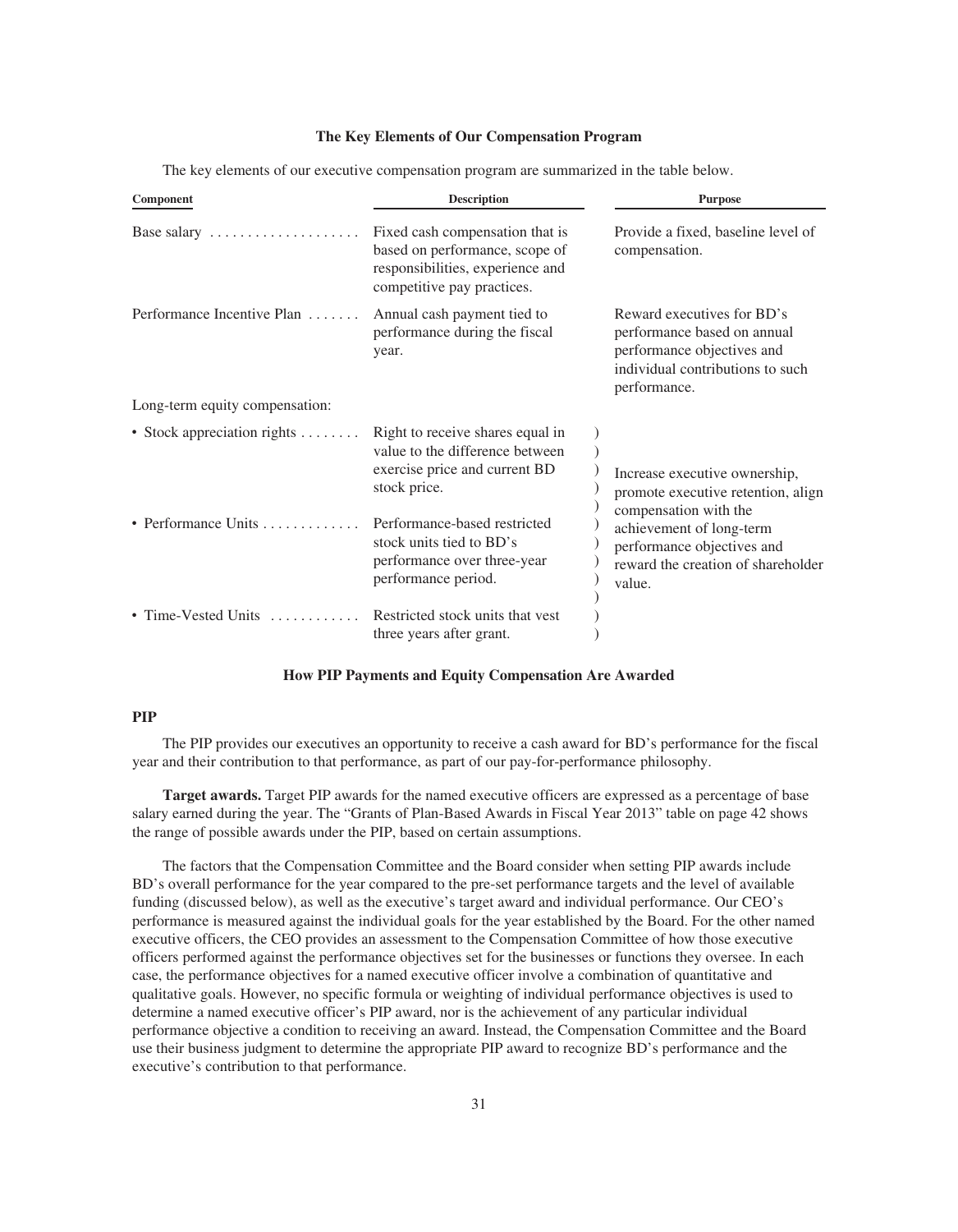### The Key Elements of Our Compensation Program

The key elements of our executive compensation program are summarized in the table below.

| Component | Description | Purpose |
|---|---|---|
| Base salary | Fixed cash compensation that is based on performance, scope of responsibilities, experience and competitive pay practices. | Provide a fixed, baseline level of compensation. |
| Performance Incentive Plan | Annual cash payment tied to performance during the fiscal year. | Reward executives for BD's performance based on annual performance objectives and individual contributions to such performance. |
| Long-term equity compensation: | | |
| • Stock appreciation rights | Right to receive shares equal in value to the difference between exercise price and current BD stock price. | Increase executive ownership, promote executive retention, align compensation with the achievement of long-term performance objectives and reward the creation of shareholder value. |
| • Performance Units | Performance-based restricted stock units tied to BD's performance over three-year performance period. | |
| • Time-Vested Units | Restricted stock units that vest three years after grant. | |

### How PIP Payments and Equity Compensation Are Awarded

#### PIP

The PIP provides our executives an opportunity to receive a cash award for BD's performance for the fiscal year and their contribution to that performance, as part of our pay-for-performance philosophy.

**Target awards.** Target PIP awards for the named executive officers are expressed as a percentage of base salary earned during the year. The "Grants of Plan-Based Awards in Fiscal Year 2013" table on page 42 shows the range of possible awards under the PIP, based on certain assumptions.

The factors that the Compensation Committee and the Board consider when setting PIP awards include BD's overall performance for the year compared to the pre-set performance targets and the level of available funding (discussed below), as well as the executive's target award and individual performance. Our CEO's performance is measured against the individual goals for the year established by the Board. For the other named executive officers, the CEO provides an assessment to the Compensation Committee of how those executive officers performed against the performance objectives set for the businesses or functions they oversee. In each case, the performance objectives for a named executive officer involve a combination of quantitative and qualitative goals. However, no specific formula or weighting of individual performance objectives is used to determine a named executive officer's PIP award, nor is the achievement of any particular individual performance objective a condition to receiving an award. Instead, the Compensation Committee and the Board use their business judgment to determine the appropriate PIP award to recognize BD's performance and the executive's contribution to that performance.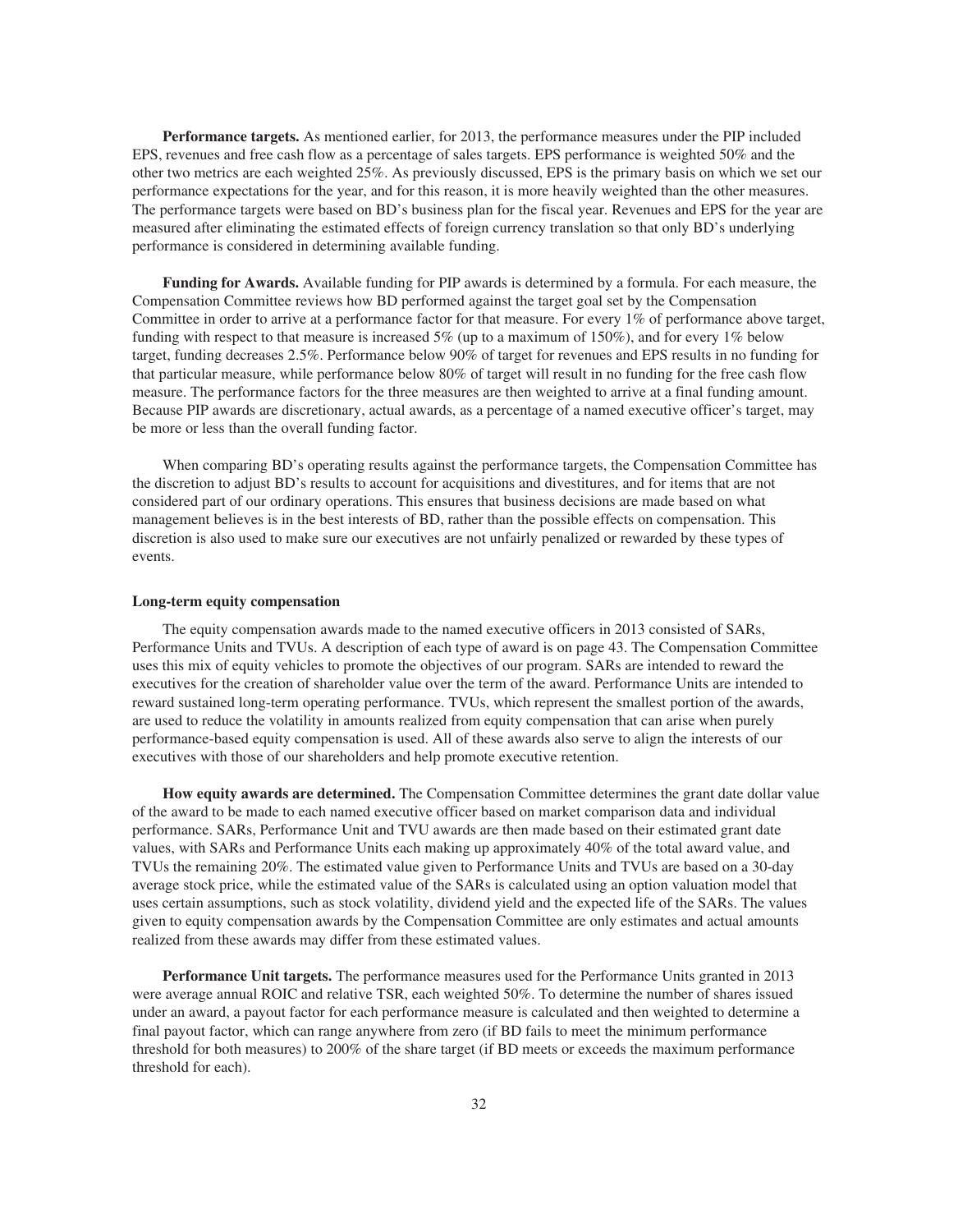**Performance targets.** As mentioned earlier, for 2013, the performance measures under the PIP included EPS, revenues and free cash flow as a percentage of sales targets. EPS performance is weighted 50% and the other two metrics are each weighted 25%. As previously discussed, EPS is the primary basis on which we set our performance expectations for the year, and for this reason, it is more heavily weighted than the other measures. The performance targets were based on BD's business plan for the fiscal year. Revenues and EPS for the year are measured after eliminating the estimated effects of foreign currency translation so that only BD's underlying performance is considered in determining available funding.

**Funding for Awards.** Available funding for PIP awards is determined by a formula. For each measure, the Compensation Committee reviews how BD performed against the target goal set by the Compensation Committee in order to arrive at a performance factor for that measure. For every 1% of performance above target, funding with respect to that measure is increased 5% (up to a maximum of 150%), and for every 1% below target, funding decreases 2.5%. Performance below 90% of target for revenues and EPS results in no funding for that particular measure, while performance below 80% of target will result in no funding for the free cash flow measure. The performance factors for the three measures are then weighted to arrive at a final funding amount. Because PIP awards are discretionary, actual awards, as a percentage of a named executive officer's target, may be more or less than the overall funding factor.

When comparing BD's operating results against the performance targets, the Compensation Committee has the discretion to adjust BD's results to account for acquisitions and divestitures, and for items that are not considered part of our ordinary operations. This ensures that business decisions are made based on what management believes is in the best interests of BD, rather than the possible effects on compensation. This discretion is also used to make sure our executives are not unfairly penalized or rewarded by these types of events.

#### Long-term equity compensation

The equity compensation awards made to the named executive officers in 2013 consisted of SARs, Performance Units and TVUs. A description of each type of award is on page 43. The Compensation Committee uses this mix of equity vehicles to promote the objectives of our program. SARs are intended to reward the executives for the creation of shareholder value over the term of the award. Performance Units are intended to reward sustained long-term operating performance. TVUs, which represent the smallest portion of the awards, are used to reduce the volatility in amounts realized from equity compensation that can arise when purely performance-based equity compensation is used. All of these awards also serve to align the interests of our executives with those of our shareholders and help promote executive retention.

**How equity awards are determined.** The Compensation Committee determines the grant date dollar value of the award to be made to each named executive officer based on market comparison data and individual performance. SARs, Performance Unit and TVU awards are then made based on their estimated grant date values, with SARs and Performance Units each making up approximately 40% of the total award value, and TVUs the remaining 20%. The estimated value given to Performance Units and TVUs are based on a 30-day average stock price, while the estimated value of the SARs is calculated using an option valuation model that uses certain assumptions, such as stock volatility, dividend yield and the expected life of the SARs. The values given to equity compensation awards by the Compensation Committee are only estimates and actual amounts realized from these awards may differ from these estimated values.

**Performance Unit targets.** The performance measures used for the Performance Units granted in 2013 were average annual ROIC and relative TSR, each weighted 50%. To determine the number of shares issued under an award, a payout factor for each performance measure is calculated and then weighted to determine a final payout factor, which can range anywhere from zero (if BD fails to meet the minimum performance threshold for both measures) to 200% of the share target (if BD meets or exceeds the maximum performance threshold for each).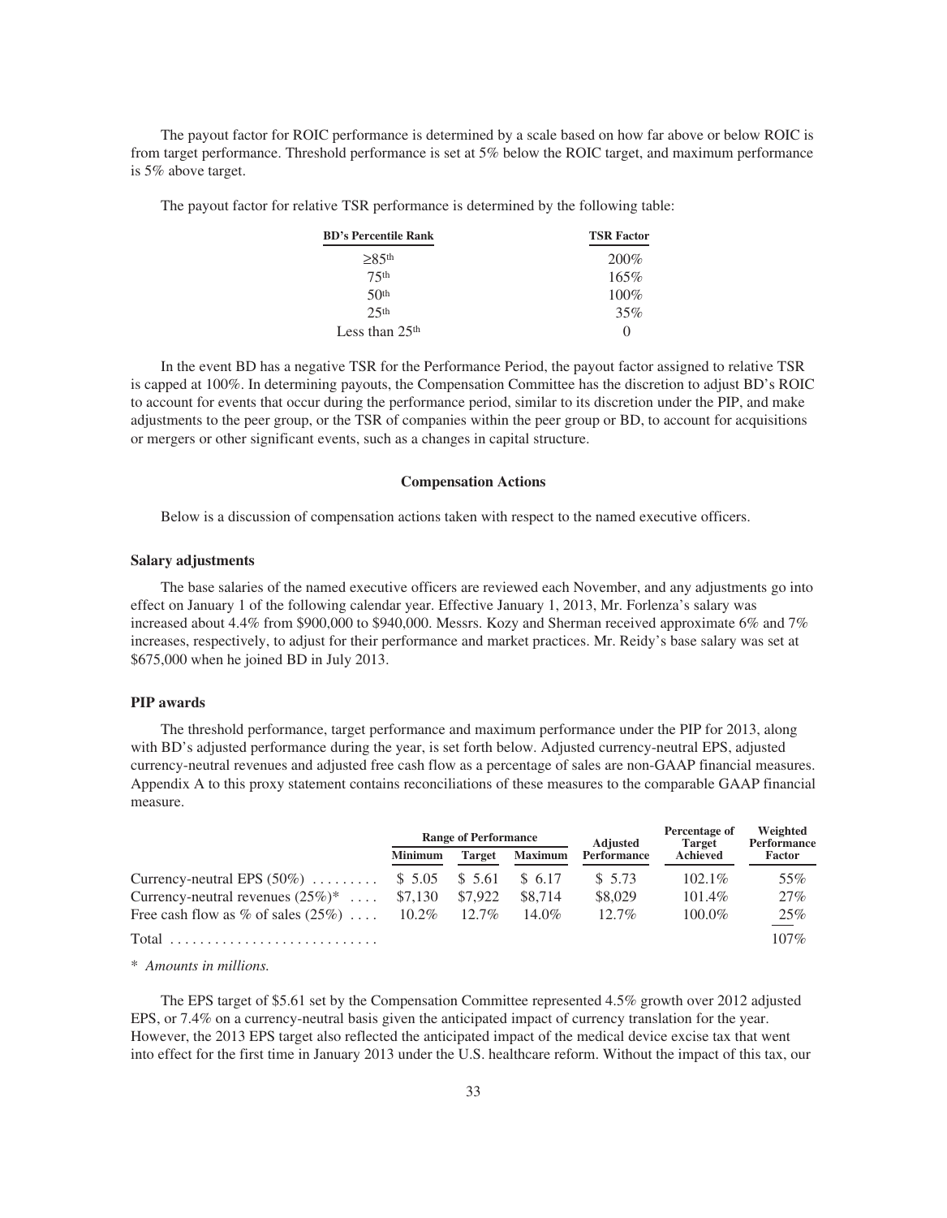The payout factor for ROIC performance is determined by a scale based on how far above or below ROIC is from target performance. Threshold performance is set at 5% below the ROIC target, and maximum performance is 5% above target.

The payout factor for relative TSR performance is determined by the following table:

| BD's Percentile Rank | TSR Factor |
|---|---|
| ≥85th | 200% |
| 75th | 165% |
| 50th | 100% |
| 25th | 35% |
| Less than 25th | 0 |

In the event BD has a negative TSR for the Performance Period, the payout factor assigned to relative TSR is capped at 100%. In determining payouts, the Compensation Committee has the discretion to adjust BD's ROIC to account for events that occur during the performance period, similar to its discretion under the PIP, and make adjustments to the peer group, or the TSR of companies within the peer group or BD, to account for acquisitions or mergers or other significant events, such as a changes in capital structure.

## Compensation Actions

Below is a discussion of compensation actions taken with respect to the named executive officers.

### Salary adjustments

The base salaries of the named executive officers are reviewed each November, and any adjustments go into effect on January 1 of the following calendar year. Effective January 1, 2013, Mr. Forlenza's salary was increased about 4.4% from \$900,000 to \$940,000. Messrs. Kozy and Sherman received approximate 6% and 7% increases, respectively, to adjust for their performance and market practices. Mr. Reidy's base salary was set at \$675,000 when he joined BD in July 2013.

### PIP awards

The threshold performance, target performance and maximum performance under the PIP for 2013, along with BD's adjusted performance during the year, is set forth below. Adjusted currency-neutral EPS, adjusted currency-neutral revenues and adjusted free cash flow as a percentage of sales are non-GAAP financial measures. Appendix A to this proxy statement contains reconciliations of these measures to the comparable GAAP financial measure.

| | Range of Performance | | | Adjusted Performance | Percentage of Target Achieved | Weighted Performance Factor |
|---|---|---|---|---|---|---|
| | Minimum | Target | Maximum | | | |
| Currency-neutral EPS (50%) | \$ 5.05 | \$ 5.61 | \$ 6.17 | \$ 5.73 | 102.1% | 55% |
| Currency-neutral revenues (25%)* | \$7,130 | \$7,922 | \$8,714 | \$8,029 | 101.4% | 27% |
| Free cash flow as % of sales (25%) | 10.2% | 12.7% | 14.0% | 12.7% | 100.0% | 25% |
| Total | | | | | | 107% |

\* *Amounts in millions.*

The EPS target of \$5.61 set by the Compensation Committee represented 4.5% growth over 2012 adjusted EPS, or 7.4% on a currency-neutral basis given the anticipated impact of currency translation for the year. However, the 2013 EPS target also reflected the anticipated impact of the medical device excise tax that went into effect for the first time in January 2013 under the U.S. healthcare reform. Without the impact of this tax, our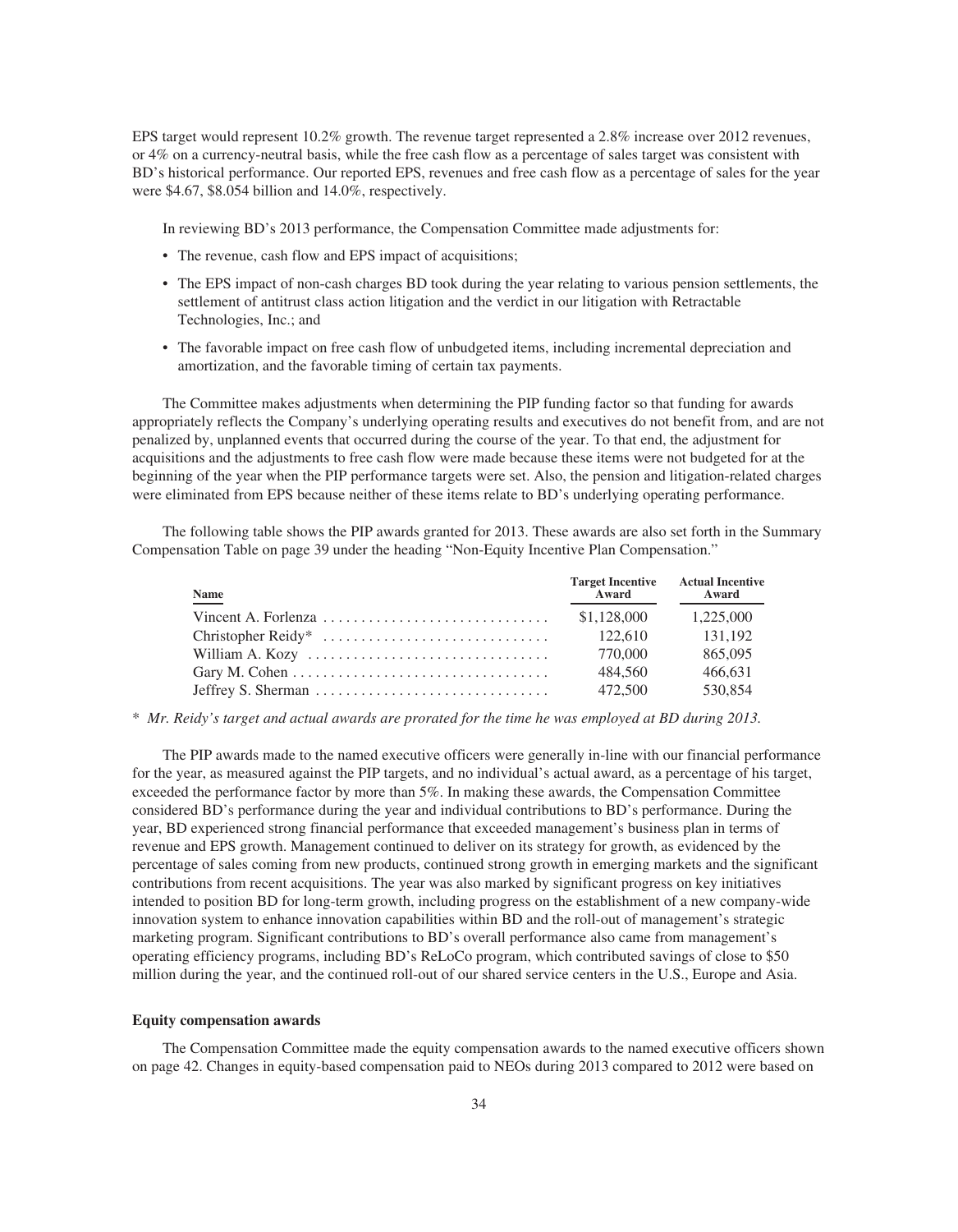EPS target would represent 10.2% growth. The revenue target represented a 2.8% increase over 2012 revenues, or 4% on a currency-neutral basis, while the free cash flow as a percentage of sales target was consistent with BD's historical performance. Our reported EPS, revenues and free cash flow as a percentage of sales for the year were $4.67, $8.054 billion and 14.0%, respectively.

In reviewing BD's 2013 performance, the Compensation Committee made adjustments for:

- The revenue, cash flow and EPS impact of acquisitions;
- The EPS impact of non-cash charges BD took during the year relating to various pension settlements, the settlement of antitrust class action litigation and the verdict in our litigation with Retractable Technologies, Inc.; and
- The favorable impact on free cash flow of unbudgeted items, including incremental depreciation and amortization, and the favorable timing of certain tax payments.

The Committee makes adjustments when determining the PIP funding factor so that funding for awards appropriately reflects the Company's underlying operating results and executives do not benefit from, and are not penalized by, unplanned events that occurred during the course of the year. To that end, the adjustment for acquisitions and the adjustments to free cash flow were made because these items were not budgeted for at the beginning of the year when the PIP performance targets were set. Also, the pension and litigation-related charges were eliminated from EPS because neither of these items relate to BD's underlying operating performance.

The following table shows the PIP awards granted for 2013. These awards are also set forth in the Summary Compensation Table on page 39 under the heading "Non-Equity Incentive Plan Compensation."

| Name | Target Incentive Award | Actual Incentive Award |
|---|---|---|
| Vincent A. Forlenza | $1,128,000 | 1,225,000 |
| Christopher Reidy* | 122,610 | 131,192 |
| William A. Kozy | 770,000 | 865,095 |
| Gary M. Cohen | 484,560 | 466,631 |
| Jeffrey S. Sherman | 472,500 | 530,854 |

\* *Mr. Reidy's target and actual awards are prorated for the time he was employed at BD during 2013.*

The PIP awards made to the named executive officers were generally in-line with our financial performance for the year, as measured against the PIP targets, and no individual's actual award, as a percentage of his target, exceeded the performance factor by more than 5%. In making these awards, the Compensation Committee considered BD's performance during the year and individual contributions to BD's performance. During the year, BD experienced strong financial performance that exceeded management's business plan in terms of revenue and EPS growth. Management continued to deliver on its strategy for growth, as evidenced by the percentage of sales coming from new products, continued strong growth in emerging markets and the significant contributions from recent acquisitions. The year was also marked by significant progress on key initiatives intended to position BD for long-term growth, including progress on the establishment of a new company-wide innovation system to enhance innovation capabilities within BD and the roll-out of management's strategic marketing program. Significant contributions to BD's overall performance also came from management's operating efficiency programs, including BD's ReLoCo program, which contributed savings of close to $50 million during the year, and the continued roll-out of our shared service centers in the U.S., Europe and Asia.

**Equity compensation awards**

The Compensation Committee made the equity compensation awards to the named executive officers shown on page 42. Changes in equity-based compensation paid to NEOs during 2013 compared to 2012 were based on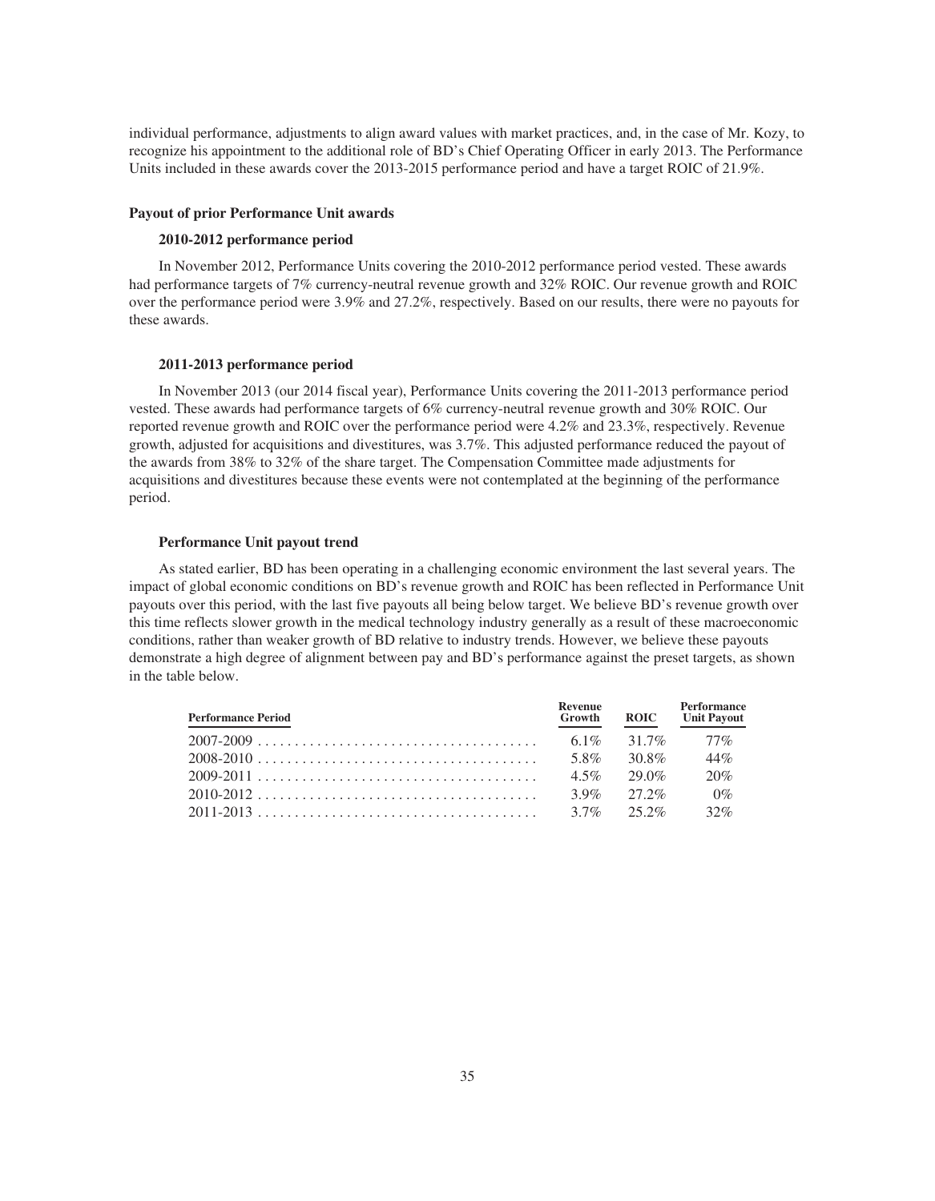individual performance, adjustments to align award values with market practices, and, in the case of Mr. Kozy, to recognize his appointment to the additional role of BD's Chief Operating Officer in early 2013. The Performance Units included in these awards cover the 2013-2015 performance period and have a target ROIC of 21.9%.

### Payout of prior Performance Unit awards

#### 2010-2012 performance period

In November 2012, Performance Units covering the 2010-2012 performance period vested. These awards had performance targets of 7% currency-neutral revenue growth and 32% ROIC. Our revenue growth and ROIC over the performance period were 3.9% and 27.2%, respectively. Based on our results, there were no payouts for these awards.

#### 2011-2013 performance period

In November 2013 (our 2014 fiscal year), Performance Units covering the 2011-2013 performance period vested. These awards had performance targets of 6% currency-neutral revenue growth and 30% ROIC. Our reported revenue growth and ROIC over the performance period were 4.2% and 23.3%, respectively. Revenue growth, adjusted for acquisitions and divestitures, was 3.7%. This adjusted performance reduced the payout of the awards from 38% to 32% of the share target. The Compensation Committee made adjustments for acquisitions and divestitures because these events were not contemplated at the beginning of the performance period.

#### Performance Unit payout trend

As stated earlier, BD has been operating in a challenging economic environment the last several years. The impact of global economic conditions on BD's revenue growth and ROIC has been reflected in Performance Unit payouts over this period, with the last five payouts all being below target. We believe BD's revenue growth over this time reflects slower growth in the medical technology industry generally as a result of these macroeconomic conditions, rather than weaker growth of BD relative to industry trends. However, we believe these payouts demonstrate a high degree of alignment between pay and BD's performance against the preset targets, as shown in the table below.

| Performance Period | Revenue Growth | ROIC | Performance Unit Payout |
|---|---|---|---|
| 2007-2009 | 6.1% | 31.7% | 77% |
| 2008-2010 | 5.8% | 30.8% | 44% |
| 2009-2011 | 4.5% | 29.0% | 20% |
| 2010-2012 | 3.9% | 27.2% | 0% |
| 2011-2013 | 3.7% | 25.2% | 32% |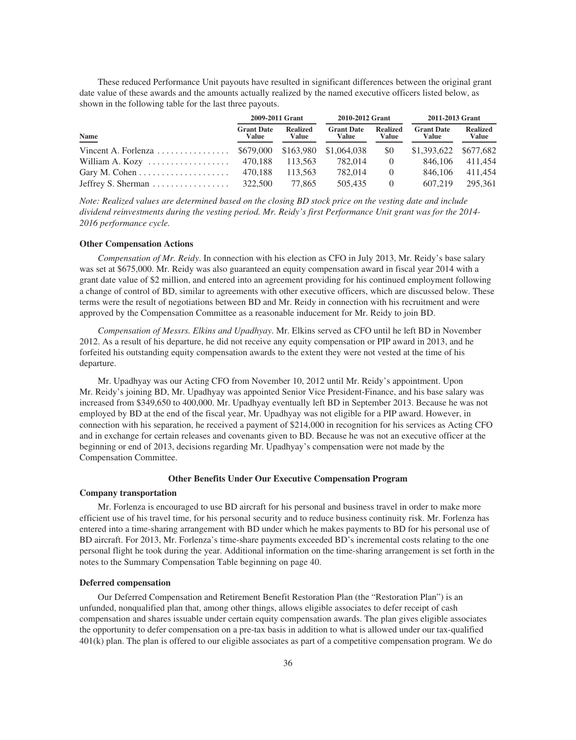These reduced Performance Unit payouts have resulted in significant differences between the original grant date value of these awards and the amounts actually realized by the named executive officers listed below, as shown in the following table for the last three payouts.

| Name | 2009-2011 Grant | | 2010-2012 Grant | | 2011-2013 Grant | |
|---|---|---|---|---|---|---|
| | Grant Date Value | Realized Value | Grant Date Value | Realized Value | Grant Date Value | Realized Value |
| Vincent A. Forlenza | $679,000 | $163,980 | $1,064,038 | $0 | $1,393,622 | $677,682 |
| William A. Kozy | 470,188 | 113,563 | 782,014 | 0 | 846,106 | 411,454 |
| Gary M. Cohen | 470,188 | 113,563 | 782,014 | 0 | 846,106 | 411,454 |
| Jeffrey S. Sherman | 322,500 | 77,865 | 505,435 | 0 | 607,219 | 295,361 |

*Note: Realized values are determined based on the closing BD stock price on the vesting date and include dividend reinvestments during the vesting period. Mr. Reidy's first Performance Unit grant was for the 2014-2016 performance cycle.*

**Other Compensation Actions**

*Compensation of Mr. Reidy*. In connection with his election as CFO in July 2013, Mr. Reidy's base salary was set at $675,000. Mr. Reidy was also guaranteed an equity compensation award in fiscal year 2014 with a grant date value of $2 million, and entered into an agreement providing for his continued employment following a change of control of BD, similar to agreements with other executive officers, which are discussed below. These terms were the result of negotiations between BD and Mr. Reidy in connection with his recruitment and were approved by the Compensation Committee as a reasonable inducement for Mr. Reidy to join BD.

*Compensation of Messrs. Elkins and Upadhyay*. Mr. Elkins served as CFO until he left BD in November 2012. As a result of his departure, he did not receive any equity compensation or PIP award in 2013, and he forfeited his outstanding equity compensation awards to the extent they were not vested at the time of his departure.

Mr. Upadhyay was our Acting CFO from November 10, 2012 until Mr. Reidy's appointment. Upon Mr. Reidy's joining BD, Mr. Upadhyay was appointed Senior Vice President-Finance, and his base salary was increased from $349,650 to 400,000. Mr. Upadhyay eventually left BD in September 2013. Because he was not employed by BD at the end of the fiscal year, Mr. Upadhyay was not eligible for a PIP award. However, in connection with his separation, he received a payment of $214,000 in recognition for his services as Acting CFO and in exchange for certain releases and covenants given to BD. Because he was not an executive officer at the beginning or end of 2013, decisions regarding Mr. Upadhyay's compensation were not made by the Compensation Committee.

## Other Benefits Under Our Executive Compensation Program

**Company transportation**

Mr. Forlenza is encouraged to use BD aircraft for his personal and business travel in order to make more efficient use of his travel time, for his personal security and to reduce business continuity risk. Mr. Forlenza has entered into a time-sharing arrangement with BD under which he makes payments to BD for his personal use of BD aircraft. For 2013, Mr. Forlenza's time-share payments exceeded BD's incremental costs relating to the one personal flight he took during the year. Additional information on the time-sharing arrangement is set forth in the notes to the Summary Compensation Table beginning on page 40.

**Deferred compensation**

Our Deferred Compensation and Retirement Benefit Restoration Plan (the "Restoration Plan") is an unfunded, nonqualified plan that, among other things, allows eligible associates to defer receipt of cash compensation and shares issuable under certain equity compensation awards. The plan gives eligible associates the opportunity to defer compensation on a pre-tax basis in addition to what is allowed under our tax-qualified 401(k) plan. The plan is offered to our eligible associates as part of a competitive compensation program. We do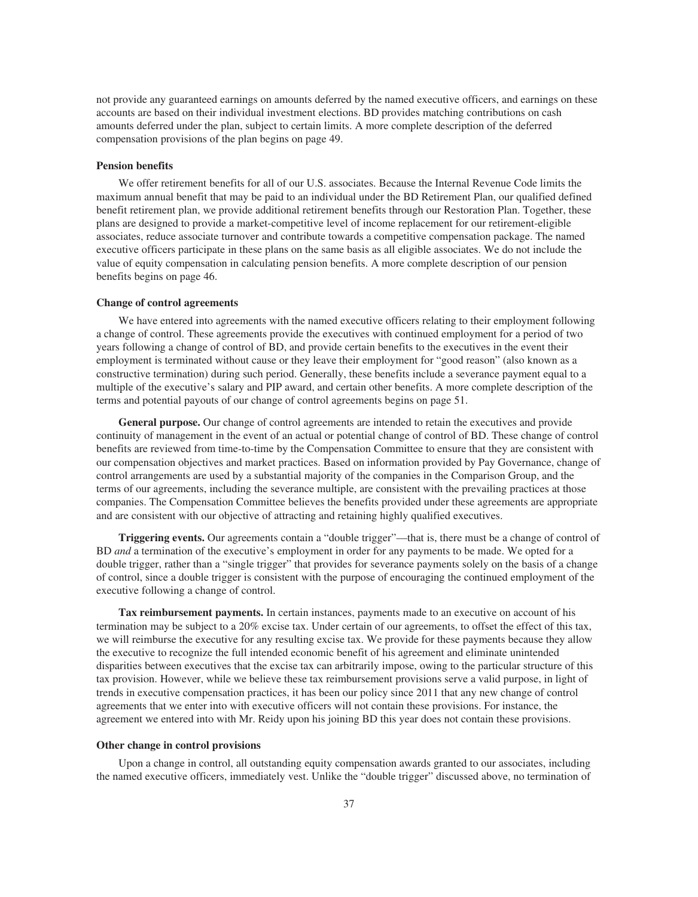not provide any guaranteed earnings on amounts deferred by the named executive officers, and earnings on these accounts are based on their individual investment elections. BD provides matching contributions on cash amounts deferred under the plan, subject to certain limits. A more complete description of the deferred compensation provisions of the plan begins on page 49.

**Pension benefits**

We offer retirement benefits for all of our U.S. associates. Because the Internal Revenue Code limits the maximum annual benefit that may be paid to an individual under the BD Retirement Plan, our qualified defined benefit retirement plan, we provide additional retirement benefits through our Restoration Plan. Together, these plans are designed to provide a market-competitive level of income replacement for our retirement-eligible associates, reduce associate turnover and contribute towards a competitive compensation package. The named executive officers participate in these plans on the same basis as all eligible associates. We do not include the value of equity compensation in calculating pension benefits. A more complete description of our pension benefits begins on page 46.

**Change of control agreements**

We have entered into agreements with the named executive officers relating to their employment following a change of control. These agreements provide the executives with continued employment for a period of two years following a change of control of BD, and provide certain benefits to the executives in the event their employment is terminated without cause or they leave their employment for "good reason" (also known as a constructive termination) during such period. Generally, these benefits include a severance payment equal to a multiple of the executive's salary and PIP award, and certain other benefits. A more complete description of the terms and potential payouts of our change of control agreements begins on page 51.

**General purpose.** Our change of control agreements are intended to retain the executives and provide continuity of management in the event of an actual or potential change of control of BD. These change of control benefits are reviewed from time-to-time by the Compensation Committee to ensure that they are consistent with our compensation objectives and market practices. Based on information provided by Pay Governance, change of control arrangements are used by a substantial majority of the companies in the Comparison Group, and the terms of our agreements, including the severance multiple, are consistent with the prevailing practices at those companies. The Compensation Committee believes the benefits provided under these agreements are appropriate and are consistent with our objective of attracting and retaining highly qualified executives.

**Triggering events.** Our agreements contain a "double trigger"—that is, there must be a change of control of BD *and* a termination of the executive's employment in order for any payments to be made. We opted for a double trigger, rather than a "single trigger" that provides for severance payments solely on the basis of a change of control, since a double trigger is consistent with the purpose of encouraging the continued employment of the executive following a change of control.

**Tax reimbursement payments.** In certain instances, payments made to an executive on account of his termination may be subject to a 20% excise tax. Under certain of our agreements, to offset the effect of this tax, we will reimburse the executive for any resulting excise tax. We provide for these payments because they allow the executive to recognize the full intended economic benefit of his agreement and eliminate unintended disparities between executives that the excise tax can arbitrarily impose, owing to the particular structure of this tax provision. However, while we believe these tax reimbursement provisions serve a valid purpose, in light of trends in executive compensation practices, it has been our policy since 2011 that any new change of control agreements that we enter into with executive officers will not contain these provisions. For instance, the agreement we entered into with Mr. Reidy upon his joining BD this year does not contain these provisions.

**Other change in control provisions**

Upon a change in control, all outstanding equity compensation awards granted to our associates, including the named executive officers, immediately vest. Unlike the "double trigger" discussed above, no termination of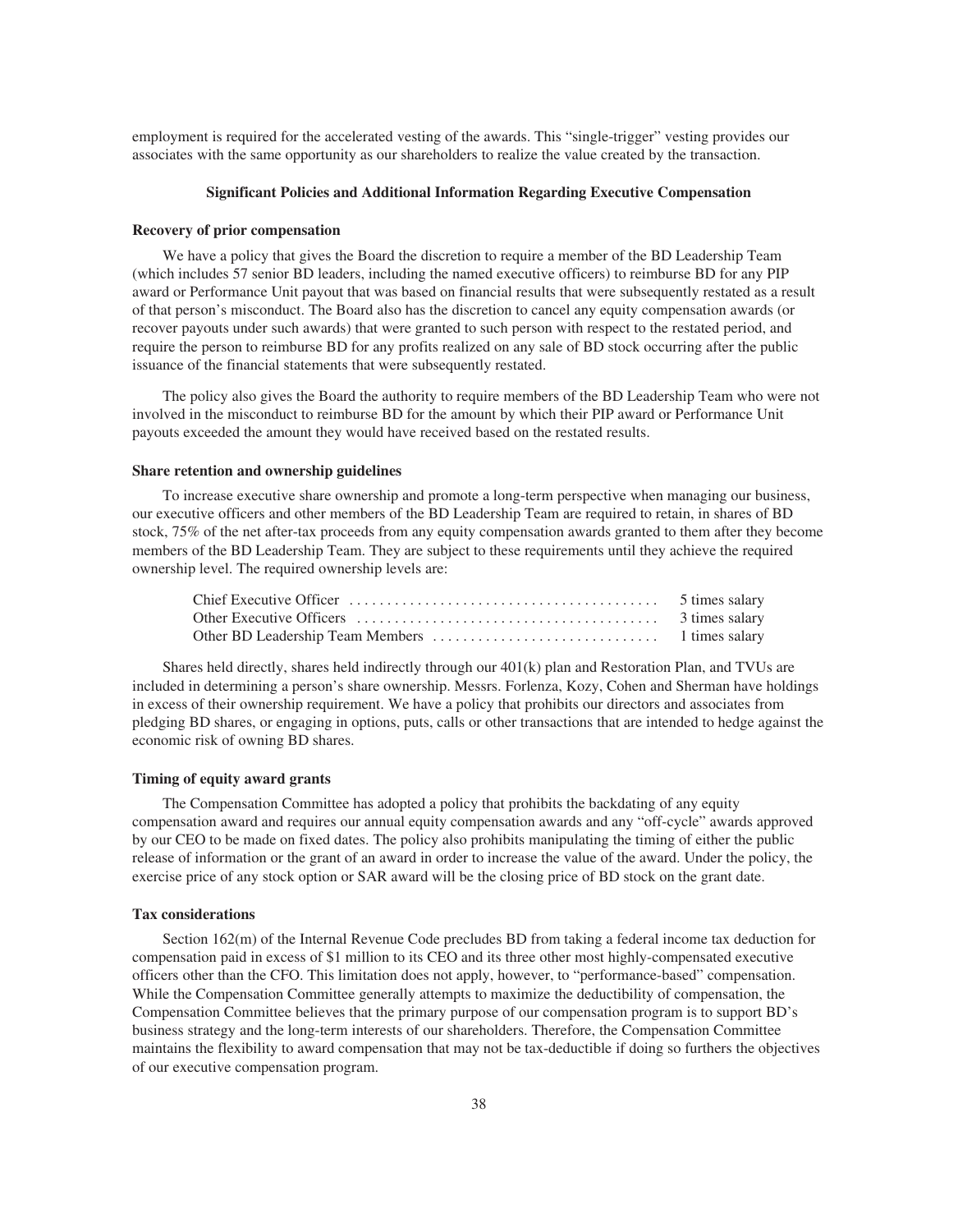employment is required for the accelerated vesting of the awards. This "single-trigger" vesting provides our associates with the same opportunity as our shareholders to realize the value created by the transaction.

## Significant Policies and Additional Information Regarding Executive Compensation

### Recovery of prior compensation

We have a policy that gives the Board the discretion to require a member of the BD Leadership Team (which includes 57 senior BD leaders, including the named executive officers) to reimburse BD for any PIP award or Performance Unit payout that was based on financial results that were subsequently restated as a result of that person's misconduct. The Board also has the discretion to cancel any equity compensation awards (or recover payouts under such awards) that were granted to such person with respect to the restated period, and require the person to reimburse BD for any profits realized on any sale of BD stock occurring after the public issuance of the financial statements that were subsequently restated.

The policy also gives the Board the authority to require members of the BD Leadership Team who were not involved in the misconduct to reimburse BD for the amount by which their PIP award or Performance Unit payouts exceeded the amount they would have received based on the restated results.

### Share retention and ownership guidelines

To increase executive share ownership and promote a long-term perspective when managing our business, our executive officers and other members of the BD Leadership Team are required to retain, in shares of BD stock, 75% of the net after-tax proceeds from any equity compensation awards granted to them after they become members of the BD Leadership Team. They are subject to these requirements until they achieve the required ownership level. The required ownership levels are:

| | |
|---|---|
| Chief Executive Officer | 5 times salary |
| Other Executive Officers | 3 times salary |
| Other BD Leadership Team Members | 1 times salary |

Shares held directly, shares held indirectly through our 401(k) plan and Restoration Plan, and TVUs are included in determining a person's share ownership. Messrs. Forlenza, Kozy, Cohen and Sherman have holdings in excess of their ownership requirement. We have a policy that prohibits our directors and associates from pledging BD shares, or engaging in options, puts, calls or other transactions that are intended to hedge against the economic risk of owning BD shares.

### Timing of equity award grants

The Compensation Committee has adopted a policy that prohibits the backdating of any equity compensation award and requires our annual equity compensation awards and any "off-cycle" awards approved by our CEO to be made on fixed dates. The policy also prohibits manipulating the timing of either the public release of information or the grant of an award in order to increase the value of the award. Under the policy, the exercise price of any stock option or SAR award will be the closing price of BD stock on the grant date.

### Tax considerations

Section 162(m) of the Internal Revenue Code precludes BD from taking a federal income tax deduction for compensation paid in excess of $1 million to its CEO and its three other most highly-compensated executive officers other than the CFO. This limitation does not apply, however, to "performance-based" compensation. While the Compensation Committee generally attempts to maximize the deductibility of compensation, the Compensation Committee believes that the primary purpose of our compensation program is to support BD's business strategy and the long-term interests of our shareholders. Therefore, the Compensation Committee maintains the flexibility to award compensation that may not be tax-deductible if doing so furthers the objectives of our executive compensation program.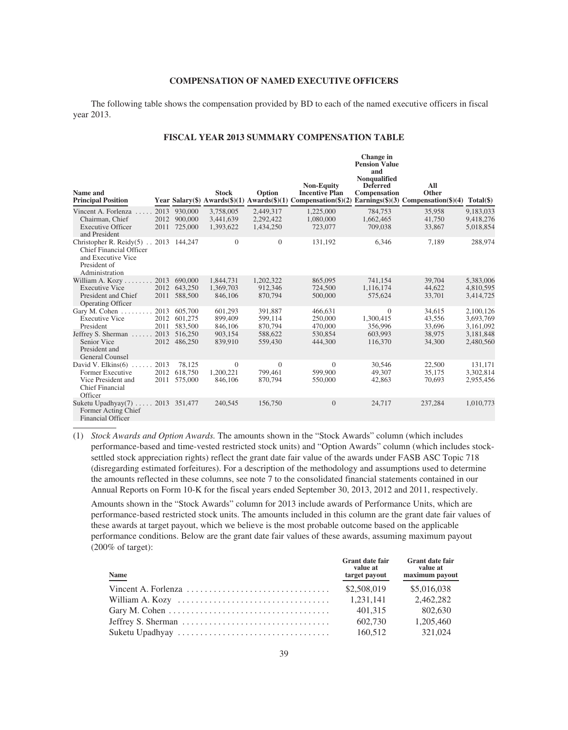## COMPENSATION OF NAMED EXECUTIVE OFFICERS

The following table shows the compensation provided by BD to each of the named executive officers in fiscal year 2013.

### FISCAL YEAR 2013 SUMMARY COMPENSATION TABLE

| Name and Principal Position | Year | Salary($) | Stock Awards($)(1) | Option Awards($)(1) | Non-Equity Incentive Plan Compensation($)(2) | Change in Pension Value and Nonqualified Deferred Compensation Earnings($)(3) | All Other Compensation($)(4) | Total($) |
|---|---|---|---|---|---|---|---|---|
| Vincent A. Forlenza | 2013 | 930,000 | 3,758,005 | 2,449,317 | 1,225,000 | 784,753 | 35,958 | 9,183,033 |
| Chairman, Chief Executive Officer and President | 2012 | 900,000 | 3,441,639 | 2,292,422 | 1,080,000 | 1,662,465 | 41,750 | 9,418,276 |
| | 2011 | 725,000 | 1,393,622 | 1,434,250 | 723,077 | 709,038 | 33,867 | 5,018,854 |
| Christopher R. Reidy(5) Chief Financial Officer and Executive Vice President of Administration | 2013 | 144,247 | 0 | 0 | 131,192 | 6,346 | 7,189 | 288,974 |
| William A. Kozy | 2013 | 690,000 | 1,844,731 | 1,202,322 | 865,095 | 741,154 | 39,704 | 5,383,006 |
| Executive Vice President and Chief Operating Officer | 2012 | 643,250 | 1,369,703 | 912,346 | 724,500 | 1,116,174 | 44,622 | 4,810,595 |
| | 2011 | 588,500 | 846,106 | 870,794 | 500,000 | 575,624 | 33,701 | 3,414,725 |
| Gary M. Cohen | 2013 | 605,700 | 601,293 | 391,887 | 466,631 | 0 | 34,615 | 2,100,126 |
| Executive Vice President | 2012 | 601,275 | 899,409 | 599,114 | 250,000 | 1,300,415 | 43,556 | 3,693,769 |
| | 2011 | 583,500 | 846,106 | 870,794 | 470,000 | 356,996 | 33,696 | 3,161,092 |
| Jeffrey S. Sherman | 2013 | 516,250 | 903,154 | 588,622 | 530,854 | 603,993 | 38,975 | 3,181,848 |
| Senior Vice President and General Counsel | 2012 | 486,250 | 839,910 | 559,430 | 444,300 | 116,370 | 34,300 | 2,480,560 |
| David V. Elkins(6) | 2013 | 78,125 | 0 | 0 | 0 | 30,546 | 22,500 | 131,171 |
| Former Executive Vice President and Chief Financial Officer | 2012 | 618,750 | 1,200,221 | 799,461 | 599,900 | 49,307 | 35,175 | 3,302,814 |
| | 2011 | 575,000 | 846,106 | 870,794 | 550,000 | 42,863 | 70,693 | 2,955,456 |
| Suketu Upadhyay(7) Former Acting Chief Financial Officer | 2013 | 351,477 | 240,545 | 156,750 | 0 | 24,717 | 237,284 | 1,010,773 |

(1) *Stock Awards and Option Awards.* The amounts shown in the "Stock Awards" column (which includes performance-based and time-vested restricted stock units) and "Option Awards" column (which includes stock-settled stock appreciation rights) reflect the grant date fair value of the awards under FASB ASC Topic 718 (disregarding estimated forfeitures). For a description of the methodology and assumptions used to determine the amounts reflected in these columns, see note 7 to the consolidated financial statements contained in our Annual Reports on Form 10-K for the fiscal years ended September 30, 2013, 2012 and 2011, respectively.

Amounts shown in the "Stock Awards" column for 2013 include awards of Performance Units, which are performance-based restricted stock units. The amounts included in this column are the grant date fair values of these awards at target payout, which we believe is the most probable outcome based on the applicable performance conditions. Below are the grant date fair values of these awards, assuming maximum payout (200% of target):

| Name | Grant date fair value at target payout | Grant date fair value at maximum payout |
|---|---|---|
| Vincent A. Forlenza | $2,508,019 | $5,016,038 |
| William A. Kozy | 1,231,141 | 2,462,282 |
| Gary M. Cohen | 401,315 | 802,630 |
| Jeffrey S. Sherman | 602,730 | 1,205,460 |
| Suketu Upadhyay | 160,512 | 321,024 |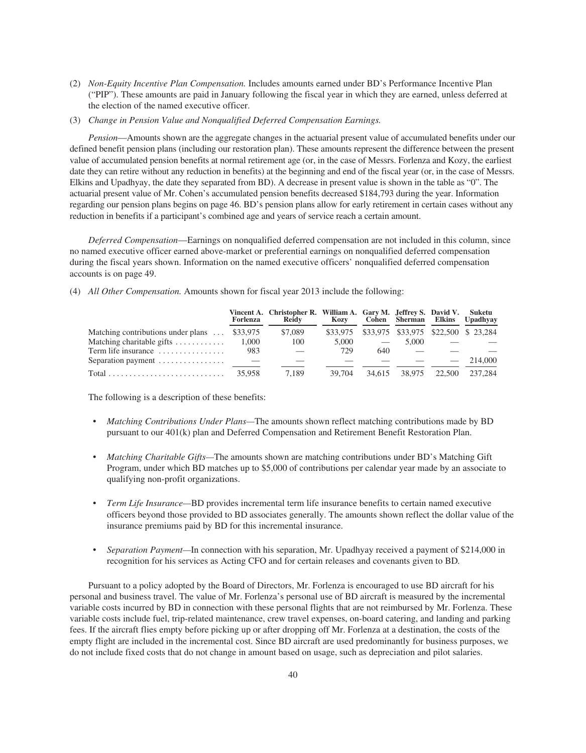(2) *Non-Equity Incentive Plan Compensation.* Includes amounts earned under BD's Performance Incentive Plan ("PIP"). These amounts are paid in January following the fiscal year in which they are earned, unless deferred at the election of the named executive officer.

(3) *Change in Pension Value and Nonqualified Deferred Compensation Earnings.*

*Pension*—Amounts shown are the aggregate changes in the actuarial present value of accumulated benefits under our defined benefit pension plans (including our restoration plan). These amounts represent the difference between the present value of accumulated pension benefits at normal retirement age (or, in the case of Messrs. Forlenza and Kozy, the earliest date they can retire without any reduction in benefits) at the beginning and end of the fiscal year (or, in the case of Messrs. Elkins and Upadhyay, the date they separated from BD). A decrease in present value is shown in the table as "0". The actuarial present value of Mr. Cohen's accumulated pension benefits decreased $184,793 during the year. Information regarding our pension plans begins on page 46. BD's pension plans allow for early retirement in certain cases without any reduction in benefits if a participant's combined age and years of service reach a certain amount.

*Deferred Compensation*—Earnings on nonqualified deferred compensation are not included in this column, since no named executive officer earned above-market or preferential earnings on nonqualified deferred compensation during the fiscal years shown. Information on the named executive officers' nonqualified deferred compensation accounts is on page 49.

(4) *All Other Compensation.* Amounts shown for fiscal year 2013 include the following:

| | Vincent A. Forlenza | Christopher R. Reidy | William A. Kozy | Gary M. Cohen | Jeffrey S. Sherman | David V. Elkins | Suketu Upadhyay |
|---|---|---|---|---|---|---|---|
| Matching contributions under plans | $33,975 | $7,089 | $33,975 | $33,975 | $33,975 | $22,500 | $ 23,284 |
| Matching charitable gifts | 1,000 | 100 | 5,000 | — | 5,000 | — | — |
| Term life insurance | 983 | — | 729 | 640 | — | — | — |
| Separation payment | — | — | — | — | — | — | 214,000 |
| Total | 35,958 | 7,189 | 39,704 | 34,615 | 38,975 | 22,500 | 237,284 |

The following is a description of these benefits:

- *Matching Contributions Under Plans*—The amounts shown reflect matching contributions made by BD pursuant to our 401(k) plan and Deferred Compensation and Retirement Benefit Restoration Plan.
- *Matching Charitable Gifts*—The amounts shown are matching contributions under BD's Matching Gift Program, under which BD matches up to $5,000 of contributions per calendar year made by an associate to qualifying non-profit organizations.
- *Term Life Insurance*—BD provides incremental term life insurance benefits to certain named executive officers beyond those provided to BD associates generally. The amounts shown reflect the dollar value of the insurance premiums paid by BD for this incremental insurance.
- *Separation Payment*—In connection with his separation, Mr. Upadhyay received a payment of $214,000 in recognition for his services as Acting CFO and for certain releases and covenants given to BD.

Pursuant to a policy adopted by the Board of Directors, Mr. Forlenza is encouraged to use BD aircraft for his personal and business travel. The value of Mr. Forlenza's personal use of BD aircraft is measured by the incremental variable costs incurred by BD in connection with these personal flights that are not reimbursed by Mr. Forlenza. These variable costs include fuel, trip-related maintenance, crew travel expenses, on-board catering, and landing and parking fees. If the aircraft flies empty before picking up or after dropping off Mr. Forlenza at a destination, the costs of the empty flight are included in the incremental cost. Since BD aircraft are used predominantly for business purposes, we do not include fixed costs that do not change in amount based on usage, such as depreciation and pilot salaries.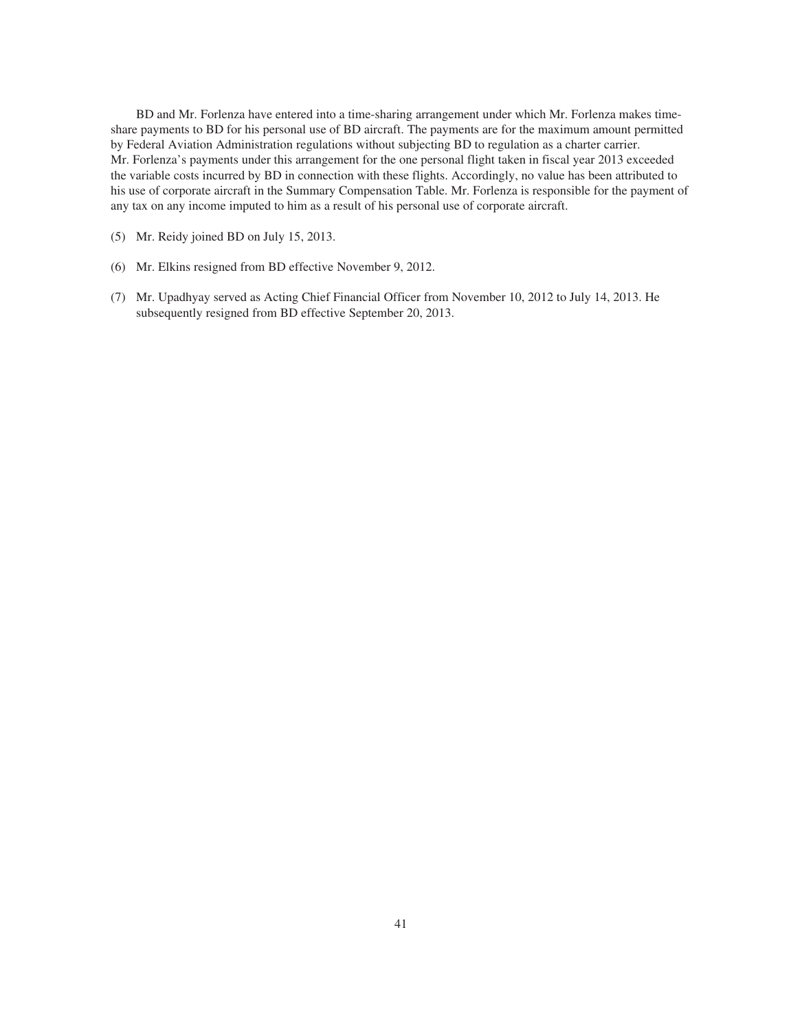BD and Mr. Forlenza have entered into a time-sharing arrangement under which Mr. Forlenza makes time-share payments to BD for his personal use of BD aircraft. The payments are for the maximum amount permitted by Federal Aviation Administration regulations without subjecting BD to regulation as a charter carrier. Mr. Forlenza's payments under this arrangement for the one personal flight taken in fiscal year 2013 exceeded the variable costs incurred by BD in connection with these flights. Accordingly, no value has been attributed to his use of corporate aircraft in the Summary Compensation Table. Mr. Forlenza is responsible for the payment of any tax on any income imputed to him as a result of his personal use of corporate aircraft.

(5) Mr. Reidy joined BD on July 15, 2013.

(6) Mr. Elkins resigned from BD effective November 9, 2012.

(7) Mr. Upadhyay served as Acting Chief Financial Officer from November 10, 2012 to July 14, 2013. He subsequently resigned from BD effective September 20, 2013.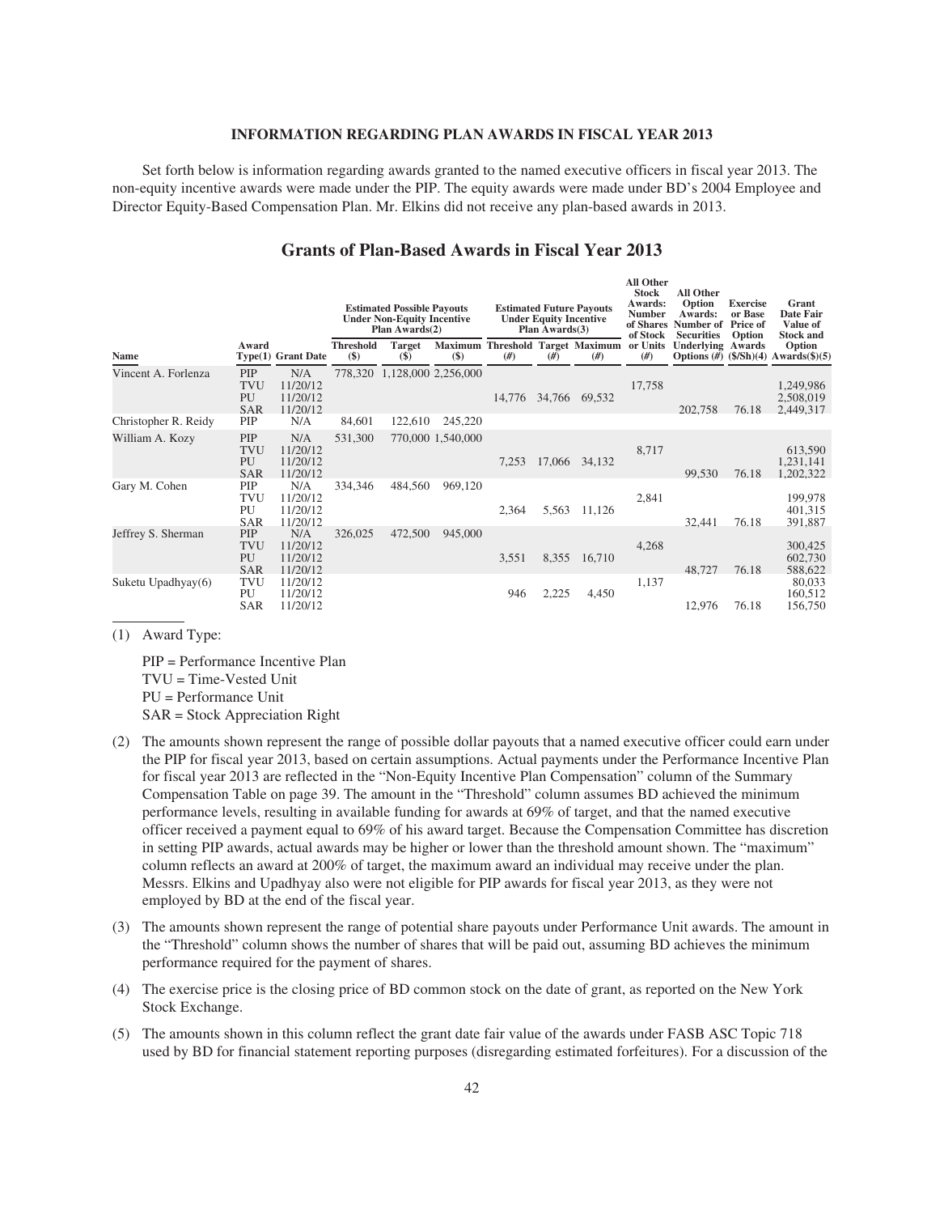## INFORMATION REGARDING PLAN AWARDS IN FISCAL YEAR 2013

Set forth below is information regarding awards granted to the named executive officers in fiscal year 2013. The non-equity incentive awards were made under the PIP. The equity awards were made under BD's 2004 Employee and Director Equity-Based Compensation Plan. Mr. Elkins did not receive any plan-based awards in 2013.

## Grants of Plan-Based Awards in Fiscal Year 2013

| | | | Estimated Possible Payouts Under Non-Equity Incentive Plan Awards(2) | | | Estimated Future Payouts Under Equity Incentive Plan Awards(3) | | | All Other Stock Awards: Number of Shares of Stock or Units | All Other Option Awards: Number of Securities Underlying Options | Exercise or Base Price of Option Awards | Grant Date Fair Value of Stock and Option Awards($)(5) |
|---|---|---|---|---|---|---|---|---|---|---|---|---|
| Name | Award Type(1) | Grant Date | Threshold ($) | Target ($) | Maximum ($) | Threshold (#) | Target (#) | Maximum (#) | (#) | (#) | ($/Sh)(4) | |
| Vincent A. Forlenza | PIP | N/A | 778,320 | 1,128,000 | 2,256,000 | | | | | | | |
| | TVU | 11/20/12 | | | | | | | 17,758 | | | 1,249,986 |
| | PU | 11/20/12 | | | | 14,776 | 34,766 | 69,532 | | | | 2,508,019 |
| | SAR | 11/20/12 | | | | | | | | 202,758 | 76.18 | 2,449,317 |
| Christopher R. Reidy | PIP | N/A | 84,601 | 122,610 | 245,220 | | | | | | | |
| William A. Kozy | PIP | N/A | 531,300 | 770,000 | 1,540,000 | | | | | | | |
| | TVU | 11/20/12 | | | | | | | 8,717 | | | 613,590 |
| | PU | 11/20/12 | | | | 7,253 | 17,066 | 34,132 | | | | 1,231,141 |
| | SAR | 11/20/12 | | | | | | | | 99,530 | 76.18 | 1,202,322 |
| Gary M. Cohen | PIP | N/A | 334,346 | 484,560 | 969,120 | | | | | | | |
| | TVU | 11/20/12 | | | | | | | 2,841 | | | 199,978 |
| | PU | 11/20/12 | | | | 2,364 | 5,563 | 11,126 | | | | 401,315 |
| | SAR | 11/20/12 | | | | | | | | 32,441 | 76.18 | 391,887 |
| Jeffrey S. Sherman | PIP | N/A | 326,025 | 472,500 | 945,000 | | | | | | | |
| | TVU | 11/20/12 | | | | | | | 4,268 | | | 300,425 |
| | PU | 11/20/12 | | | | 3,551 | 8,355 | 16,710 | | | | 602,730 |
| | SAR | 11/20/12 | | | | | | | | 48,727 | 76.18 | 588,622 |
| Suketu Upadhyay(6) | TVU | 11/20/12 | | | | | | | 1,137 | | | 80,033 |
| | PU | 11/20/12 | | | | 946 | 2,225 | 4,450 | | | | 160,512 |
| | SAR | 11/20/12 | | | | | | | | 12,976 | 76.18 | 156,750 |

(1) Award Type:

PIP = Performance Incentive Plan
TVU = Time-Vested Unit
PU = Performance Unit
SAR = Stock Appreciation Right

(2) The amounts shown represent the range of possible dollar payouts that a named executive officer could earn under the PIP for fiscal year 2013, based on certain assumptions. Actual payments under the Performance Incentive Plan for fiscal year 2013 are reflected in the "Non-Equity Incentive Plan Compensation" column of the Summary Compensation Table on page 39. The amount in the "Threshold" column assumes BD achieved the minimum performance levels, resulting in available funding for awards at 69% of target, and that the named executive officer received a payment equal to 69% of his award target. Because the Compensation Committee has discretion in setting PIP awards, actual awards may be higher or lower than the threshold amount shown. The "maximum" column reflects an award at 200% of target, the maximum award an individual may receive under the plan. Messrs. Elkins and Upadhyay also were not eligible for PIP awards for fiscal year 2013, as they were not employed by BD at the end of the fiscal year.

(3) The amounts shown represent the range of potential share payouts under Performance Unit awards. The amount in the "Threshold" column shows the number of shares that will be paid out, assuming BD achieves the minimum performance required for the payment of shares.

(4) The exercise price is the closing price of BD common stock on the date of grant, as reported on the New York Stock Exchange.

(5) The amounts shown in this column reflect the grant date fair value of the awards under FASB ASC Topic 718 used by BD for financial statement reporting purposes (disregarding estimated forfeitures). For a discussion of the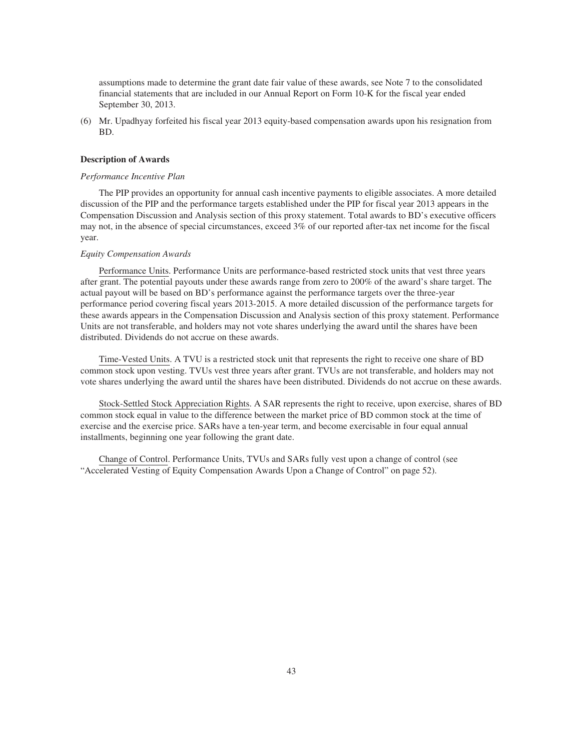assumptions made to determine the grant date fair value of these awards, see Note 7 to the consolidated financial statements that are included in our Annual Report on Form 10-K for the fiscal year ended September 30, 2013.

(6) Mr. Upadhyay forfeited his fiscal year 2013 equity-based compensation awards upon his resignation from BD.

**Description of Awards**

*Performance Incentive Plan*

The PIP provides an opportunity for annual cash incentive payments to eligible associates. A more detailed discussion of the PIP and the performance targets established under the PIP for fiscal year 2013 appears in the Compensation Discussion and Analysis section of this proxy statement. Total awards to BD's executive officers may not, in the absence of special circumstances, exceed 3% of our reported after-tax net income for the fiscal year.

*Equity Compensation Awards*

Performance Units. Performance Units are performance-based restricted stock units that vest three years after grant. The potential payouts under these awards range from zero to 200% of the award's share target. The actual payout will be based on BD's performance against the performance targets over the three-year performance period covering fiscal years 2013-2015. A more detailed discussion of the performance targets for these awards appears in the Compensation Discussion and Analysis section of this proxy statement. Performance Units are not transferable, and holders may not vote shares underlying the award until the shares have been distributed. Dividends do not accrue on these awards.

Time-Vested Units. A TVU is a restricted stock unit that represents the right to receive one share of BD common stock upon vesting. TVUs vest three years after grant. TVUs are not transferable, and holders may not vote shares underlying the award until the shares have been distributed. Dividends do not accrue on these awards.

Stock-Settled Stock Appreciation Rights. A SAR represents the right to receive, upon exercise, shares of BD common stock equal in value to the difference between the market price of BD common stock at the time of exercise and the exercise price. SARs have a ten-year term, and become exercisable in four equal annual installments, beginning one year following the grant date.

Change of Control. Performance Units, TVUs and SARs fully vest upon a change of control (see "Accelerated Vesting of Equity Compensation Awards Upon a Change of Control" on page 52).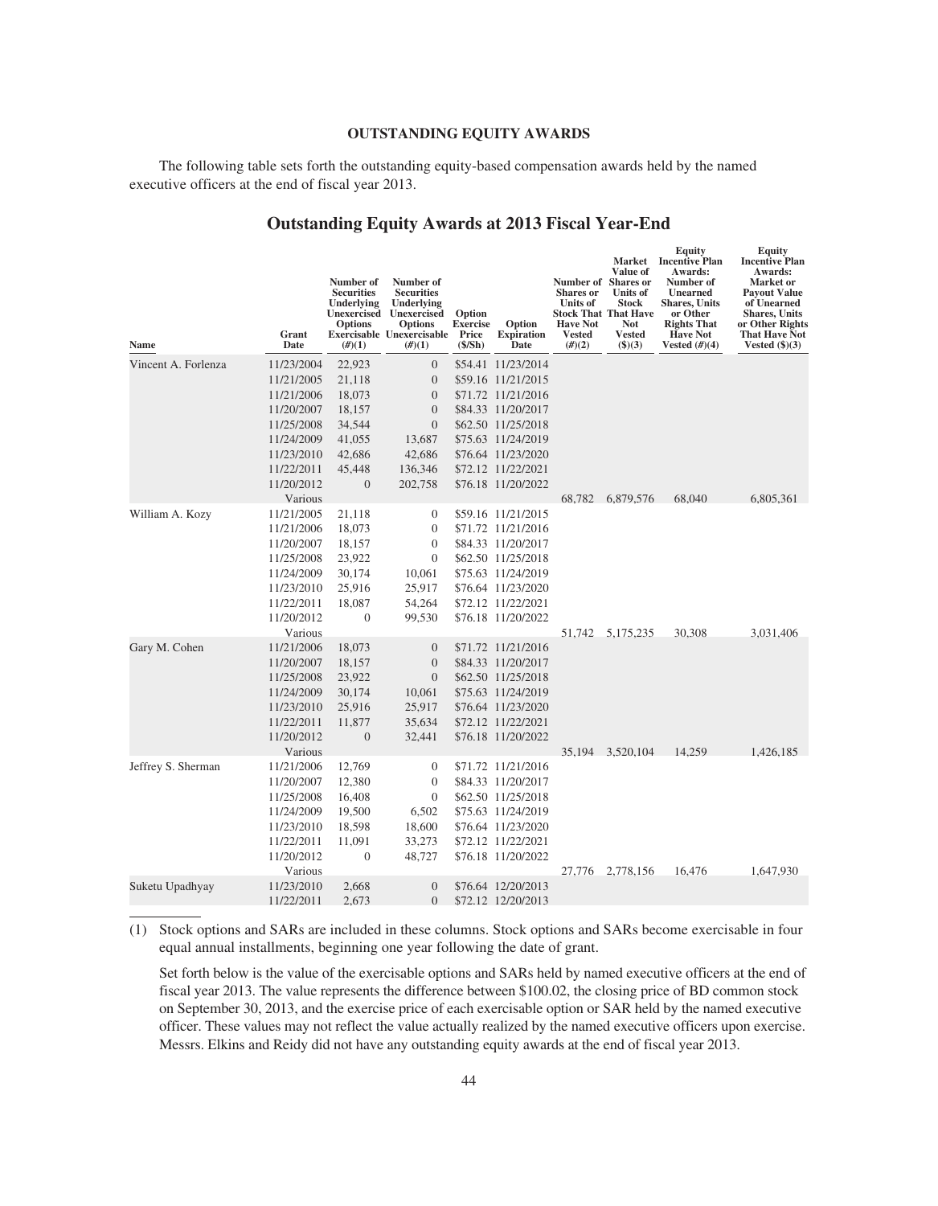**OUTSTANDING EQUITY AWARDS**

The following table sets forth the outstanding equity-based compensation awards held by the named executive officers at the end of fiscal year 2013.

## Outstanding Equity Awards at 2013 Fiscal Year-End

| Name | Grant Date | Number of Securities Underlying Unexercised Options Exercisable (#)(1) | Number of Securities Underlying Unexercised Options Unexercisable (#)(1) | Option Exercise Price ($/Sh) | Option Expiration Date | Number of Shares or Units of Stock That Have Not Vested (#)(2) | Market Value of Shares or Units of Stock That Have Not Vested ($)(3) | Equity Incentive Plan Awards: Number of Unearned Shares, Units or Other Rights That Have Not Vested (#)(4) | Equity Incentive Plan Awards: Market or Payout Value of Unearned Shares, Units or Other Rights That Have Not Vested ($)(3) |
|---|---|---|---|---|---|---|---|---|---|
| Vincent A. Forlenza | 11/23/2004 | 22,923 | 0 | $54.41 | 11/23/2014 | | | | |
| | 11/21/2005 | 21,118 | 0 | $59.16 | 11/21/2015 | | | | |
| | 11/21/2006 | 18,073 | 0 | $71.72 | 11/21/2016 | | | | |
| | 11/20/2007 | 18,157 | 0 | $84.33 | 11/20/2017 | | | | |
| | 11/25/2008 | 34,544 | 0 | $62.50 | 11/25/2018 | | | | |
| | 11/24/2009 | 41,055 | 13,687 | $75.63 | 11/24/2019 | | | | |
| | 11/23/2010 | 42,686 | 42,686 | $76.64 | 11/23/2020 | | | | |
| | 11/22/2011 | 45,448 | 136,346 | $72.12 | 11/22/2021 | | | | |
| | 11/20/2012 | 0 | 202,758 | $76.18 | 11/20/2022 | | | | |
| | Various | | | | | 68,782 | 6,879,576 | 68,040 | 6,805,361 |
| William A. Kozy | 11/21/2005 | 21,118 | 0 | $59.16 | 11/21/2015 | | | | |
| | 11/21/2006 | 18,073 | 0 | $71.72 | 11/21/2016 | | | | |
| | 11/20/2007 | 18,157 | 0 | $84.33 | 11/20/2017 | | | | |
| | 11/25/2008 | 23,922 | 0 | $62.50 | 11/25/2018 | | | | |
| | 11/24/2009 | 30,174 | 10,061 | $75.63 | 11/24/2019 | | | | |
| | 11/23/2010 | 25,916 | 25,917 | $76.64 | 11/23/2020 | | | | |
| | 11/22/2011 | 18,087 | 54,264 | $72.12 | 11/22/2021 | | | | |
| | 11/20/2012 | 0 | 99,530 | $76.18 | 11/20/2022 | | | | |
| | Various | | | | | 51,742 | 5,175,235 | 30,308 | 3,031,406 |
| Gary M. Cohen | 11/21/2006 | 18,073 | 0 | $71.72 | 11/21/2016 | | | | |
| | 11/20/2007 | 18,157 | 0 | $84.33 | 11/20/2017 | | | | |
| | 11/25/2008 | 23,922 | 0 | $62.50 | 11/25/2018 | | | | |
| | 11/24/2009 | 30,174 | 10,061 | $75.63 | 11/24/2019 | | | | |
| | 11/23/2010 | 25,916 | 25,917 | $76.64 | 11/23/2020 | | | | |
| | 11/22/2011 | 11,877 | 35,634 | $72.12 | 11/22/2021 | | | | |
| | 11/20/2012 | 0 | 32,441 | $76.18 | 11/20/2022 | | | | |
| | Various | | | | | 35,194 | 3,520,104 | 14,259 | 1,426,185 |
| Jeffrey S. Sherman | 11/21/2006 | 12,769 | 0 | $71.72 | 11/21/2016 | | | | |
| | 11/20/2007 | 12,380 | 0 | $84.33 | 11/20/2017 | | | | |
| | 11/25/2008 | 16,408 | 0 | $62.50 | 11/25/2018 | | | | |
| | 11/24/2009 | 19,500 | 6,502 | $75.63 | 11/24/2019 | | | | |
| | 11/23/2010 | 18,598 | 18,600 | $76.64 | 11/23/2020 | | | | |
| | 11/22/2011 | 11,091 | 33,273 | $72.12 | 11/22/2021 | | | | |
| | 11/20/2012 | 0 | 48,727 | $76.18 | 11/20/2022 | | | | |
| | Various | | | | | 27,776 | 2,778,156 | 16,476 | 1,647,930 |
| Suketu Upadhyay | 11/23/2010 | 2,668 | 0 | $76.64 | 12/20/2013 | | | | |
| | 11/22/2011 | 2,673 | 0 | $72.12 | 12/20/2013 | | | | |

(1) Stock options and SARs are included in these columns. Stock options and SARs become exercisable in four equal annual installments, beginning one year following the date of grant.

Set forth below is the value of the exercisable options and SARs held by named executive officers at the end of fiscal year 2013. The value represents the difference between $100.02, the closing price of BD common stock on September 30, 2013, and the exercise price of each exercisable option or SAR held by the named executive officer. These values may not reflect the value actually realized by the named executive officers upon exercise. Messrs. Elkins and Reidy did not have any outstanding equity awards at the end of fiscal year 2013.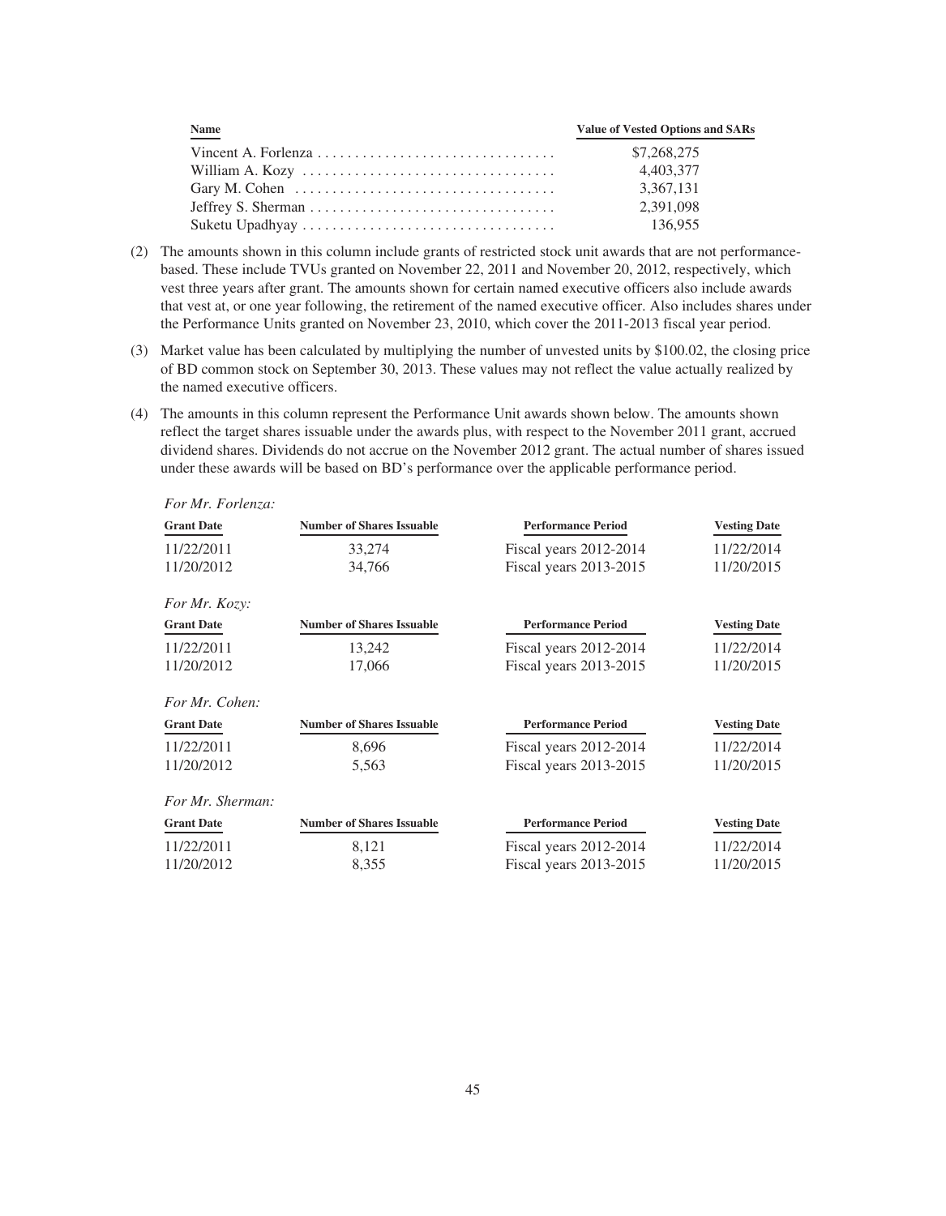| Name | Value of Vested Options and SARs |
| --- | --- |
| Vincent A. Forlenza | $7,268,275 |
| William A. Kozy | 4,403,377 |
| Gary M. Cohen | 3,367,131 |
| Jeffrey S. Sherman | 2,391,098 |
| Suketu Upadhyay | 136,955 |

(2) The amounts shown in this column include grants of restricted stock unit awards that are not performance-based. These include TVUs granted on November 22, 2011 and November 20, 2012, respectively, which vest three years after grant. The amounts shown for certain named executive officers also include awards that vest at, or one year following, the retirement of the named executive officer. Also includes shares under the Performance Units granted on November 23, 2010, which cover the 2011-2013 fiscal year period.

(3) Market value has been calculated by multiplying the number of unvested units by $100.02, the closing price of BD common stock on September 30, 2013. These values may not reflect the value actually realized by the named executive officers.

(4) The amounts in this column represent the Performance Unit awards shown below. The amounts shown reflect the target shares issuable under the awards plus, with respect to the November 2011 grant, accrued dividend shares. Dividends do not accrue on the November 2012 grant. The actual number of shares issued under these awards will be based on BD's performance over the applicable performance period.

*For Mr. Forlenza:*

| Grant Date | Number of Shares Issuable | Performance Period | Vesting Date |
| --- | --- | --- | --- |
| 11/22/2011 | 33,274 | Fiscal years 2012-2014 | 11/22/2014 |
| 11/20/2012 | 34,766 | Fiscal years 2013-2015 | 11/20/2015 |

*For Mr. Kozy:*

| Grant Date | Number of Shares Issuable | Performance Period | Vesting Date |
| --- | --- | --- | --- |
| 11/22/2011 | 13,242 | Fiscal years 2012-2014 | 11/22/2014 |
| 11/20/2012 | 17,066 | Fiscal years 2013-2015 | 11/20/2015 |

*For Mr. Cohen:*

| Grant Date | Number of Shares Issuable | Performance Period | Vesting Date |
| --- | --- | --- | --- |
| 11/22/2011 | 8,696 | Fiscal years 2012-2014 | 11/22/2014 |
| 11/20/2012 | 5,563 | Fiscal years 2013-2015 | 11/20/2015 |

*For Mr. Sherman:*

| Grant Date | Number of Shares Issuable | Performance Period | Vesting Date |
| --- | --- | --- | --- |
| 11/22/2011 | 8,121 | Fiscal years 2012-2014 | 11/22/2014 |
| 11/20/2012 | 8,355 | Fiscal years 2013-2015 | 11/20/2015 |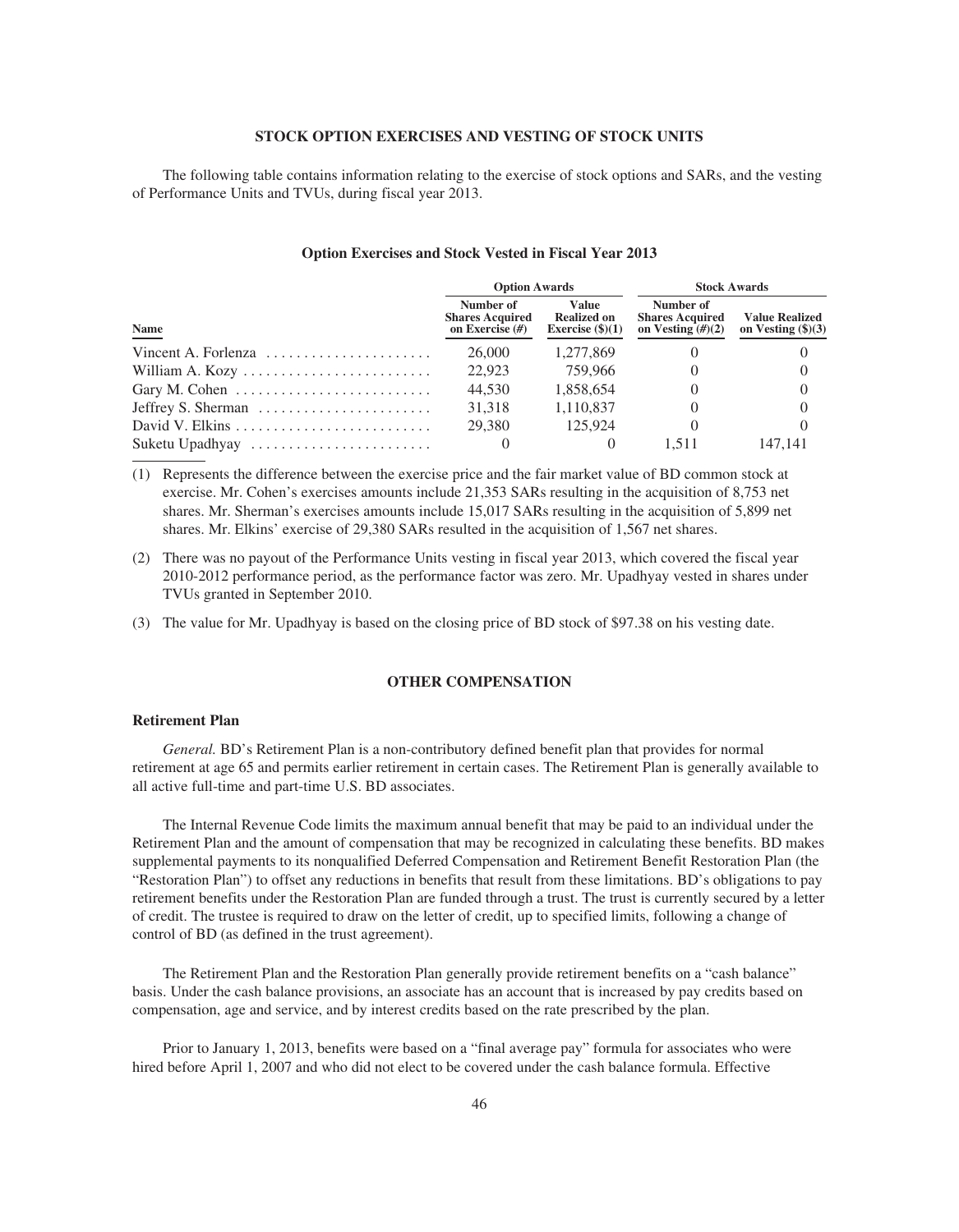## STOCK OPTION EXERCISES AND VESTING OF STOCK UNITS

The following table contains information relating to the exercise of stock options and SARs, and the vesting of Performance Units and TVUs, during fiscal year 2013.

### Option Exercises and Stock Vested in Fiscal Year 2013

| | Option Awards | | Stock Awards | |
|---|---|---|---|---|
| **Name** | **Number of Shares Acquired on Exercise (#)** | **Value Realized on Exercise ($)(1)** | **Number of Shares Acquired on Vesting (#)(2)** | **Value Realized on Vesting ($)(3)** |
| Vincent A. Forlenza | 26,000 | 1,277,869 | 0 | 0 |
| William A. Kozy | 22,923 | 759,966 | 0 | 0 |
| Gary M. Cohen | 44,530 | 1,858,654 | 0 | 0 |
| Jeffrey S. Sherman | 31,318 | 1,110,837 | 0 | 0 |
| David V. Elkins | 29,380 | 125,924 | 0 | 0 |
| Suketu Upadhyay | 0 | 0 | 1,511 | 147,141 |

(1) Represents the difference between the exercise price and the fair market value of BD common stock at exercise. Mr. Cohen's exercises amounts include 21,353 SARs resulting in the acquisition of 8,753 net shares. Mr. Sherman's exercises amounts include 15,017 SARs resulting in the acquisition of 5,899 net shares. Mr. Elkins' exercise of 29,380 SARs resulted in the acquisition of 1,567 net shares.

(2) There was no payout of the Performance Units vesting in fiscal year 2013, which covered the fiscal year 2010-2012 performance period, as the performance factor was zero. Mr. Upadhyay vested in shares under TVUs granted in September 2010.

(3) The value for Mr. Upadhyay is based on the closing price of BD stock of $97.38 on his vesting date.

## OTHER COMPENSATION

### Retirement Plan

*General.* BD's Retirement Plan is a non-contributory defined benefit plan that provides for normal retirement at age 65 and permits earlier retirement in certain cases. The Retirement Plan is generally available to all active full-time and part-time U.S. BD associates.

The Internal Revenue Code limits the maximum annual benefit that may be paid to an individual under the Retirement Plan and the amount of compensation that may be recognized in calculating these benefits. BD makes supplemental payments to its nonqualified Deferred Compensation and Retirement Benefit Restoration Plan (the "Restoration Plan") to offset any reductions in benefits that result from these limitations. BD's obligations to pay retirement benefits under the Restoration Plan are funded through a trust. The trust is currently secured by a letter of credit. The trustee is required to draw on the letter of credit, up to specified limits, following a change of control of BD (as defined in the trust agreement).

The Retirement Plan and the Restoration Plan generally provide retirement benefits on a "cash balance" basis. Under the cash balance provisions, an associate has an account that is increased by pay credits based on compensation, age and service, and by interest credits based on the rate prescribed by the plan.

Prior to January 1, 2013, benefits were based on a "final average pay" formula for associates who were hired before April 1, 2007 and who did not elect to be covered under the cash balance formula. Effective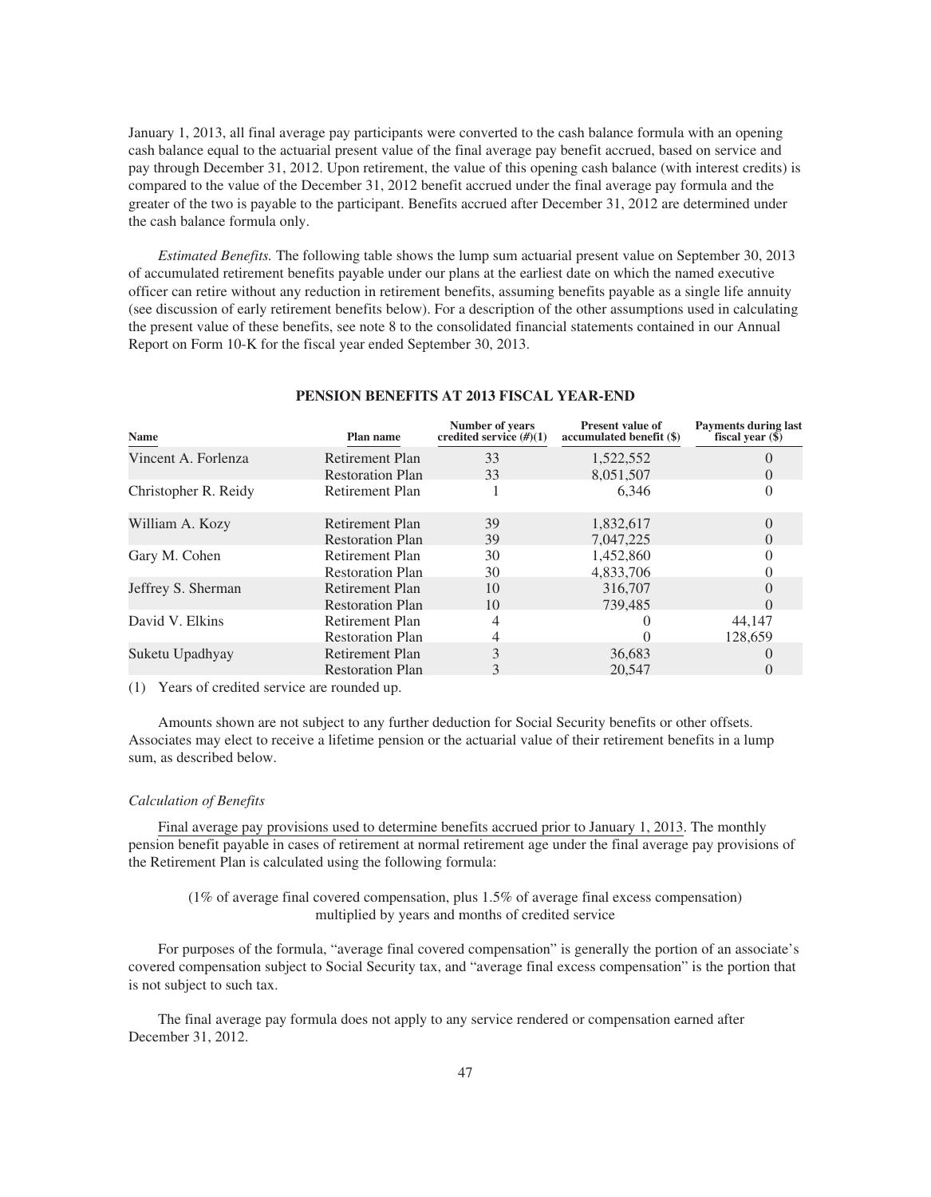January 1, 2013, all final average pay participants were converted to the cash balance formula with an opening cash balance equal to the actuarial present value of the final average pay benefit accrued, based on service and pay through December 31, 2012. Upon retirement, the value of this opening cash balance (with interest credits) is compared to the value of the December 31, 2012 benefit accrued under the final average pay formula and the greater of the two is payable to the participant. Benefits accrued after December 31, 2012 are determined under the cash balance formula only.

*Estimated Benefits.* The following table shows the lump sum actuarial present value on September 30, 2013 of accumulated retirement benefits payable under our plans at the earliest date on which the named executive officer can retire without any reduction in retirement benefits, assuming benefits payable as a single life annuity (see discussion of early retirement benefits below). For a description of the other assumptions used in calculating the present value of these benefits, see note 8 to the consolidated financial statements contained in our Annual Report on Form 10-K for the fiscal year ended September 30, 2013.

**PENSION BENEFITS AT 2013 FISCAL YEAR-END**

| Name | Plan name | Number of years credited service (#)(1) | Present value of accumulated benefit ($) | Payments during last fiscal year ($) |
|---|---|---|---|---|
| Vincent A. Forlenza | Retirement Plan | 33 | 1,522,552 | 0 |
| | Restoration Plan | 33 | 8,051,507 | 0 |
| Christopher R. Reidy | Retirement Plan | 1 | 6,346 | 0 |
| William A. Kozy | Retirement Plan | 39 | 1,832,617 | 0 |
| | Restoration Plan | 39 | 7,047,225 | 0 |
| Gary M. Cohen | Retirement Plan | 30 | 1,452,860 | 0 |
| | Restoration Plan | 30 | 4,833,706 | 0 |
| Jeffrey S. Sherman | Retirement Plan | 10 | 316,707 | 0 |
| | Restoration Plan | 10 | 739,485 | 0 |
| David V. Elkins | Retirement Plan | 4 | 0 | 44,147 |
| | Restoration Plan | 4 | 0 | 128,659 |
| Suketu Upadhyay | Retirement Plan | 3 | 36,683 | 0 |
| | Restoration Plan | 3 | 20,547 | 0 |

(1) Years of credited service are rounded up.

Amounts shown are not subject to any further deduction for Social Security benefits or other offsets. Associates may elect to receive a lifetime pension or the actuarial value of their retirement benefits in a lump sum, as described below.

*Calculation of Benefits*

Final average pay provisions used to determine benefits accrued prior to January 1, 2013. The monthly pension benefit payable in cases of retirement at normal retirement age under the final average pay provisions of the Retirement Plan is calculated using the following formula:

(1% of average final covered compensation, plus 1.5% of average final excess compensation) multiplied by years and months of credited service

For purposes of the formula, "average final covered compensation" is generally the portion of an associate's covered compensation subject to Social Security tax, and "average final excess compensation" is the portion that is not subject to such tax.

The final average pay formula does not apply to any service rendered or compensation earned after December 31, 2012.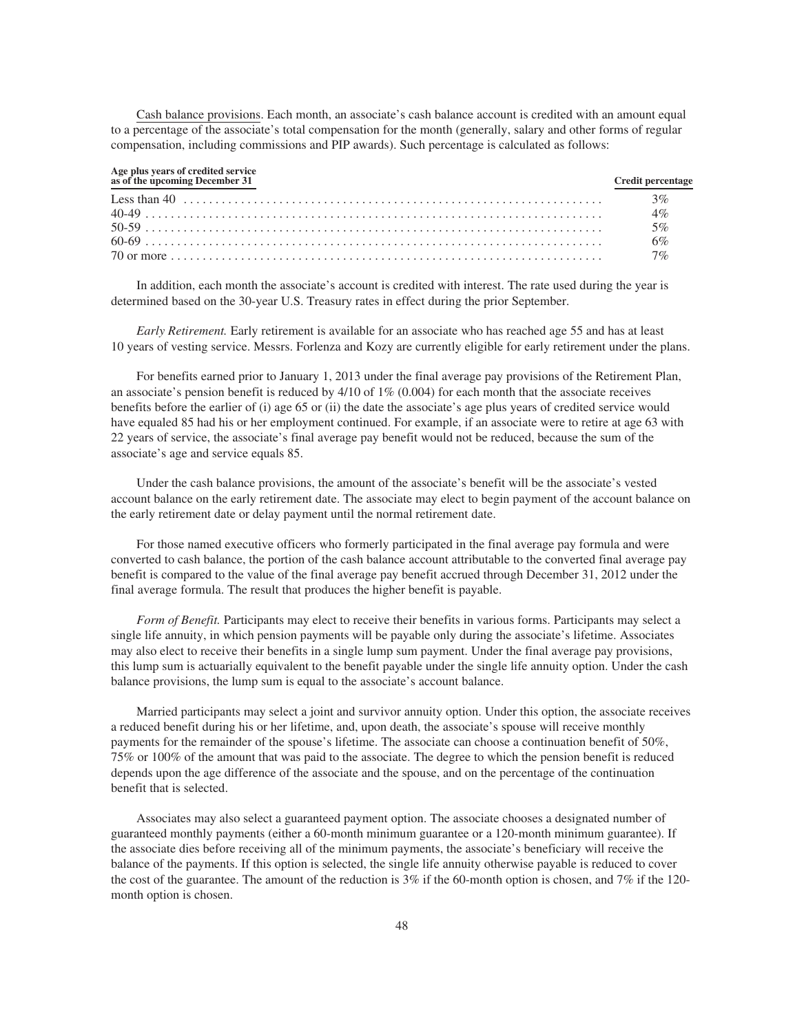Cash balance provisions. Each month, an associate's cash balance account is credited with an amount equal to a percentage of the associate's total compensation for the month (generally, salary and other forms of regular compensation, including commissions and PIP awards). Such percentage is calculated as follows:

| Age plus years of credited service as of the upcoming December 31 | Credit percentage |
| --- | --- |
| Less than 40 | 3% |
| 40-49 | 4% |
| 50-59 | 5% |
| 60-69 | 6% |
| 70 or more | 7% |

In addition, each month the associate's account is credited with interest. The rate used during the year is determined based on the 30-year U.S. Treasury rates in effect during the prior September.

*Early Retirement.* Early retirement is available for an associate who has reached age 55 and has at least 10 years of vesting service. Messrs. Forlenza and Kozy are currently eligible for early retirement under the plans.

For benefits earned prior to January 1, 2013 under the final average pay provisions of the Retirement Plan, an associate's pension benefit is reduced by 4/10 of 1% (0.004) for each month that the associate receives benefits before the earlier of (i) age 65 or (ii) the date the associate's age plus years of credited service would have equaled 85 had his or her employment continued. For example, if an associate were to retire at age 63 with 22 years of service, the associate's final average pay benefit would not be reduced, because the sum of the associate's age and service equals 85.

Under the cash balance provisions, the amount of the associate's benefit will be the associate's vested account balance on the early retirement date. The associate may elect to begin payment of the account balance on the early retirement date or delay payment until the normal retirement date.

For those named executive officers who formerly participated in the final average pay formula and were converted to cash balance, the portion of the cash balance account attributable to the converted final average pay benefit is compared to the value of the final average pay benefit accrued through December 31, 2012 under the final average formula. The result that produces the higher benefit is payable.

*Form of Benefit.* Participants may elect to receive their benefits in various forms. Participants may select a single life annuity, in which pension payments will be payable only during the associate's lifetime. Associates may also elect to receive their benefits in a single lump sum payment. Under the final average pay provisions, this lump sum is actuarially equivalent to the benefit payable under the single life annuity option. Under the cash balance provisions, the lump sum is equal to the associate's account balance.

Married participants may select a joint and survivor annuity option. Under this option, the associate receives a reduced benefit during his or her lifetime, and, upon death, the associate's spouse will receive monthly payments for the remainder of the spouse's lifetime. The associate can choose a continuation benefit of 50%, 75% or 100% of the amount that was paid to the associate. The degree to which the pension benefit is reduced depends upon the age difference of the associate and the spouse, and on the percentage of the continuation benefit that is selected.

Associates may also select a guaranteed payment option. The associate chooses a designated number of guaranteed monthly payments (either a 60-month minimum guarantee or a 120-month minimum guarantee). If the associate dies before receiving all of the minimum payments, the associate's beneficiary will receive the balance of the payments. If this option is selected, the single life annuity otherwise payable is reduced to cover the cost of the guarantee. The amount of the reduction is 3% if the 60-month option is chosen, and 7% if the 120-month option is chosen.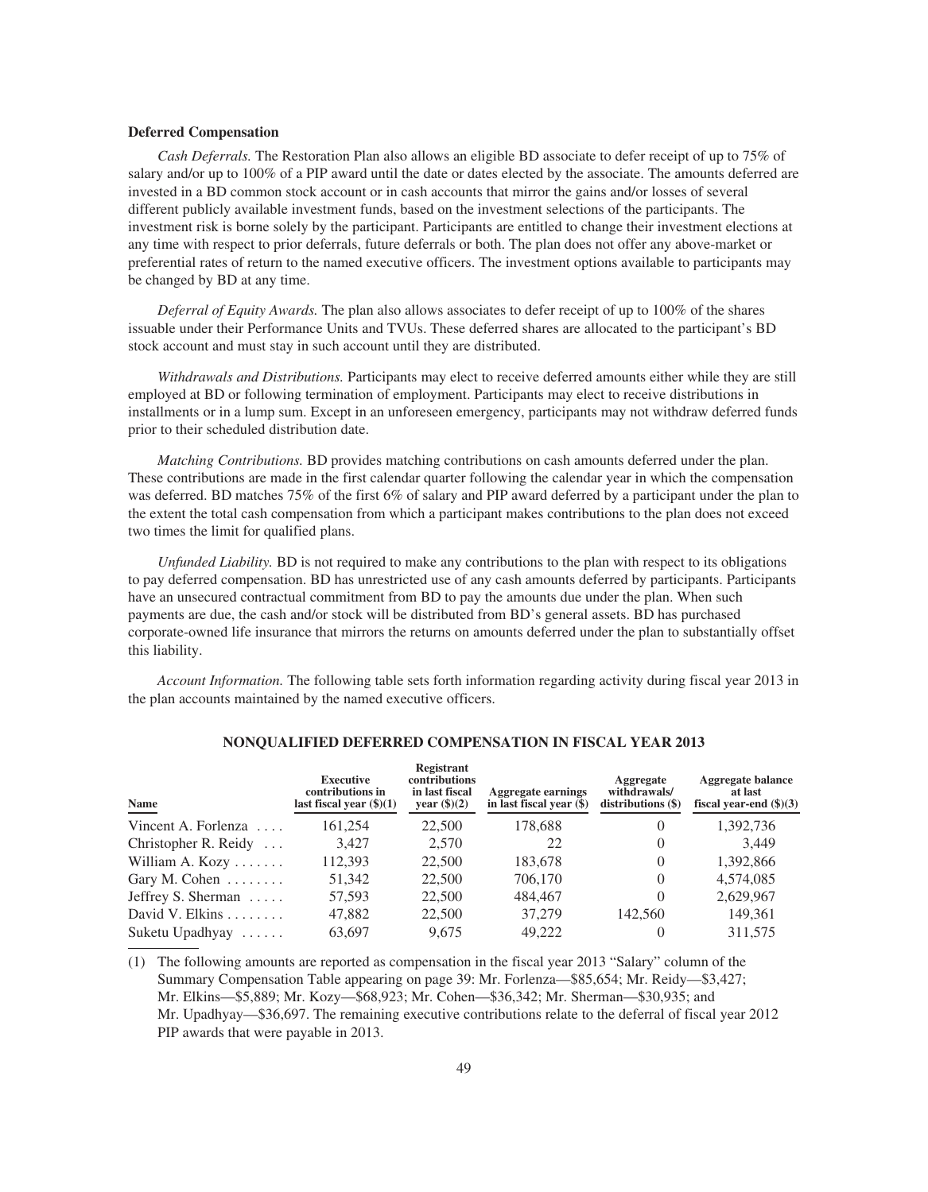### Deferred Compensation

*Cash Deferrals.* The Restoration Plan also allows an eligible BD associate to defer receipt of up to 75% of salary and/or up to 100% of a PIP award until the date or dates elected by the associate. The amounts deferred are invested in a BD common stock account or in cash accounts that mirror the gains and/or losses of several different publicly available investment funds, based on the investment selections of the participants. The investment risk is borne solely by the participant. Participants are entitled to change their investment elections at any time with respect to prior deferrals, future deferrals or both. The plan does not offer any above-market or preferential rates of return to the named executive officers. The investment options available to participants may be changed by BD at any time.

*Deferral of Equity Awards.* The plan also allows associates to defer receipt of up to 100% of the shares issuable under their Performance Units and TVUs. These deferred shares are allocated to the participant's BD stock account and must stay in such account until they are distributed.

*Withdrawals and Distributions.* Participants may elect to receive deferred amounts either while they are still employed at BD or following termination of employment. Participants may elect to receive distributions in installments or in a lump sum. Except in an unforeseen emergency, participants may not withdraw deferred funds prior to their scheduled distribution date.

*Matching Contributions.* BD provides matching contributions on cash amounts deferred under the plan. These contributions are made in the first calendar quarter following the calendar year in which the compensation was deferred. BD matches 75% of the first 6% of salary and PIP award deferred by a participant under the plan to the extent the total cash compensation from which a participant makes contributions to the plan does not exceed two times the limit for qualified plans.

*Unfunded Liability.* BD is not required to make any contributions to the plan with respect to its obligations to pay deferred compensation. BD has unrestricted use of any cash amounts deferred by participants. Participants have an unsecured contractual commitment from BD to pay the amounts due under the plan. When such payments are due, the cash and/or stock will be distributed from BD's general assets. BD has purchased corporate-owned life insurance that mirrors the returns on amounts deferred under the plan to substantially offset this liability.

*Account Information.* The following table sets forth information regarding activity during fiscal year 2013 in the plan accounts maintained by the named executive officers.

**NONQUALIFIED DEFERRED COMPENSATION IN FISCAL YEAR 2013**

| Name | Executive contributions in last fiscal year ($)(1) | Registrant contributions in last fiscal year ($)(2) | Aggregate earnings in last fiscal year ($) | Aggregate withdrawals/ distributions ($) | Aggregate balance at last fiscal year-end ($)(3) |
|---|---|---|---|---|---|
| Vincent A. Forlenza | 161,254 | 22,500 | 178,688 | 0 | 1,392,736 |
| Christopher R. Reidy | 3,427 | 2,570 | 22 | 0 | 3,449 |
| William A. Kozy | 112,393 | 22,500 | 183,678 | 0 | 1,392,866 |
| Gary M. Cohen | 51,342 | 22,500 | 706,170 | 0 | 4,574,085 |
| Jeffrey S. Sherman | 57,593 | 22,500 | 484,467 | 0 | 2,629,967 |
| David V. Elkins | 47,882 | 22,500 | 37,279 | 142,560 | 149,361 |
| Suketu Upadhyay | 63,697 | 9,675 | 49,222 | 0 | 311,575 |

(1) The following amounts are reported as compensation in the fiscal year 2013 "Salary" column of the Summary Compensation Table appearing on page 39: Mr. Forlenza—$85,654; Mr. Reidy—$3,427; Mr. Elkins—$5,889; Mr. Kozy—$68,923; Mr. Cohen—$36,342; Mr. Sherman—$30,935; and Mr. Upadhyay—$36,697. The remaining executive contributions relate to the deferral of fiscal year 2012 PIP awards that were payable in 2013.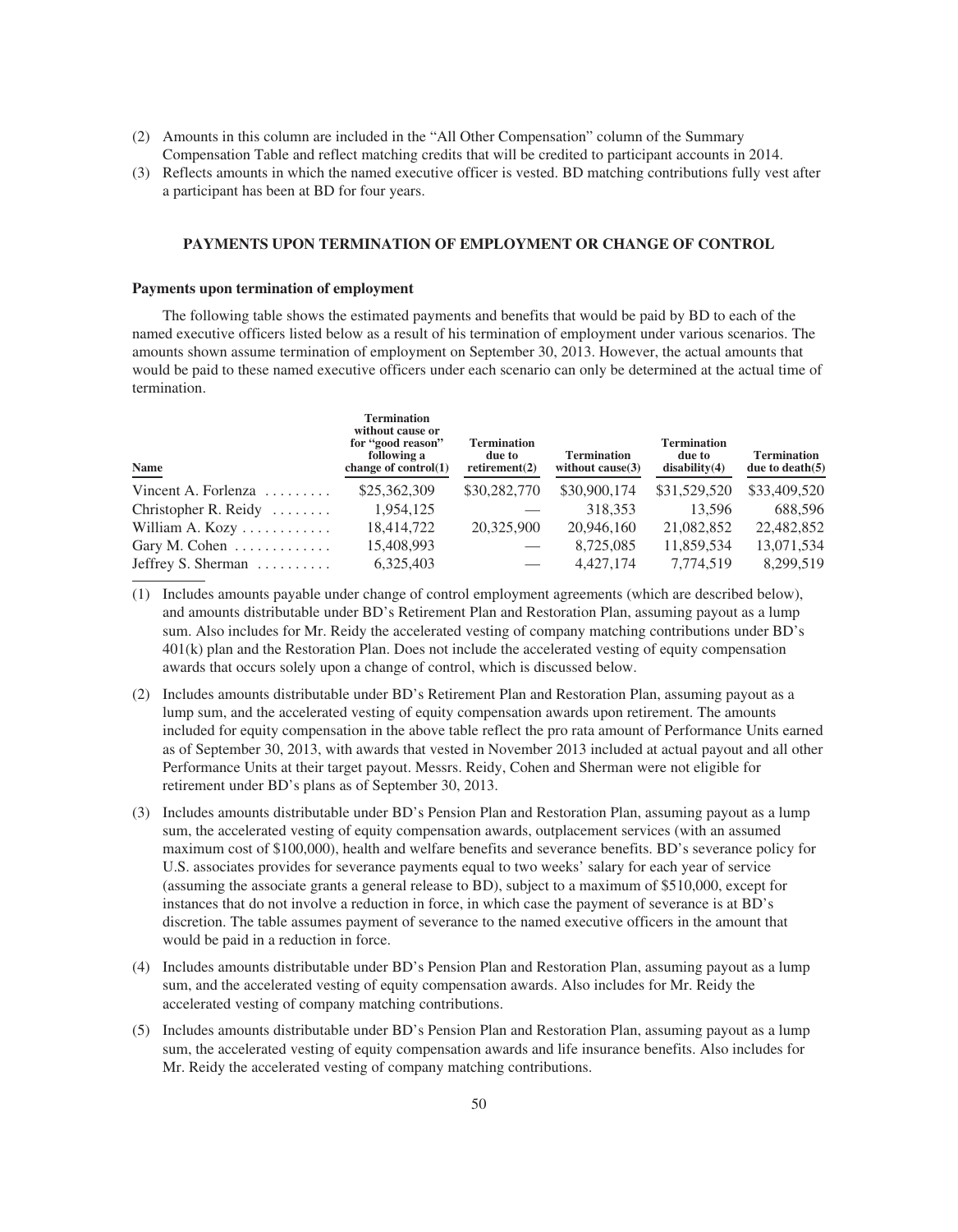(2) Amounts in this column are included in the "All Other Compensation" column of the Summary Compensation Table and reflect matching credits that will be credited to participant accounts in 2014.

(3) Reflects amounts in which the named executive officer is vested. BD matching contributions fully vest after a participant has been at BD for four years.

## PAYMENTS UPON TERMINATION OF EMPLOYMENT OR CHANGE OF CONTROL

### Payments upon termination of employment

The following table shows the estimated payments and benefits that would be paid by BD to each of the named executive officers listed below as a result of his termination of employment under various scenarios. The amounts shown assume termination of employment on September 30, 2013. However, the actual amounts that would be paid to these named executive officers under each scenario can only be determined at the actual time of termination.

| Name | Termination without cause or for "good reason" following a change of control(1) | Termination due to retirement(2) | Termination without cause(3) | Termination due to disability(4) | Termination due to death(5) |
|---|---|---|---|---|---|
| Vincent A. Forlenza | $25,362,309 | $30,282,770 | $30,900,174 | $31,529,520 | $33,409,520 |
| Christopher R. Reidy | 1,954,125 | — | 318,353 | 13,596 | 688,596 |
| William A. Kozy | 18,414,722 | 20,325,900 | 20,946,160 | 21,082,852 | 22,482,852 |
| Gary M. Cohen | 15,408,993 | — | 8,725,085 | 11,859,534 | 13,071,534 |
| Jeffrey S. Sherman | 6,325,403 | — | 4,427,174 | 7,774,519 | 8,299,519 |

(1) Includes amounts payable under change of control employment agreements (which are described below), and amounts distributable under BD's Retirement Plan and Restoration Plan, assuming payout as a lump sum. Also includes for Mr. Reidy the accelerated vesting of company matching contributions under BD's 401(k) plan and the Restoration Plan. Does not include the accelerated vesting of equity compensation awards that occurs solely upon a change of control, which is discussed below.

(2) Includes amounts distributable under BD's Retirement Plan and Restoration Plan, assuming payout as a lump sum, and the accelerated vesting of equity compensation awards upon retirement. The amounts included for equity compensation in the above table reflect the pro rata amount of Performance Units earned as of September 30, 2013, with awards that vested in November 2013 included at actual payout and all other Performance Units at their target payout. Messrs. Reidy, Cohen and Sherman were not eligible for retirement under BD's plans as of September 30, 2013.

(3) Includes amounts distributable under BD's Pension Plan and Restoration Plan, assuming payout as a lump sum, the accelerated vesting of equity compensation awards, outplacement services (with an assumed maximum cost of $100,000), health and welfare benefits and severance benefits. BD's severance policy for U.S. associates provides for severance payments equal to two weeks' salary for each year of service (assuming the associate grants a general release to BD), subject to a maximum of $510,000, except for instances that do not involve a reduction in force, in which case the payment of severance is at BD's discretion. The table assumes payment of severance to the named executive officers in the amount that would be paid in a reduction in force.

(4) Includes amounts distributable under BD's Pension Plan and Restoration Plan, assuming payout as a lump sum, and the accelerated vesting of equity compensation awards. Also includes for Mr. Reidy the accelerated vesting of company matching contributions.

(5) Includes amounts distributable under BD's Pension Plan and Restoration Plan, assuming payout as a lump sum, the accelerated vesting of equity compensation awards and life insurance benefits. Also includes for Mr. Reidy the accelerated vesting of company matching contributions.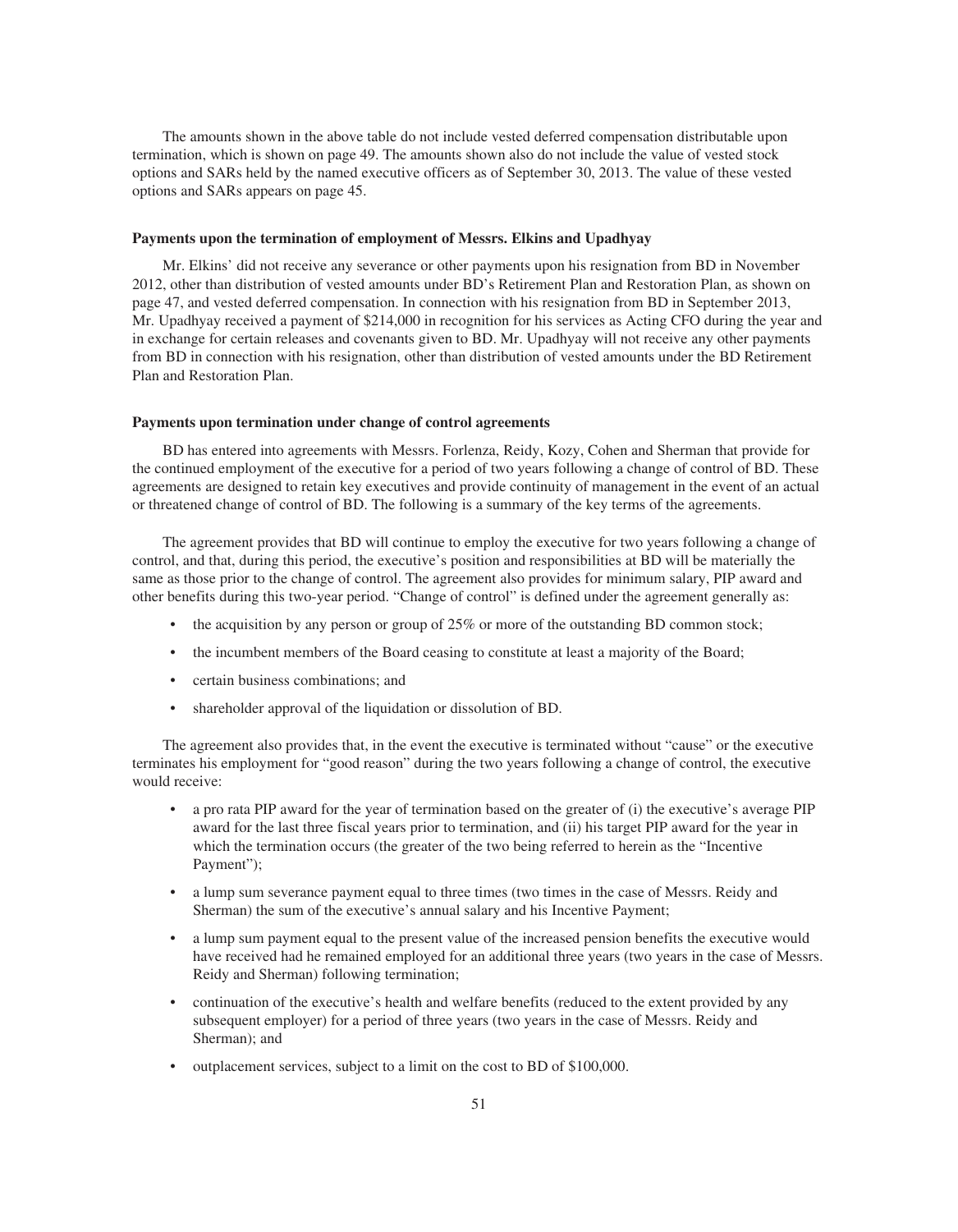The amounts shown in the above table do not include vested deferred compensation distributable upon termination, which is shown on page 49. The amounts shown also do not include the value of vested stock options and SARs held by the named executive officers as of September 30, 2013. The value of these vested options and SARs appears on page 45.

**Payments upon the termination of employment of Messrs. Elkins and Upadhyay**

Mr. Elkins' did not receive any severance or other payments upon his resignation from BD in November 2012, other than distribution of vested amounts under BD's Retirement Plan and Restoration Plan, as shown on page 47, and vested deferred compensation. In connection with his resignation from BD in September 2013, Mr. Upadhyay received a payment of $214,000 in recognition for his services as Acting CFO during the year and in exchange for certain releases and covenants given to BD. Mr. Upadhyay will not receive any other payments from BD in connection with his resignation, other than distribution of vested amounts under the BD Retirement Plan and Restoration Plan.

**Payments upon termination under change of control agreements**

BD has entered into agreements with Messrs. Forlenza, Reidy, Kozy, Cohen and Sherman that provide for the continued employment of the executive for a period of two years following a change of control of BD. These agreements are designed to retain key executives and provide continuity of management in the event of an actual or threatened change of control of BD. The following is a summary of the key terms of the agreements.

The agreement provides that BD will continue to employ the executive for two years following a change of control, and that, during this period, the executive's position and responsibilities at BD will be materially the same as those prior to the change of control. The agreement also provides for minimum salary, PIP award and other benefits during this two-year period. "Change of control" is defined under the agreement generally as:

- the acquisition by any person or group of 25% or more of the outstanding BD common stock;
- the incumbent members of the Board ceasing to constitute at least a majority of the Board;
- certain business combinations; and
- shareholder approval of the liquidation or dissolution of BD.

The agreement also provides that, in the event the executive is terminated without "cause" or the executive terminates his employment for "good reason" during the two years following a change of control, the executive would receive:

- a pro rata PIP award for the year of termination based on the greater of (i) the executive's average PIP award for the last three fiscal years prior to termination, and (ii) his target PIP award for the year in which the termination occurs (the greater of the two being referred to herein as the "Incentive Payment");
- a lump sum severance payment equal to three times (two times in the case of Messrs. Reidy and Sherman) the sum of the executive's annual salary and his Incentive Payment;
- a lump sum payment equal to the present value of the increased pension benefits the executive would have received had he remained employed for an additional three years (two years in the case of Messrs. Reidy and Sherman) following termination;
- continuation of the executive's health and welfare benefits (reduced to the extent provided by any subsequent employer) for a period of three years (two years in the case of Messrs. Reidy and Sherman); and
- outplacement services, subject to a limit on the cost to BD of $100,000.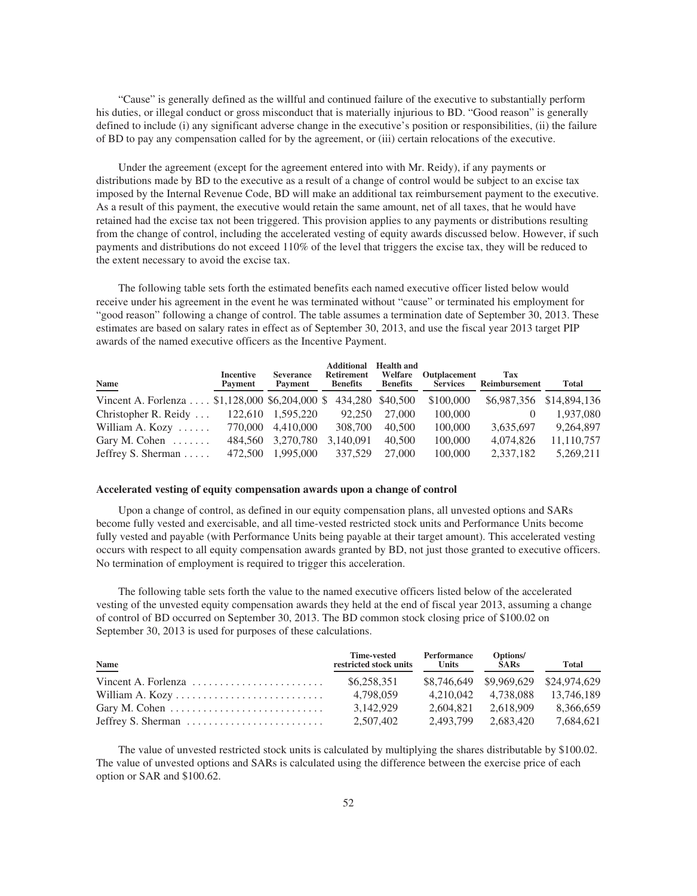"Cause" is generally defined as the willful and continued failure of the executive to substantially perform his duties, or illegal conduct or gross misconduct that is materially injurious to BD. "Good reason" is generally defined to include (i) any significant adverse change in the executive's position or responsibilities, (ii) the failure of BD to pay any compensation called for by the agreement, or (iii) certain relocations of the executive.

Under the agreement (except for the agreement entered into with Mr. Reidy), if any payments or distributions made by BD to the executive as a result of a change of control would be subject to an excise tax imposed by the Internal Revenue Code, BD will make an additional tax reimbursement payment to the executive. As a result of this payment, the executive would retain the same amount, net of all taxes, that he would have retained had the excise tax not been triggered. This provision applies to any payments or distributions resulting from the change of control, including the accelerated vesting of equity awards discussed below. However, if such payments and distributions do not exceed 110% of the level that triggers the excise tax, they will be reduced to the extent necessary to avoid the excise tax.

The following table sets forth the estimated benefits each named executive officer listed below would receive under his agreement in the event he was terminated without "cause" or terminated his employment for "good reason" following a change of control. The table assumes a termination date of September 30, 2013. These estimates are based on salary rates in effect as of September 30, 2013, and use the fiscal year 2013 target PIP awards of the named executive officers as the Incentive Payment.

| Name | Incentive Payment | Severance Payment | Additional Retirement Benefits | Health and Welfare Benefits | Outplacement Services | Tax Reimbursement | Total |
|---|---|---|---|---|---|---|---|
| Vincent A. Forlenza | $1,128,000 | $6,204,000 | $ 434,280 | $40,500 | $100,000 | $6,987,356 | $14,894,136 |
| Christopher R. Reidy | 122,610 | 1,595,220 | 92,250 | 27,000 | 100,000 | 0 | 1,937,080 |
| William A. Kozy | 770,000 | 4,410,000 | 308,700 | 40,500 | 100,000 | 3,635,697 | 9,264,897 |
| Gary M. Cohen | 484,560 | 3,270,780 | 3,140,091 | 40,500 | 100,000 | 4,074,826 | 11,110,757 |
| Jeffrey S. Sherman | 472,500 | 1,995,000 | 337,529 | 27,000 | 100,000 | 2,337,182 | 5,269,211 |

**Accelerated vesting of equity compensation awards upon a change of control**

Upon a change of control, as defined in our equity compensation plans, all unvested options and SARs become fully vested and exercisable, and all time-vested restricted stock units and Performance Units become fully vested and payable (with Performance Units being payable at their target amount). This accelerated vesting occurs with respect to all equity compensation awards granted by BD, not just those granted to executive officers. No termination of employment is required to trigger this acceleration.

The following table sets forth the value to the named executive officers listed below of the accelerated vesting of the unvested equity compensation awards they held at the end of fiscal year 2013, assuming a change of control of BD occurred on September 30, 2013. The BD common stock closing price of $100.02 on September 30, 2013 is used for purposes of these calculations.

| Name | Time-vested restricted stock units | Performance Units | Options/ SARs | Total |
|---|---|---|---|---|
| Vincent A. Forlenza | $6,258,351 | $8,746,649 | $9,969,629 | $24,974,629 |
| William A. Kozy | 4,798,059 | 4,210,042 | 4,738,088 | 13,746,189 |
| Gary M. Cohen | 3,142,929 | 2,604,821 | 2,618,909 | 8,366,659 |
| Jeffrey S. Sherman | 2,507,402 | 2,493,799 | 2,683,420 | 7,684,621 |

The value of unvested restricted stock units is calculated by multiplying the shares distributable by $100.02. The value of unvested options and SARs is calculated using the difference between the exercise price of each option or SAR and $100.62.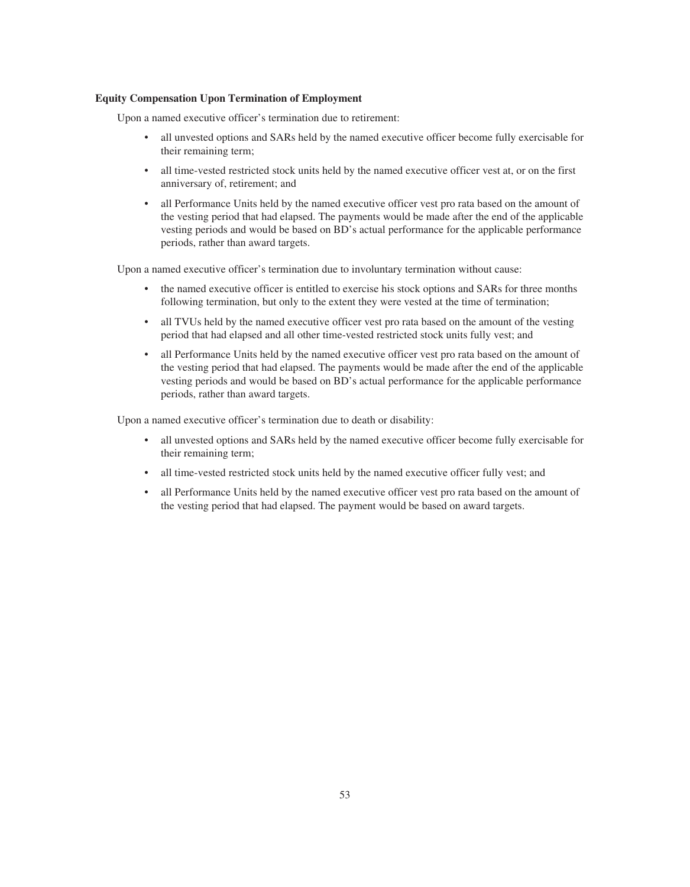**Equity Compensation Upon Termination of Employment**

Upon a named executive officer's termination due to retirement:

- all unvested options and SARs held by the named executive officer become fully exercisable for their remaining term;
- all time-vested restricted stock units held by the named executive officer vest at, or on the first anniversary of, retirement; and
- all Performance Units held by the named executive officer vest pro rata based on the amount of the vesting period that had elapsed. The payments would be made after the end of the applicable vesting periods and would be based on BD's actual performance for the applicable performance periods, rather than award targets.

Upon a named executive officer's termination due to involuntary termination without cause:

- the named executive officer is entitled to exercise his stock options and SARs for three months following termination, but only to the extent they were vested at the time of termination;
- all TVUs held by the named executive officer vest pro rata based on the amount of the vesting period that had elapsed and all other time-vested restricted stock units fully vest; and
- all Performance Units held by the named executive officer vest pro rata based on the amount of the vesting period that had elapsed. The payments would be made after the end of the applicable vesting periods and would be based on BD's actual performance for the applicable performance periods, rather than award targets.

Upon a named executive officer's termination due to death or disability:

- all unvested options and SARs held by the named executive officer become fully exercisable for their remaining term;
- all time-vested restricted stock units held by the named executive officer fully vest; and
- all Performance Units held by the named executive officer vest pro rata based on the amount of the vesting period that had elapsed. The payment would be based on award targets.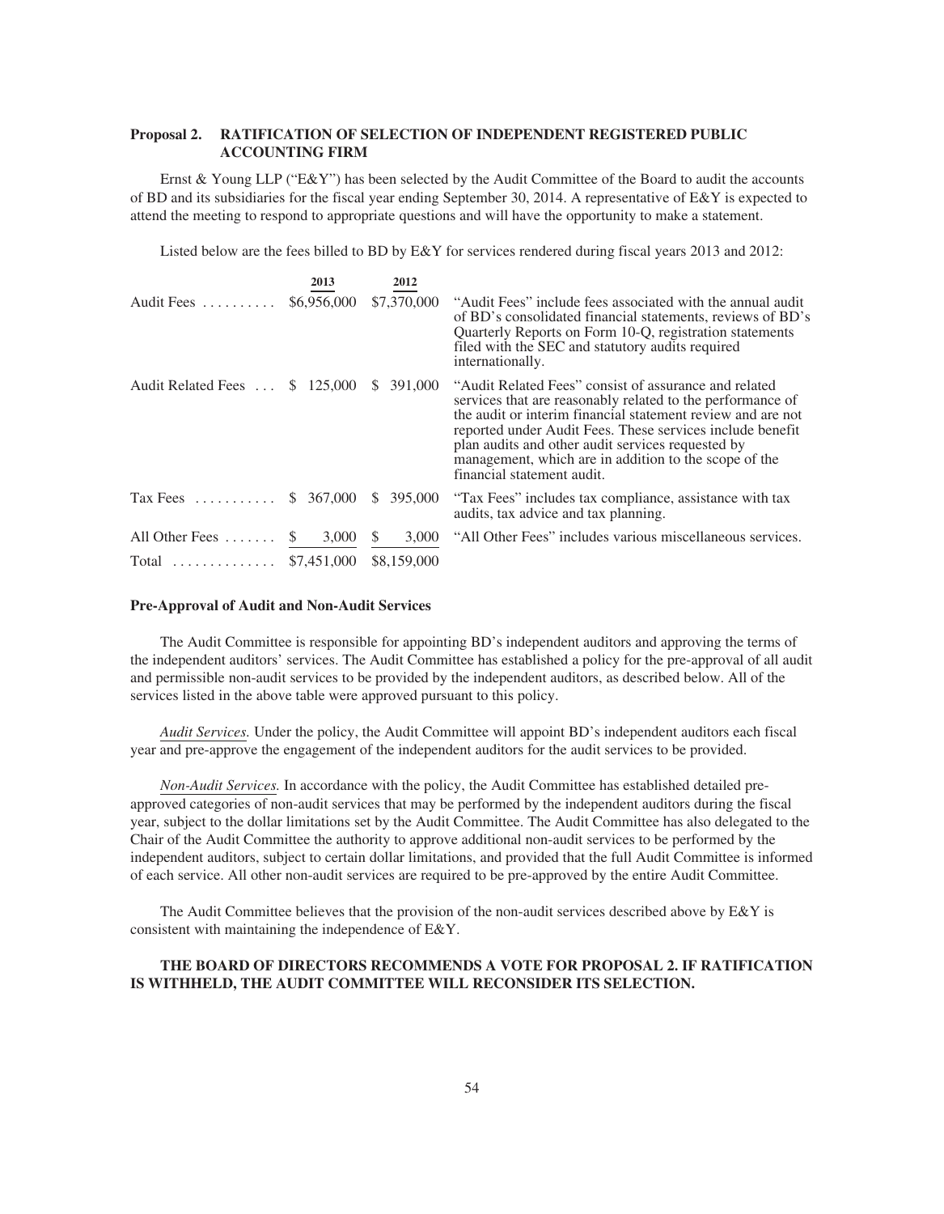**Proposal 2. RATIFICATION OF SELECTION OF INDEPENDENT REGISTERED PUBLIC ACCOUNTING FIRM**

Ernst & Young LLP ("E&Y") has been selected by the Audit Committee of the Board to audit the accounts of BD and its subsidiaries for the fiscal year ending September 30, 2014. A representative of E&Y is expected to attend the meeting to respond to appropriate questions and will have the opportunity to make a statement.

Listed below are the fees billed to BD by E&Y for services rendered during fiscal years 2013 and 2012:

| | 2013 | 2012 | |
|---|---|---|---|
| Audit Fees | $6,956,000 | $7,370,000 | "Audit Fees" include fees associated with the annual audit of BD's consolidated financial statements, reviews of BD's Quarterly Reports on Form 10-Q, registration statements filed with the SEC and statutory audits required internationally. |
| Audit Related Fees | $ 125,000 | $ 391,000 | "Audit Related Fees" consist of assurance and related services that are reasonably related to the performance of the audit or interim financial statement review and are not reported under Audit Fees. These services include benefit plan audits and other audit services requested by management, which are in addition to the scope of the financial statement audit. |
| Tax Fees | $ 367,000 | $ 395,000 | "Tax Fees" includes tax compliance, assistance with tax audits, tax advice and tax planning. |
| All Other Fees | $ 3,000 | $ 3,000 | "All Other Fees" includes various miscellaneous services. |
| Total | $7,451,000 | $8,159,000 | |

**Pre-Approval of Audit and Non-Audit Services**

The Audit Committee is responsible for appointing BD's independent auditors and approving the terms of the independent auditors' services. The Audit Committee has established a policy for the pre-approval of all audit and permissible non-audit services to be provided by the independent auditors, as described below. All of the services listed in the above table were approved pursuant to this policy.

*Audit Services.* Under the policy, the Audit Committee will appoint BD's independent auditors each fiscal year and pre-approve the engagement of the independent auditors for the audit services to be provided.

*Non-Audit Services.* In accordance with the policy, the Audit Committee has established detailed pre-approved categories of non-audit services that may be performed by the independent auditors during the fiscal year, subject to the dollar limitations set by the Audit Committee. The Audit Committee has also delegated to the Chair of the Audit Committee the authority to approve additional non-audit services to be performed by the independent auditors, subject to certain dollar limitations, and provided that the full Audit Committee is informed of each service. All other non-audit services are required to be pre-approved by the entire Audit Committee.

The Audit Committee believes that the provision of the non-audit services described above by E&Y is consistent with maintaining the independence of E&Y.

**THE BOARD OF DIRECTORS RECOMMENDS A VOTE FOR PROPOSAL 2. IF RATIFICATION IS WITHHELD, THE AUDIT COMMITTEE WILL RECONSIDER ITS SELECTION.**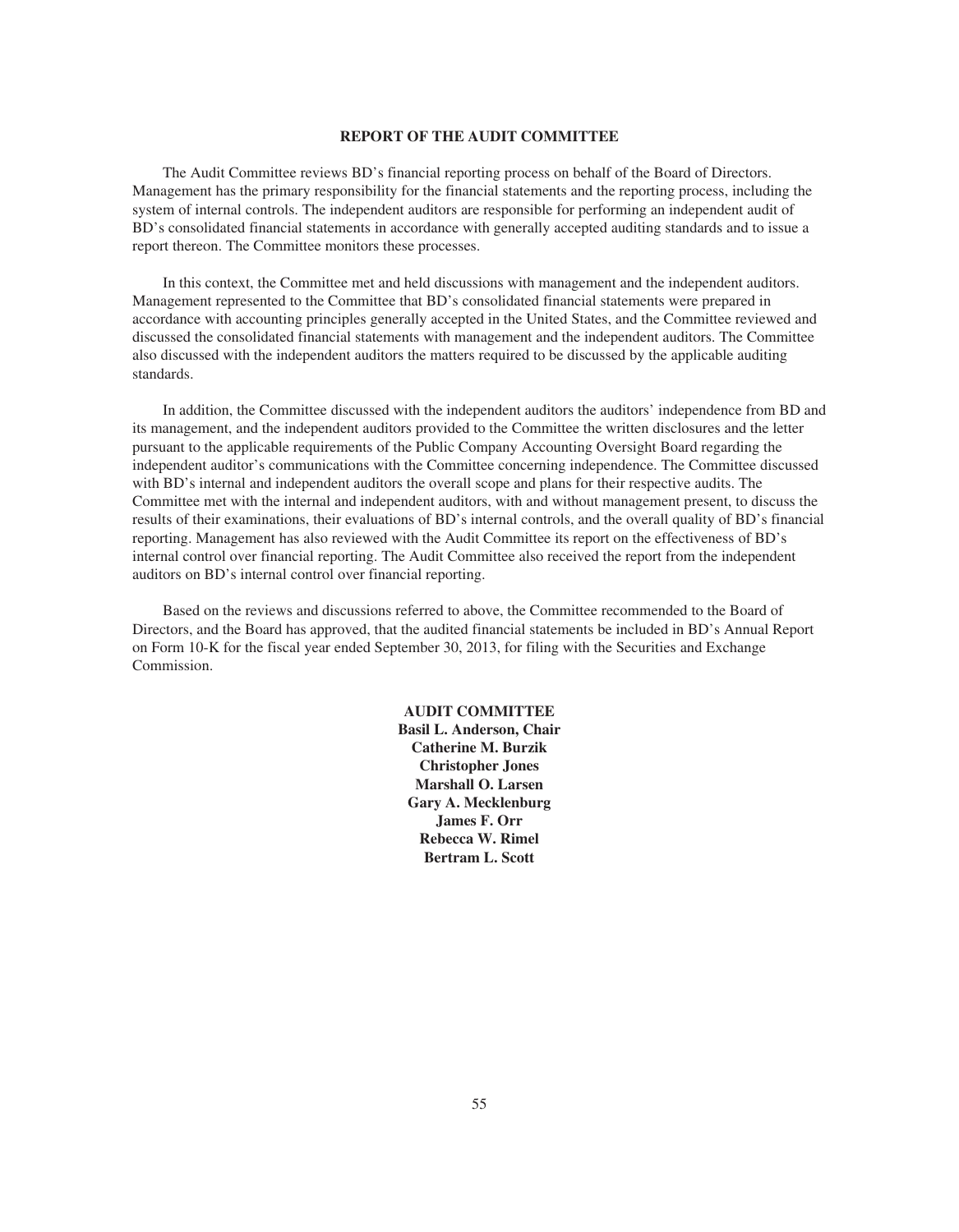## REPORT OF THE AUDIT COMMITTEE

The Audit Committee reviews BD's financial reporting process on behalf of the Board of Directors. Management has the primary responsibility for the financial statements and the reporting process, including the system of internal controls. The independent auditors are responsible for performing an independent audit of BD's consolidated financial statements in accordance with generally accepted auditing standards and to issue a report thereon. The Committee monitors these processes.

In this context, the Committee met and held discussions with management and the independent auditors. Management represented to the Committee that BD's consolidated financial statements were prepared in accordance with accounting principles generally accepted in the United States, and the Committee reviewed and discussed the consolidated financial statements with management and the independent auditors. The Committee also discussed with the independent auditors the matters required to be discussed by the applicable auditing standards.

In addition, the Committee discussed with the independent auditors the auditors' independence from BD and its management, and the independent auditors provided to the Committee the written disclosures and the letter pursuant to the applicable requirements of the Public Company Accounting Oversight Board regarding the independent auditor's communications with the Committee concerning independence. The Committee discussed with BD's internal and independent auditors the overall scope and plans for their respective audits. The Committee met with the internal and independent auditors, with and without management present, to discuss the results of their examinations, their evaluations of BD's internal controls, and the overall quality of BD's financial reporting. Management has also reviewed with the Audit Committee its report on the effectiveness of BD's internal control over financial reporting. The Audit Committee also received the report from the independent auditors on BD's internal control over financial reporting.

Based on the reviews and discussions referred to above, the Committee recommended to the Board of Directors, and the Board has approved, that the audited financial statements be included in BD's Annual Report on Form 10-K for the fiscal year ended September 30, 2013, for filing with the Securities and Exchange Commission.

**AUDIT COMMITTEE**
**Basil L. Anderson, Chair**
**Catherine M. Burzik**
**Christopher Jones**
**Marshall O. Larsen**
**Gary A. Mecklenburg**
**James F. Orr**
**Rebecca W. Rimel**
**Bertram L. Scott**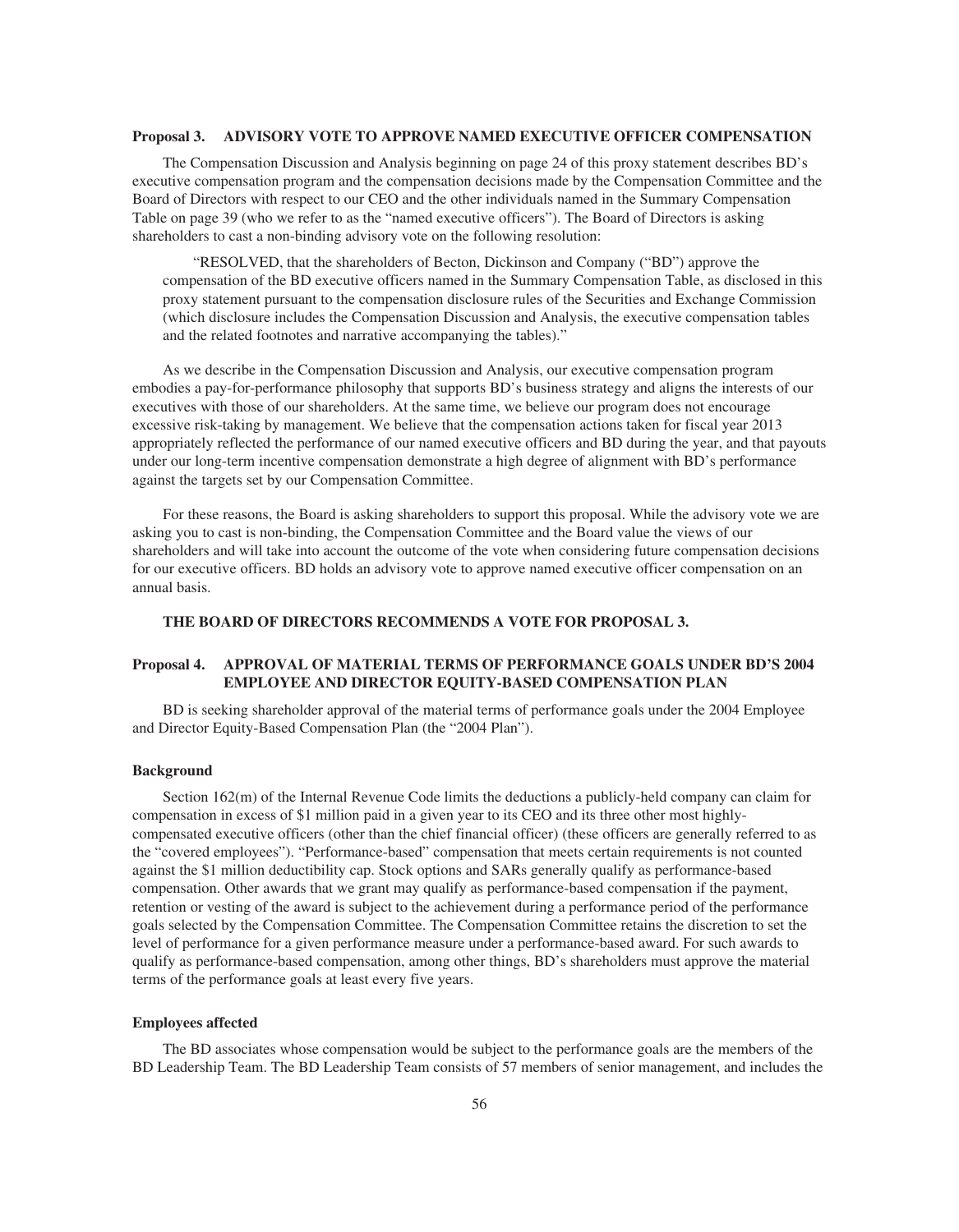### Proposal 3. ADVISORY VOTE TO APPROVE NAMED EXECUTIVE OFFICER COMPENSATION

The Compensation Discussion and Analysis beginning on page 24 of this proxy statement describes BD's executive compensation program and the compensation decisions made by the Compensation Committee and the Board of Directors with respect to our CEO and the other individuals named in the Summary Compensation Table on page 39 (who we refer to as the "named executive officers"). The Board of Directors is asking shareholders to cast a non-binding advisory vote on the following resolution:

> "RESOLVED, that the shareholders of Becton, Dickinson and Company ("BD") approve the compensation of the BD executive officers named in the Summary Compensation Table, as disclosed in this proxy statement pursuant to the compensation disclosure rules of the Securities and Exchange Commission (which disclosure includes the Compensation Discussion and Analysis, the executive compensation tables and the related footnotes and narrative accompanying the tables)."

As we describe in the Compensation Discussion and Analysis, our executive compensation program embodies a pay-for-performance philosophy that supports BD's business strategy and aligns the interests of our executives with those of our shareholders. At the same time, we believe our program does not encourage excessive risk-taking by management. We believe that the compensation actions taken for fiscal year 2013 appropriately reflected the performance of our named executive officers and BD during the year, and that payouts under our long-term incentive compensation demonstrate a high degree of alignment with BD's performance against the targets set by our Compensation Committee.

For these reasons, the Board is asking shareholders to support this proposal. While the advisory vote we are asking you to cast is non-binding, the Compensation Committee and the Board value the views of our shareholders and will take into account the outcome of the vote when considering future compensation decisions for our executive officers. BD holds an advisory vote to approve named executive officer compensation on an annual basis.

**THE BOARD OF DIRECTORS RECOMMENDS A VOTE FOR PROPOSAL 3.**

### Proposal 4. APPROVAL OF MATERIAL TERMS OF PERFORMANCE GOALS UNDER BD'S 2004 EMPLOYEE AND DIRECTOR EQUITY-BASED COMPENSATION PLAN

BD is seeking shareholder approval of the material terms of performance goals under the 2004 Employee and Director Equity-Based Compensation Plan (the "2004 Plan").

#### Background

Section 162(m) of the Internal Revenue Code limits the deductions a publicly-held company can claim for compensation in excess of $1 million paid in a given year to its CEO and its three other most highly-compensated executive officers (other than the chief financial officer) (these officers are generally referred to as the "covered employees"). "Performance-based" compensation that meets certain requirements is not counted against the $1 million deductibility cap. Stock options and SARs generally qualify as performance-based compensation. Other awards that we grant may qualify as performance-based compensation if the payment, retention or vesting of the award is subject to the achievement during a performance period of the performance goals selected by the Compensation Committee. The Compensation Committee retains the discretion to set the level of performance for a given performance measure under a performance-based award. For such awards to qualify as performance-based compensation, among other things, BD's shareholders must approve the material terms of the performance goals at least every five years.

#### Employees affected

The BD associates whose compensation would be subject to the performance goals are the members of the BD Leadership Team. The BD Leadership Team consists of 57 members of senior management, and includes the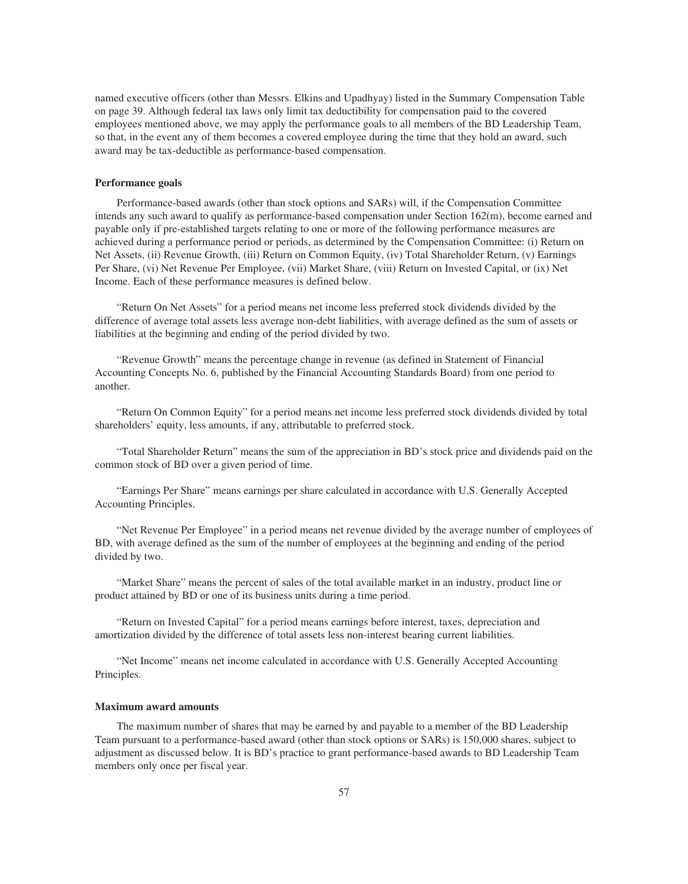named executive officers (other than Messrs. Elkins and Upadhyay) listed in the Summary Compensation Table on page 39. Although federal tax laws only limit tax deductibility for compensation paid to the covered employees mentioned above, we may apply the performance goals to all members of the BD Leadership Team, so that, in the event any of them becomes a covered employee during the time that they hold an award, such award may be tax-deductible as performance-based compensation.

**Performance goals**

Performance-based awards (other than stock options and SARs) will, if the Compensation Committee intends any such award to qualify as performance-based compensation under Section 162(m), become earned and payable only if pre-established targets relating to one or more of the following performance measures are achieved during a performance period or periods, as determined by the Compensation Committee: (i) Return on Net Assets, (ii) Revenue Growth, (iii) Return on Common Equity, (iv) Total Shareholder Return, (v) Earnings Per Share, (vi) Net Revenue Per Employee, (vii) Market Share, (viii) Return on Invested Capital, or (ix) Net Income. Each of these performance measures is defined below.

"Return On Net Assets" for a period means net income less preferred stock dividends divided by the difference of average total assets less average non-debt liabilities, with average defined as the sum of assets or liabilities at the beginning and ending of the period divided by two.

"Revenue Growth" means the percentage change in revenue (as defined in Statement of Financial Accounting Concepts No. 6, published by the Financial Accounting Standards Board) from one period to another.

"Return On Common Equity" for a period means net income less preferred stock dividends divided by total shareholders' equity, less amounts, if any, attributable to preferred stock.

"Total Shareholder Return" means the sum of the appreciation in BD's stock price and dividends paid on the common stock of BD over a given period of time.

"Earnings Per Share" means earnings per share calculated in accordance with U.S. Generally Accepted Accounting Principles.

"Net Revenue Per Employee" in a period means net revenue divided by the average number of employees of BD, with average defined as the sum of the number of employees at the beginning and ending of the period divided by two.

"Market Share" means the percent of sales of the total available market in an industry, product line or product attained by BD or one of its business units during a time period.

"Return on Invested Capital" for a period means earnings before interest, taxes, depreciation and amortization divided by the difference of total assets less non-interest bearing current liabilities.

"Net Income" means net income calculated in accordance with U.S. Generally Accepted Accounting Principles.

**Maximum award amounts**

The maximum number of shares that may be earned by and payable to a member of the BD Leadership Team pursuant to a performance-based award (other than stock options or SARs) is 150,000 shares, subject to adjustment as discussed below. It is BD's practice to grant performance-based awards to BD Leadership Team members only once per fiscal year.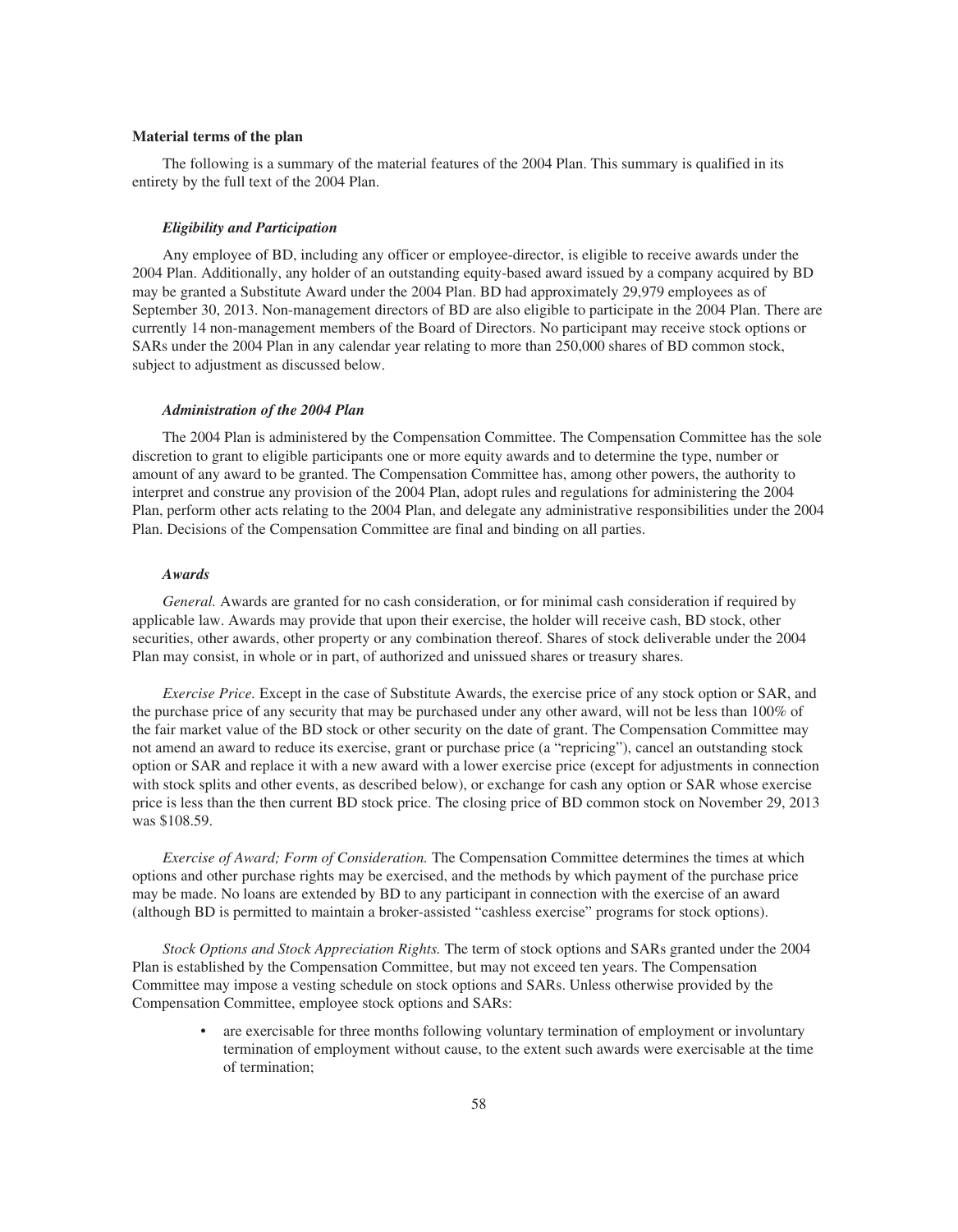**Material terms of the plan**

The following is a summary of the material features of the 2004 Plan. This summary is qualified in its entirety by the full text of the 2004 Plan.

***Eligibility and Participation***

Any employee of BD, including any officer or employee-director, is eligible to receive awards under the 2004 Plan. Additionally, any holder of an outstanding equity-based award issued by a company acquired by BD may be granted a Substitute Award under the 2004 Plan. BD had approximately 29,979 employees as of September 30, 2013. Non-management directors of BD are also eligible to participate in the 2004 Plan. There are currently 14 non-management members of the Board of Directors. No participant may receive stock options or SARs under the 2004 Plan in any calendar year relating to more than 250,000 shares of BD common stock, subject to adjustment as discussed below.

***Administration of the 2004 Plan***

The 2004 Plan is administered by the Compensation Committee. The Compensation Committee has the sole discretion to grant to eligible participants one or more equity awards and to determine the type, number or amount of any award to be granted. The Compensation Committee has, among other powers, the authority to interpret and construe any provision of the 2004 Plan, adopt rules and regulations for administering the 2004 Plan, perform other acts relating to the 2004 Plan, and delegate any administrative responsibilities under the 2004 Plan. Decisions of the Compensation Committee are final and binding on all parties.

***Awards***

*General.* Awards are granted for no cash consideration, or for minimal cash consideration if required by applicable law. Awards may provide that upon their exercise, the holder will receive cash, BD stock, other securities, other awards, other property or any combination thereof. Shares of stock deliverable under the 2004 Plan may consist, in whole or in part, of authorized and unissued shares or treasury shares.

*Exercise Price.* Except in the case of Substitute Awards, the exercise price of any stock option or SAR, and the purchase price of any security that may be purchased under any other award, will not be less than 100% of the fair market value of the BD stock or other security on the date of grant. The Compensation Committee may not amend an award to reduce its exercise, grant or purchase price (a "repricing"), cancel an outstanding stock option or SAR and replace it with a new award with a lower exercise price (except for adjustments in connection with stock splits and other events, as described below), or exchange for cash any option or SAR whose exercise price is less than the then current BD stock price. The closing price of BD common stock on November 29, 2013 was $108.59.

*Exercise of Award; Form of Consideration.* The Compensation Committee determines the times at which options and other purchase rights may be exercised, and the methods by which payment of the purchase price may be made. No loans are extended by BD to any participant in connection with the exercise of an award (although BD is permitted to maintain a broker-assisted "cashless exercise" programs for stock options).

*Stock Options and Stock Appreciation Rights.* The term of stock options and SARs granted under the 2004 Plan is established by the Compensation Committee, but may not exceed ten years. The Compensation Committee may impose a vesting schedule on stock options and SARs. Unless otherwise provided by the Compensation Committee, employee stock options and SARs:

- are exercisable for three months following voluntary termination of employment or involuntary termination of employment without cause, to the extent such awards were exercisable at the time of termination;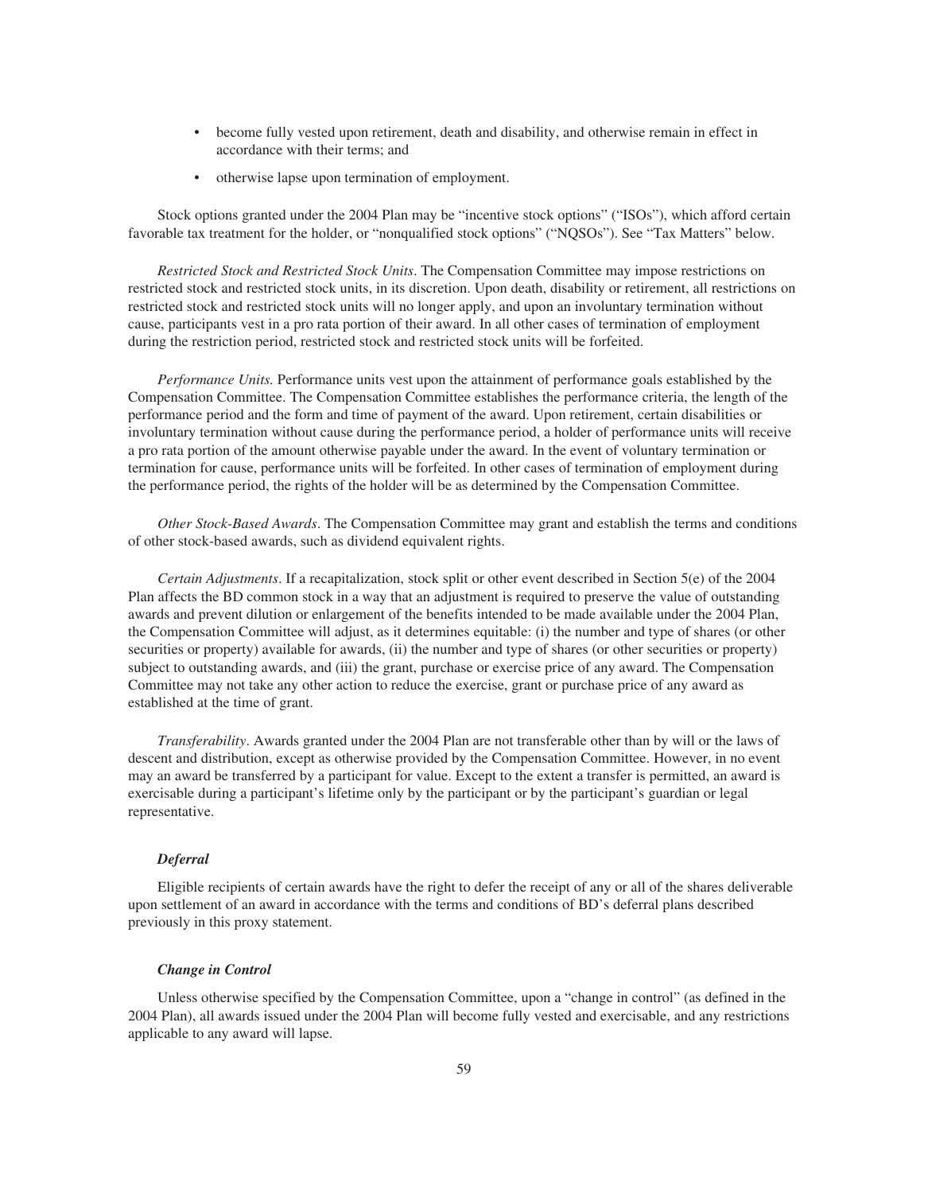- become fully vested upon retirement, death and disability, and otherwise remain in effect in accordance with their terms; and
- otherwise lapse upon termination of employment.

Stock options granted under the 2004 Plan may be "incentive stock options" ("ISOs"), which afford certain favorable tax treatment for the holder, or "nonqualified stock options" ("NQSOs"). See "Tax Matters" below.

*Restricted Stock and Restricted Stock Units*. The Compensation Committee may impose restrictions on restricted stock and restricted stock units, in its discretion. Upon death, disability or retirement, all restrictions on restricted stock and restricted stock units will no longer apply, and upon an involuntary termination without cause, participants vest in a pro rata portion of their award. In all other cases of termination of employment during the restriction period, restricted stock and restricted stock units will be forfeited.

*Performance Units.* Performance units vest upon the attainment of performance goals established by the Compensation Committee. The Compensation Committee establishes the performance criteria, the length of the performance period and the form and time of payment of the award. Upon retirement, certain disabilities or involuntary termination without cause during the performance period, a holder of performance units will receive a pro rata portion of the amount otherwise payable under the award. In the event of voluntary termination or termination for cause, performance units will be forfeited. In other cases of termination of employment during the performance period, the rights of the holder will be as determined by the Compensation Committee.

*Other Stock-Based Awards*. The Compensation Committee may grant and establish the terms and conditions of other stock-based awards, such as dividend equivalent rights.

*Certain Adjustments*. If a recapitalization, stock split or other event described in Section 5(e) of the 2004 Plan affects the BD common stock in a way that an adjustment is required to preserve the value of outstanding awards and prevent dilution or enlargement of the benefits intended to be made available under the 2004 Plan, the Compensation Committee will adjust, as it determines equitable: (i) the number and type of shares (or other securities or property) available for awards, (ii) the number and type of shares (or other securities or property) subject to outstanding awards, and (iii) the grant, purchase or exercise price of any award. The Compensation Committee may not take any other action to reduce the exercise, grant or purchase price of any award as established at the time of grant.

*Transferability*. Awards granted under the 2004 Plan are not transferable other than by will or the laws of descent and distribution, except as otherwise provided by the Compensation Committee. However, in no event may an award be transferred by a participant for value. Except to the extent a transfer is permitted, an award is exercisable during a participant's lifetime only by the participant or by the participant's guardian or legal representative.

***Deferral***

Eligible recipients of certain awards have the right to defer the receipt of any or all of the shares deliverable upon settlement of an award in accordance with the terms and conditions of BD's deferral plans described previously in this proxy statement.

***Change in Control***

Unless otherwise specified by the Compensation Committee, upon a "change in control" (as defined in the 2004 Plan), all awards issued under the 2004 Plan will become fully vested and exercisable, and any restrictions applicable to any award will lapse.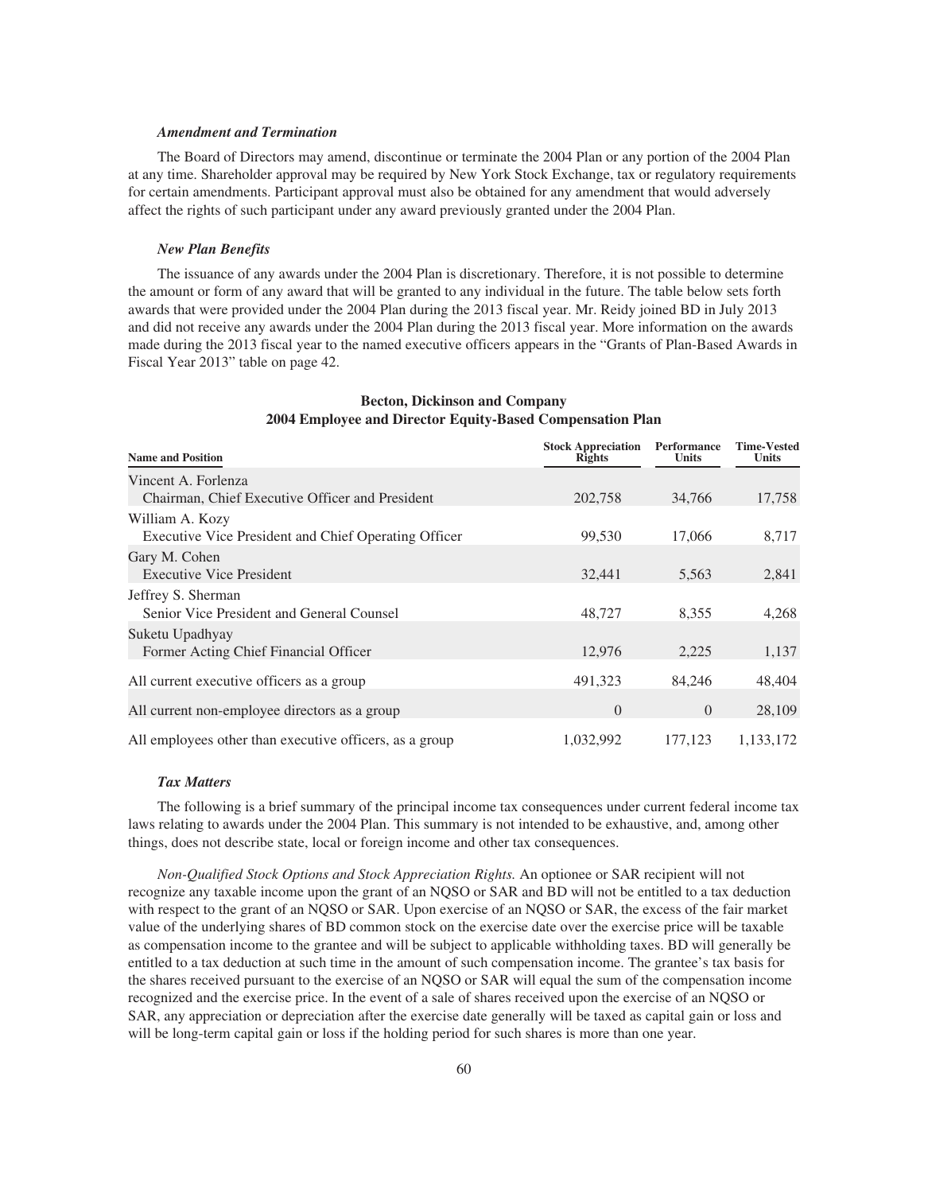### *Amendment and Termination*

The Board of Directors may amend, discontinue or terminate the 2004 Plan or any portion of the 2004 Plan at any time. Shareholder approval may be required by New York Stock Exchange, tax or regulatory requirements for certain amendments. Participant approval must also be obtained for any amendment that would adversely affect the rights of such participant under any award previously granted under the 2004 Plan.

### *New Plan Benefits*

The issuance of any awards under the 2004 Plan is discretionary. Therefore, it is not possible to determine the amount or form of any award that will be granted to any individual in the future. The table below sets forth awards that were provided under the 2004 Plan during the 2013 fiscal year. Mr. Reidy joined BD in July 2013 and did not receive any awards under the 2004 Plan during the 2013 fiscal year. More information on the awards made during the 2013 fiscal year to the named executive officers appears in the "Grants of Plan-Based Awards in Fiscal Year 2013" table on page 42.

**Becton, Dickinson and Company**
**2004 Employee and Director Equity-Based Compensation Plan**

| Name and Position | Stock Appreciation Rights | Performance Units | Time-Vested Units |
|---|---|---|---|
| Vincent A. Forlenza<br>Chairman, Chief Executive Officer and President | 202,758 | 34,766 | 17,758 |
| William A. Kozy<br>Executive Vice President and Chief Operating Officer | 99,530 | 17,066 | 8,717 |
| Gary M. Cohen<br>Executive Vice President | 32,441 | 5,563 | 2,841 |
| Jeffrey S. Sherman<br>Senior Vice President and General Counsel | 48,727 | 8,355 | 4,268 |
| Suketu Upadhyay<br>Former Acting Chief Financial Officer | 12,976 | 2,225 | 1,137 |
| All current executive officers as a group | 491,323 | 84,246 | 48,404 |
| All current non-employee directors as a group | 0 | 0 | 28,109 |
| All employees other than executive officers, as a group | 1,032,992 | 177,123 | 1,133,172 |

### *Tax Matters*

The following is a brief summary of the principal income tax consequences under current federal income tax laws relating to awards under the 2004 Plan. This summary is not intended to be exhaustive, and, among other things, does not describe state, local or foreign income and other tax consequences.

*Non-Qualified Stock Options and Stock Appreciation Rights.* An optionee or SAR recipient will not recognize any taxable income upon the grant of an NQSO or SAR and BD will not be entitled to a tax deduction with respect to the grant of an NQSO or SAR. Upon exercise of an NQSO or SAR, the excess of the fair market value of the underlying shares of BD common stock on the exercise date over the exercise price will be taxable as compensation income to the grantee and will be subject to applicable withholding taxes. BD will generally be entitled to a tax deduction at such time in the amount of such compensation income. The grantee's tax basis for the shares received pursuant to the exercise of an NQSO or SAR will equal the sum of the compensation income recognized and the exercise price. In the event of a sale of shares received upon the exercise of an NQSO or SAR, any appreciation or depreciation after the exercise date generally will be taxed as capital gain or loss and will be long-term capital gain or loss if the holding period for such shares is more than one year.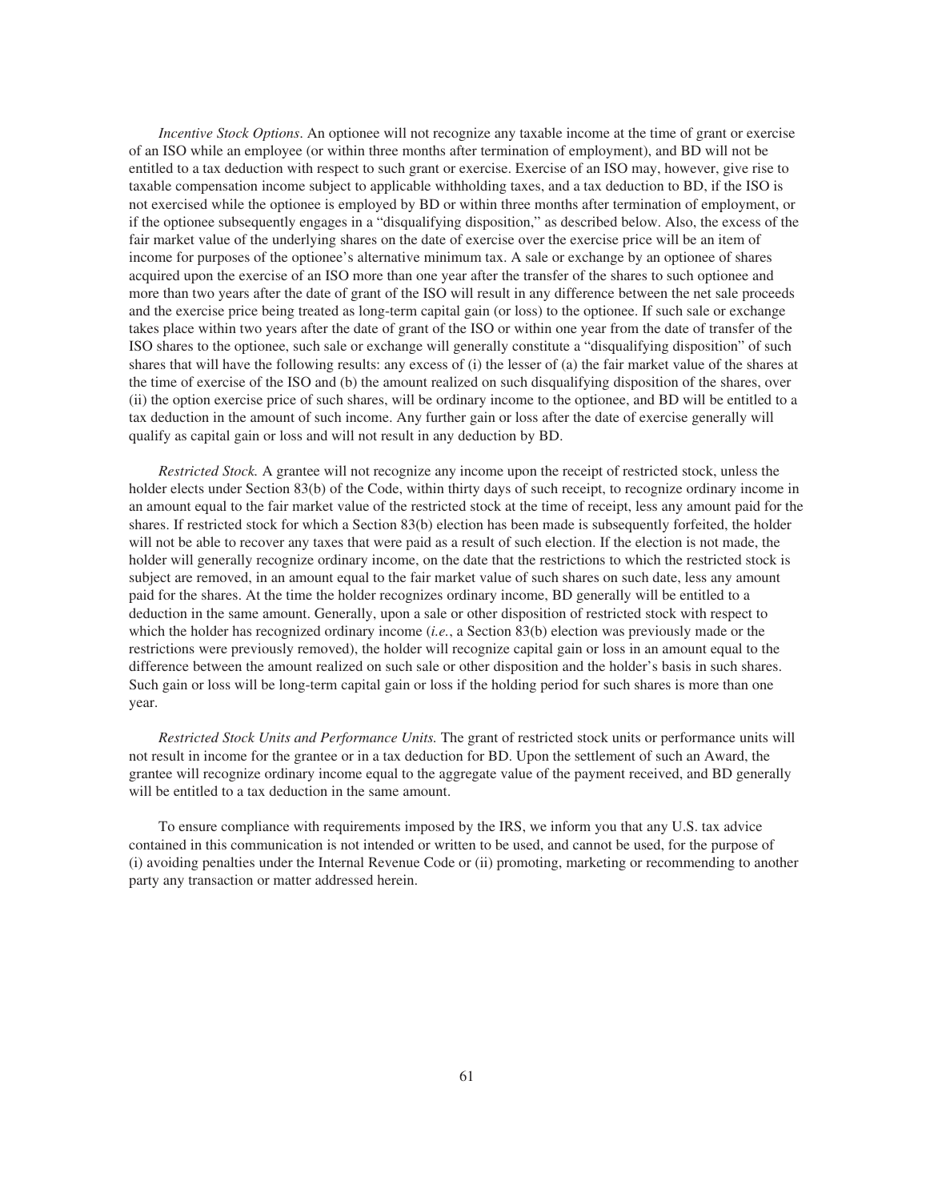*Incentive Stock Options*. An optionee will not recognize any taxable income at the time of grant or exercise of an ISO while an employee (or within three months after termination of employment), and BD will not be entitled to a tax deduction with respect to such grant or exercise. Exercise of an ISO may, however, give rise to taxable compensation income subject to applicable withholding taxes, and a tax deduction to BD, if the ISO is not exercised while the optionee is employed by BD or within three months after termination of employment, or if the optionee subsequently engages in a "disqualifying disposition," as described below. Also, the excess of the fair market value of the underlying shares on the date of exercise over the exercise price will be an item of income for purposes of the optionee's alternative minimum tax. A sale or exchange by an optionee of shares acquired upon the exercise of an ISO more than one year after the transfer of the shares to such optionee and more than two years after the date of grant of the ISO will result in any difference between the net sale proceeds and the exercise price being treated as long-term capital gain (or loss) to the optionee. If such sale or exchange takes place within two years after the date of grant of the ISO or within one year from the date of transfer of the ISO shares to the optionee, such sale or exchange will generally constitute a "disqualifying disposition" of such shares that will have the following results: any excess of (i) the lesser of (a) the fair market value of the shares at the time of exercise of the ISO and (b) the amount realized on such disqualifying disposition of the shares, over (ii) the option exercise price of such shares, will be ordinary income to the optionee, and BD will be entitled to a tax deduction in the amount of such income. Any further gain or loss after the date of exercise generally will qualify as capital gain or loss and will not result in any deduction by BD.

*Restricted Stock.* A grantee will not recognize any income upon the receipt of restricted stock, unless the holder elects under Section 83(b) of the Code, within thirty days of such receipt, to recognize ordinary income in an amount equal to the fair market value of the restricted stock at the time of receipt, less any amount paid for the shares. If restricted stock for which a Section 83(b) election has been made is subsequently forfeited, the holder will not be able to recover any taxes that were paid as a result of such election. If the election is not made, the holder will generally recognize ordinary income, on the date that the restrictions to which the restricted stock is subject are removed, in an amount equal to the fair market value of such shares on such date, less any amount paid for the shares. At the time the holder recognizes ordinary income, BD generally will be entitled to a deduction in the same amount. Generally, upon a sale or other disposition of restricted stock with respect to which the holder has recognized ordinary income (*i.e.*, a Section 83(b) election was previously made or the restrictions were previously removed), the holder will recognize capital gain or loss in an amount equal to the difference between the amount realized on such sale or other disposition and the holder's basis in such shares. Such gain or loss will be long-term capital gain or loss if the holding period for such shares is more than one year.

*Restricted Stock Units and Performance Units.* The grant of restricted stock units or performance units will not result in income for the grantee or in a tax deduction for BD. Upon the settlement of such an Award, the grantee will recognize ordinary income equal to the aggregate value of the payment received, and BD generally will be entitled to a tax deduction in the same amount.

To ensure compliance with requirements imposed by the IRS, we inform you that any U.S. tax advice contained in this communication is not intended or written to be used, and cannot be used, for the purpose of (i) avoiding penalties under the Internal Revenue Code or (ii) promoting, marketing or recommending to another party any transaction or matter addressed herein.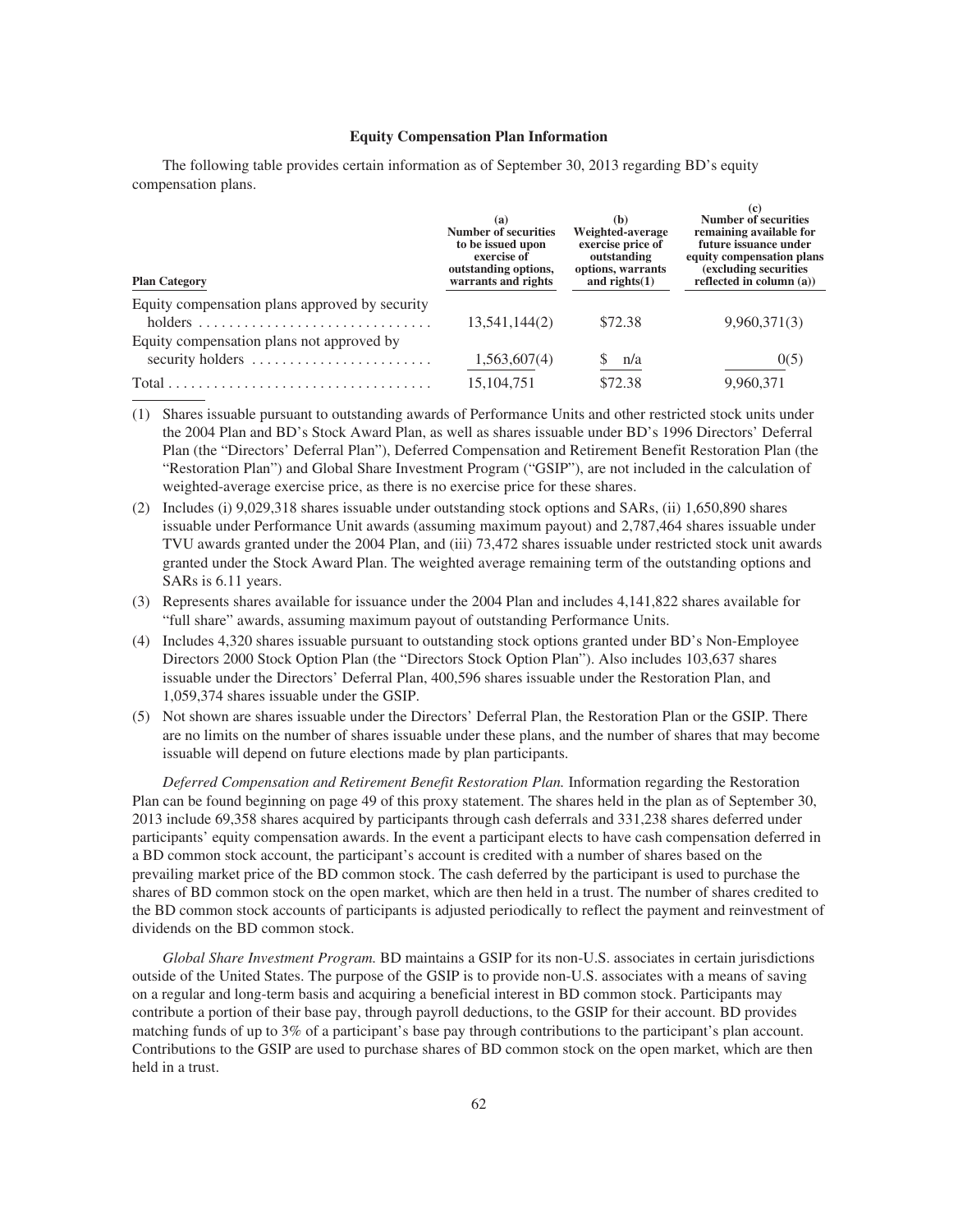**Equity Compensation Plan Information**

The following table provides certain information as of September 30, 2013 regarding BD's equity compensation plans.

| Plan Category | (a) Number of securities to be issued upon exercise of outstanding options, warrants and rights | (b) Weighted-average exercise price of outstanding options, warrants and rights(1) | (c) Number of securities remaining available for future issuance under equity compensation plans (excluding securities reflected in column (a)) |
|---|---|---|---|
| Equity compensation plans approved by security holders | 13,541,144(2) | $72.38 | 9,960,371(3) |
| Equity compensation plans not approved by security holders | 1,563,607(4) | $ n/a | 0(5) |
| Total | 15,104,751 | $72.38 | 9,960,371 |

(1) Shares issuable pursuant to outstanding awards of Performance Units and other restricted stock units under the 2004 Plan and BD's Stock Award Plan, as well as shares issuable under BD's 1996 Directors' Deferral Plan (the "Directors' Deferral Plan"), Deferred Compensation and Retirement Benefit Restoration Plan (the "Restoration Plan") and Global Share Investment Program ("GSIP"), are not included in the calculation of weighted-average exercise price, as there is no exercise price for these shares.

(2) Includes (i) 9,029,318 shares issuable under outstanding stock options and SARs, (ii) 1,650,890 shares issuable under Performance Unit awards (assuming maximum payout) and 2,787,464 shares issuable under TVU awards granted under the 2004 Plan, and (iii) 73,472 shares issuable under restricted stock unit awards granted under the Stock Award Plan. The weighted average remaining term of the outstanding options and SARs is 6.11 years.

(3) Represents shares available for issuance under the 2004 Plan and includes 4,141,822 shares available for "full share" awards, assuming maximum payout of outstanding Performance Units.

(4) Includes 4,320 shares issuable pursuant to outstanding stock options granted under BD's Non-Employee Directors 2000 Stock Option Plan (the "Directors Stock Option Plan"). Also includes 103,637 shares issuable under the Directors' Deferral Plan, 400,596 shares issuable under the Restoration Plan, and 1,059,374 shares issuable under the GSIP.

(5) Not shown are shares issuable under the Directors' Deferral Plan, the Restoration Plan or the GSIP. There are no limits on the number of shares issuable under these plans, and the number of shares that may become issuable will depend on future elections made by plan participants.

*Deferred Compensation and Retirement Benefit Restoration Plan.* Information regarding the Restoration Plan can be found beginning on page 49 of this proxy statement. The shares held in the plan as of September 30, 2013 include 69,358 shares acquired by participants through cash deferrals and 331,238 shares deferred under participants' equity compensation awards. In the event a participant elects to have cash compensation deferred in a BD common stock account, the participant's account is credited with a number of shares based on the prevailing market price of the BD common stock. The cash deferred by the participant is used to purchase the shares of BD common stock on the open market, which are then held in a trust. The number of shares credited to the BD common stock accounts of participants is adjusted periodically to reflect the payment and reinvestment of dividends on the BD common stock.

*Global Share Investment Program.* BD maintains a GSIP for its non-U.S. associates in certain jurisdictions outside of the United States. The purpose of the GSIP is to provide non-U.S. associates with a means of saving on a regular and long-term basis and acquiring a beneficial interest in BD common stock. Participants may contribute a portion of their base pay, through payroll deductions, to the GSIP for their account. BD provides matching funds of up to 3% of a participant's base pay through contributions to the participant's plan account. Contributions to the GSIP are used to purchase shares of BD common stock on the open market, which are then held in a trust.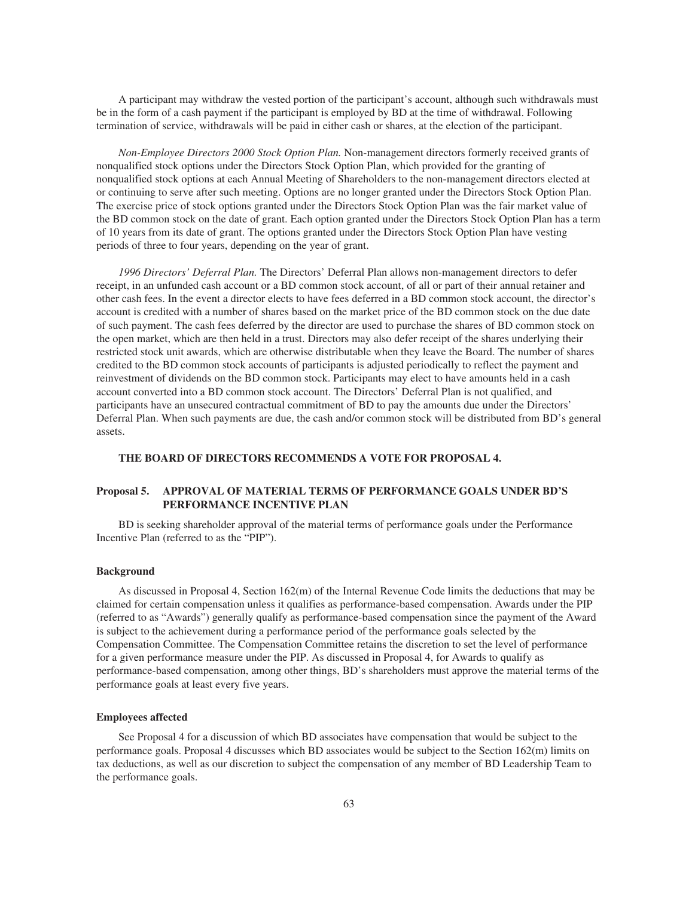A participant may withdraw the vested portion of the participant's account, although such withdrawals must be in the form of a cash payment if the participant is employed by BD at the time of withdrawal. Following termination of service, withdrawals will be paid in either cash or shares, at the election of the participant.

*Non-Employee Directors 2000 Stock Option Plan.* Non-management directors formerly received grants of nonqualified stock options under the Directors Stock Option Plan, which provided for the granting of nonqualified stock options at each Annual Meeting of Shareholders to the non-management directors elected at or continuing to serve after such meeting. Options are no longer granted under the Directors Stock Option Plan. The exercise price of stock options granted under the Directors Stock Option Plan was the fair market value of the BD common stock on the date of grant. Each option granted under the Directors Stock Option Plan has a term of 10 years from its date of grant. The options granted under the Directors Stock Option Plan have vesting periods of three to four years, depending on the year of grant.

*1996 Directors' Deferral Plan.* The Directors' Deferral Plan allows non-management directors to defer receipt, in an unfunded cash account or a BD common stock account, of all or part of their annual retainer and other cash fees. In the event a director elects to have fees deferred in a BD common stock account, the director's account is credited with a number of shares based on the market price of the BD common stock on the due date of such payment. The cash fees deferred by the director are used to purchase the shares of BD common stock on the open market, which are then held in a trust. Directors may also defer receipt of the shares underlying their restricted stock unit awards, which are otherwise distributable when they leave the Board. The number of shares credited to the BD common stock accounts of participants is adjusted periodically to reflect the payment and reinvestment of dividends on the BD common stock. Participants may elect to have amounts held in a cash account converted into a BD common stock account. The Directors' Deferral Plan is not qualified, and participants have an unsecured contractual commitment of BD to pay the amounts due under the Directors' Deferral Plan. When such payments are due, the cash and/or common stock will be distributed from BD's general assets.

**THE BOARD OF DIRECTORS RECOMMENDS A VOTE FOR PROPOSAL 4.**

## Proposal 5. APPROVAL OF MATERIAL TERMS OF PERFORMANCE GOALS UNDER BD'S PERFORMANCE INCENTIVE PLAN

BD is seeking shareholder approval of the material terms of performance goals under the Performance Incentive Plan (referred to as the "PIP").

### Background

As discussed in Proposal 4, Section 162(m) of the Internal Revenue Code limits the deductions that may be claimed for certain compensation unless it qualifies as performance-based compensation. Awards under the PIP (referred to as "Awards") generally qualify as performance-based compensation since the payment of the Award is subject to the achievement during a performance period of the performance goals selected by the Compensation Committee. The Compensation Committee retains the discretion to set the level of performance for a given performance measure under the PIP. As discussed in Proposal 4, for Awards to qualify as performance-based compensation, among other things, BD's shareholders must approve the material terms of the performance goals at least every five years.

### Employees affected

See Proposal 4 for a discussion of which BD associates have compensation that would be subject to the performance goals. Proposal 4 discusses which BD associates would be subject to the Section 162(m) limits on tax deductions, as well as our discretion to subject the compensation of any member of BD Leadership Team to the performance goals.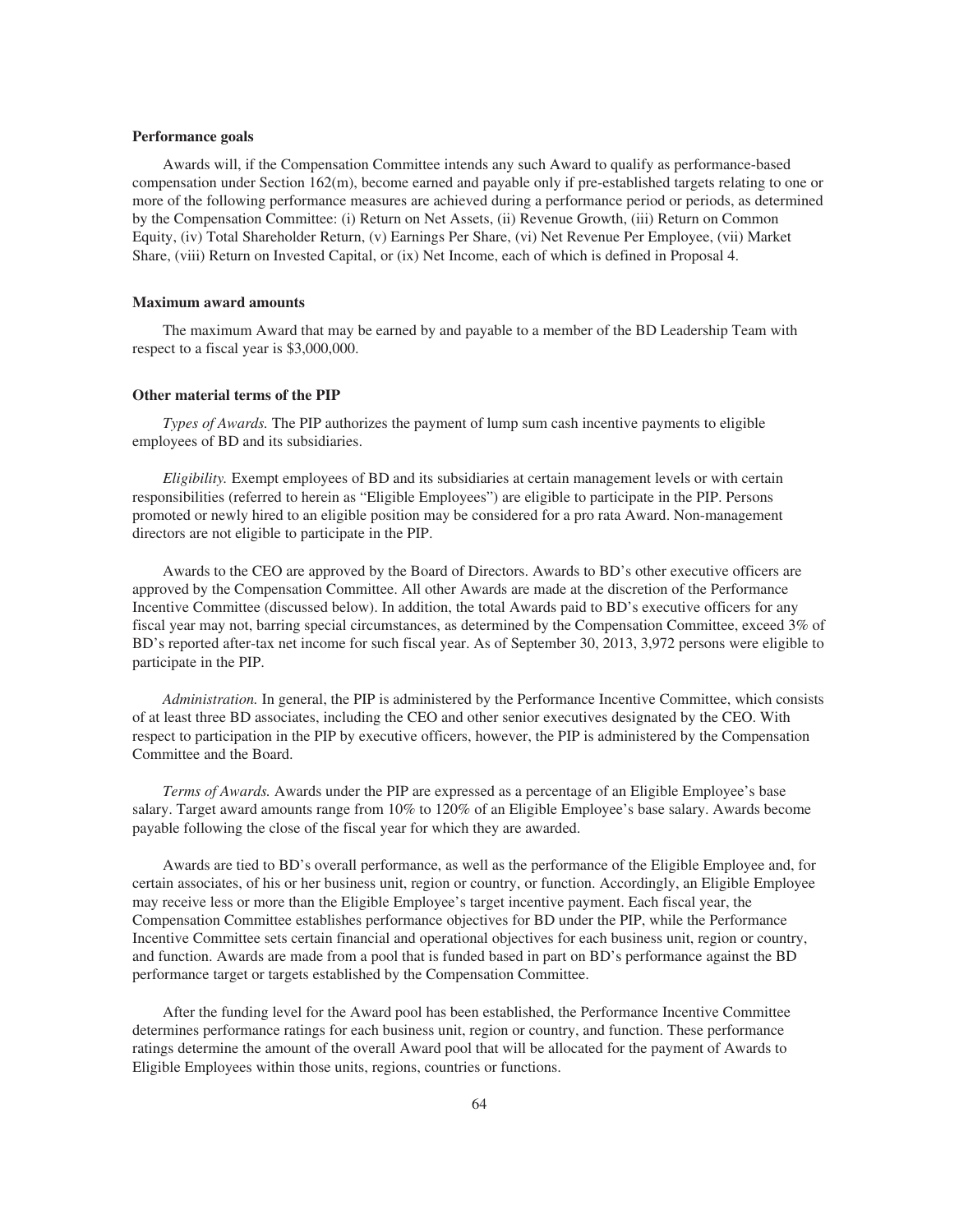### Performance goals

Awards will, if the Compensation Committee intends any such Award to qualify as performance-based compensation under Section 162(m), become earned and payable only if pre-established targets relating to one or more of the following performance measures are achieved during a performance period or periods, as determined by the Compensation Committee: (i) Return on Net Assets, (ii) Revenue Growth, (iii) Return on Common Equity, (iv) Total Shareholder Return, (v) Earnings Per Share, (vi) Net Revenue Per Employee, (vii) Market Share, (viii) Return on Invested Capital, or (ix) Net Income, each of which is defined in Proposal 4.

### Maximum award amounts

The maximum Award that may be earned by and payable to a member of the BD Leadership Team with respect to a fiscal year is $3,000,000.

### Other material terms of the PIP

*Types of Awards.* The PIP authorizes the payment of lump sum cash incentive payments to eligible employees of BD and its subsidiaries.

*Eligibility.* Exempt employees of BD and its subsidiaries at certain management levels or with certain responsibilities (referred to herein as "Eligible Employees") are eligible to participate in the PIP. Persons promoted or newly hired to an eligible position may be considered for a pro rata Award. Non-management directors are not eligible to participate in the PIP.

Awards to the CEO are approved by the Board of Directors. Awards to BD's other executive officers are approved by the Compensation Committee. All other Awards are made at the discretion of the Performance Incentive Committee (discussed below). In addition, the total Awards paid to BD's executive officers for any fiscal year may not, barring special circumstances, as determined by the Compensation Committee, exceed 3% of BD's reported after-tax net income for such fiscal year. As of September 30, 2013, 3,972 persons were eligible to participate in the PIP.

*Administration.* In general, the PIP is administered by the Performance Incentive Committee, which consists of at least three BD associates, including the CEO and other senior executives designated by the CEO. With respect to participation in the PIP by executive officers, however, the PIP is administered by the Compensation Committee and the Board.

*Terms of Awards.* Awards under the PIP are expressed as a percentage of an Eligible Employee's base salary. Target award amounts range from 10% to 120% of an Eligible Employee's base salary. Awards become payable following the close of the fiscal year for which they are awarded.

Awards are tied to BD's overall performance, as well as the performance of the Eligible Employee and, for certain associates, of his or her business unit, region or country, or function. Accordingly, an Eligible Employee may receive less or more than the Eligible Employee's target incentive payment. Each fiscal year, the Compensation Committee establishes performance objectives for BD under the PIP, while the Performance Incentive Committee sets certain financial and operational objectives for each business unit, region or country, and function. Awards are made from a pool that is funded based in part on BD's performance against the BD performance target or targets established by the Compensation Committee.

After the funding level for the Award pool has been established, the Performance Incentive Committee determines performance ratings for each business unit, region or country, and function. These performance ratings determine the amount of the overall Award pool that will be allocated for the payment of Awards to Eligible Employees within those units, regions, countries or functions.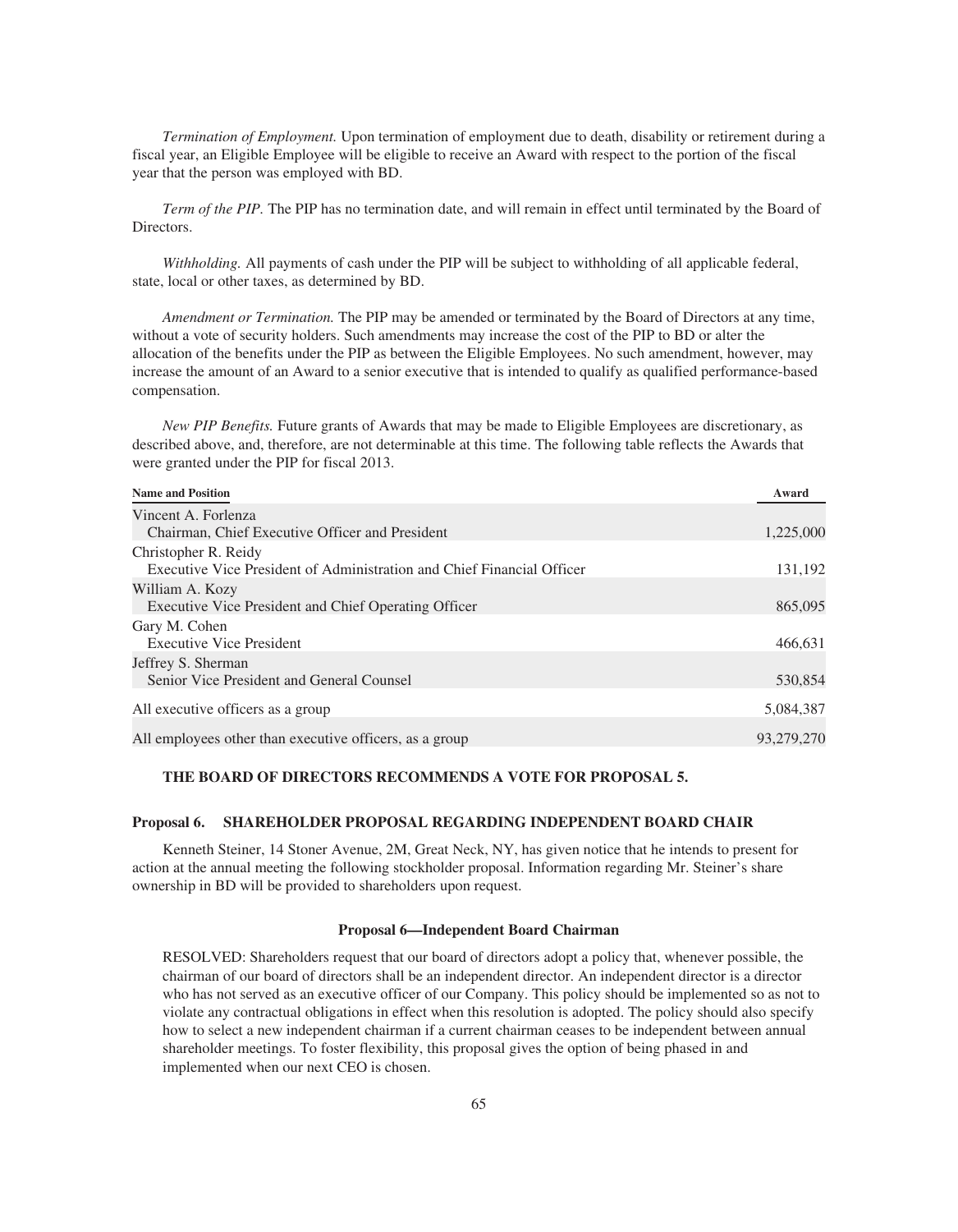*Termination of Employment.* Upon termination of employment due to death, disability or retirement during a fiscal year, an Eligible Employee will be eligible to receive an Award with respect to the portion of the fiscal year that the person was employed with BD.

*Term of the PIP.* The PIP has no termination date, and will remain in effect until terminated by the Board of Directors.

*Withholding.* All payments of cash under the PIP will be subject to withholding of all applicable federal, state, local or other taxes, as determined by BD.

*Amendment or Termination.* The PIP may be amended or terminated by the Board of Directors at any time, without a vote of security holders. Such amendments may increase the cost of the PIP to BD or alter the allocation of the benefits under the PIP as between the Eligible Employees. No such amendment, however, may increase the amount of an Award to a senior executive that is intended to qualify as qualified performance-based compensation.

*New PIP Benefits.* Future grants of Awards that may be made to Eligible Employees are discretionary, as described above, and, therefore, are not determinable at this time. The following table reflects the Awards that were granted under the PIP for fiscal 2013.

| Name and Position | Award |
|---|---|
| Vincent A. Forlenza<br>Chairman, Chief Executive Officer and President | 1,225,000 |
| Christopher R. Reidy<br>Executive Vice President of Administration and Chief Financial Officer | 131,192 |
| William A. Kozy<br>Executive Vice President and Chief Operating Officer | 865,095 |
| Gary M. Cohen<br>Executive Vice President | 466,631 |
| Jeffrey S. Sherman<br>Senior Vice President and General Counsel | 530,854 |
| All executive officers as a group | 5,084,387 |
| All employees other than executive officers, as a group | 93,279,270 |

**THE BOARD OF DIRECTORS RECOMMENDS A VOTE FOR PROPOSAL 5.**

## Proposal 6. SHAREHOLDER PROPOSAL REGARDING INDEPENDENT BOARD CHAIR

Kenneth Steiner, 14 Stoner Avenue, 2M, Great Neck, NY, has given notice that he intends to present for action at the annual meeting the following stockholder proposal. Information regarding Mr. Steiner's share ownership in BD will be provided to shareholders upon request.

### Proposal 6—Independent Board Chairman

RESOLVED: Shareholders request that our board of directors adopt a policy that, whenever possible, the chairman of our board of directors shall be an independent director. An independent director is a director who has not served as an executive officer of our Company. This policy should be implemented so as not to violate any contractual obligations in effect when this resolution is adopted. The policy should also specify how to select a new independent chairman if a current chairman ceases to be independent between annual shareholder meetings. To foster flexibility, this proposal gives the option of being phased in and implemented when our next CEO is chosen.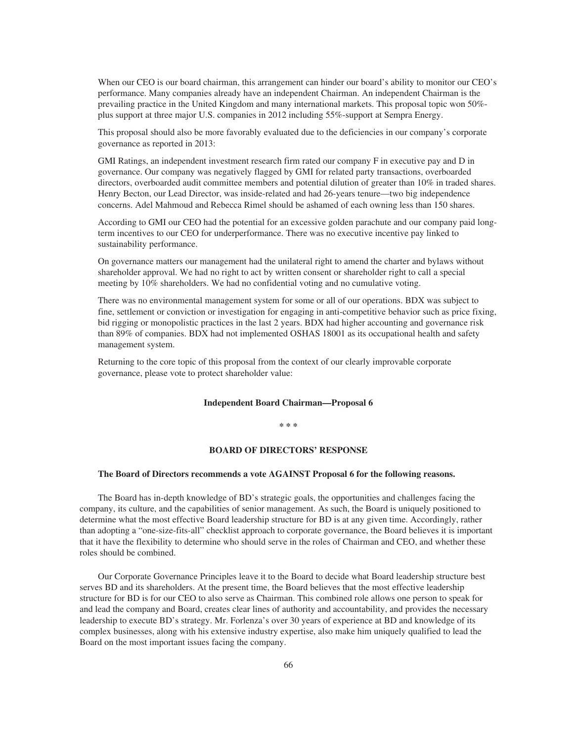When our CEO is our board chairman, this arrangement can hinder our board's ability to monitor our CEO's performance. Many companies already have an independent Chairman. An independent Chairman is the prevailing practice in the United Kingdom and many international markets. This proposal topic won 50%-plus support at three major U.S. companies in 2012 including 55%-support at Sempra Energy.

This proposal should also be more favorably evaluated due to the deficiencies in our company's corporate governance as reported in 2013:

GMI Ratings, an independent investment research firm rated our company F in executive pay and D in governance. Our company was negatively flagged by GMI for related party transactions, overboarded directors, overboarded audit committee members and potential dilution of greater than 10% in traded shares. Henry Becton, our Lead Director, was inside-related and had 26-years tenure—two big independence concerns. Adel Mahmoud and Rebecca Rimel should be ashamed of each owning less than 150 shares.

According to GMI our CEO had the potential for an excessive golden parachute and our company paid long-term incentives to our CEO for underperformance. There was no executive incentive pay linked to sustainability performance.

On governance matters our management had the unilateral right to amend the charter and bylaws without shareholder approval. We had no right to act by written consent or shareholder right to call a special meeting by 10% shareholders. We had no confidential voting and no cumulative voting.

There was no environmental management system for some or all of our operations. BDX was subject to fine, settlement or conviction or investigation for engaging in anti-competitive behavior such as price fixing, bid rigging or monopolistic practices in the last 2 years. BDX had higher accounting and governance risk than 89% of companies. BDX had not implemented OSHAS 18001 as its occupational health and safety management system.

Returning to the core topic of this proposal from the context of our clearly improvable corporate governance, please vote to protect shareholder value:

**Independent Board Chairman—Proposal 6**

\* \* \*

**BOARD OF DIRECTORS' RESPONSE**

**The Board of Directors recommends a vote AGAINST Proposal 6 for the following reasons.**

The Board has in-depth knowledge of BD's strategic goals, the opportunities and challenges facing the company, its culture, and the capabilities of senior management. As such, the Board is uniquely positioned to determine what the most effective Board leadership structure for BD is at any given time. Accordingly, rather than adopting a "one-size-fits-all" checklist approach to corporate governance, the Board believes it is important that it have the flexibility to determine who should serve in the roles of Chairman and CEO, and whether these roles should be combined.

Our Corporate Governance Principles leave it to the Board to decide what Board leadership structure best serves BD and its shareholders. At the present time, the Board believes that the most effective leadership structure for BD is for our CEO to also serve as Chairman. This combined role allows one person to speak for and lead the company and Board, creates clear lines of authority and accountability, and provides the necessary leadership to execute BD's strategy. Mr. Forlenza's over 30 years of experience at BD and knowledge of its complex businesses, along with his extensive industry expertise, also make him uniquely qualified to lead the Board on the most important issues facing the company.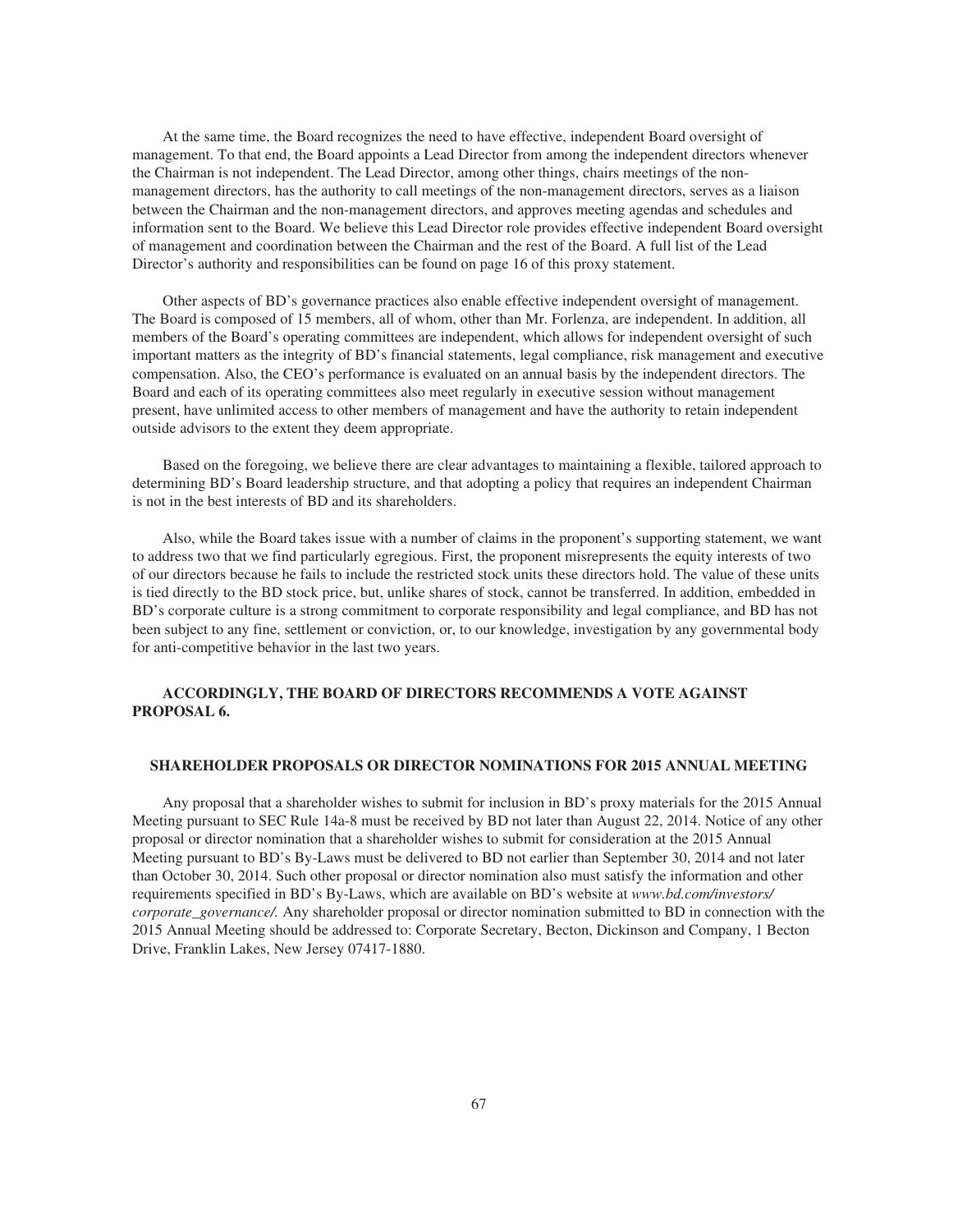At the same time, the Board recognizes the need to have effective, independent Board oversight of management. To that end, the Board appoints a Lead Director from among the independent directors whenever the Chairman is not independent. The Lead Director, among other things, chairs meetings of the non-management directors, has the authority to call meetings of the non-management directors, serves as a liaison between the Chairman and the non-management directors, and approves meeting agendas and schedules and information sent to the Board. We believe this Lead Director role provides effective independent Board oversight of management and coordination between the Chairman and the rest of the Board. A full list of the Lead Director's authority and responsibilities can be found on page 16 of this proxy statement.

Other aspects of BD's governance practices also enable effective independent oversight of management. The Board is composed of 15 members, all of whom, other than Mr. Forlenza, are independent. In addition, all members of the Board's operating committees are independent, which allows for independent oversight of such important matters as the integrity of BD's financial statements, legal compliance, risk management and executive compensation. Also, the CEO's performance is evaluated on an annual basis by the independent directors. The Board and each of its operating committees also meet regularly in executive session without management present, have unlimited access to other members of management and have the authority to retain independent outside advisors to the extent they deem appropriate.

Based on the foregoing, we believe there are clear advantages to maintaining a flexible, tailored approach to determining BD's Board leadership structure, and that adopting a policy that requires an independent Chairman is not in the best interests of BD and its shareholders.

Also, while the Board takes issue with a number of claims in the proponent's supporting statement, we want to address two that we find particularly egregious. First, the proponent misrepresents the equity interests of two of our directors because he fails to include the restricted stock units these directors hold. The value of these units is tied directly to the BD stock price, but, unlike shares of stock, cannot be transferred. In addition, embedded in BD's corporate culture is a strong commitment to corporate responsibility and legal compliance, and BD has not been subject to any fine, settlement or conviction, or, to our knowledge, investigation by any governmental body for anti-competitive behavior in the last two years.

**ACCORDINGLY, THE BOARD OF DIRECTORS RECOMMENDS A VOTE AGAINST PROPOSAL 6.**

## SHAREHOLDER PROPOSALS OR DIRECTOR NOMINATIONS FOR 2015 ANNUAL MEETING

Any proposal that a shareholder wishes to submit for inclusion in BD's proxy materials for the 2015 Annual Meeting pursuant to SEC Rule 14a-8 must be received by BD not later than August 22, 2014. Notice of any other proposal or director nomination that a shareholder wishes to submit for consideration at the 2015 Annual Meeting pursuant to BD's By-Laws must be delivered to BD not earlier than September 30, 2014 and not later than October 30, 2014. Such other proposal or director nomination also must satisfy the information and other requirements specified in BD's By-Laws, which are available on BD's website at *www.bd.com/investors/corporate_governance/.* Any shareholder proposal or director nomination submitted to BD in connection with the 2015 Annual Meeting should be addressed to: Corporate Secretary, Becton, Dickinson and Company, 1 Becton Drive, Franklin Lakes, New Jersey 07417-1880.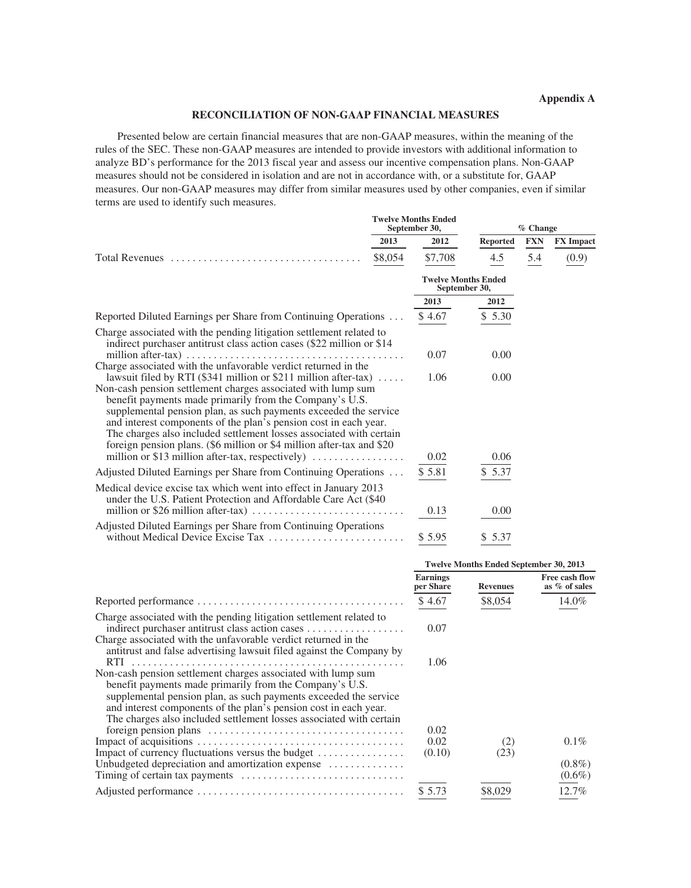**Appendix A**

## RECONCILIATION OF NON-GAAP FINANCIAL MEASURES

Presented below are certain financial measures that are non-GAAP measures, within the meaning of the rules of the SEC. These non-GAAP measures are intended to provide investors with additional information to analyze BD's performance for the 2013 fiscal year and assess our incentive compensation plans. Non-GAAP measures should not be considered in isolation and are not in accordance with, or a substitute for, GAAP measures. Our non-GAAP measures may differ from similar measures used by other companies, even if similar terms are used to identify such measures.

| | Twelve Months Ended September 30, | | % Change | | |
|---|---|---|---|---|---|
| | 2013 | 2012 | Reported | FXN | FX Impact |
| Total Revenues | $8,054 | $7,708 | 4.5 | 5.4 | (0.9) |

| | Twelve Months Ended September 30, | |
|---|---|---|
| | 2013 | 2012 |
| Reported Diluted Earnings per Share from Continuing Operations | $ 4.67 | $ 5.30 |
| Charge associated with the pending litigation settlement related to indirect purchaser antitrust class action cases ($22 million or $14 million after-tax) | 0.07 | 0.00 |
| Charge associated with the unfavorable verdict returned in the lawsuit filed by RTI ($341 million or $211 million after-tax) | 1.06 | 0.00 |
| Non-cash pension settlement charges associated with lump sum benefit payments made primarily from the Company's U.S. supplemental pension plan, as such payments exceeded the service and interest components of the plan's pension cost in each year. The charges also included settlement losses associated with certain foreign pension plans. ($6 million or $4 million after-tax and $20 million or $13 million after-tax, respectively) | 0.02 | 0.06 |
| Adjusted Diluted Earnings per Share from Continuing Operations | $ 5.81 | $ 5.37 |
| Medical device excise tax which went into effect in January 2013 under the U.S. Patient Protection and Affordable Care Act ($40 million or $26 million after-tax) | 0.13 | 0.00 |
| Adjusted Diluted Earnings per Share from Continuing Operations without Medical Device Excise Tax | $ 5.95 | $ 5.37 |

| | Twelve Months Ended September 30, 2013 | | |
|---|---|---|---|
| | Earnings per Share | Revenues | Free cash flow as % of sales |
| Reported performance | $ 4.67 | $8,054 | 14.0% |
| Charge associated with the pending litigation settlement related to indirect purchaser antitrust class action cases | 0.07 | | |
| Charge associated with the unfavorable verdict returned in the antitrust and false advertising lawsuit filed against the Company by RTI | 1.06 | | |
| Non-cash pension settlement charges associated with lump sum benefit payments made primarily from the Company's U.S. supplemental pension plan, as such payments exceeded the service and interest components of the plan's pension cost in each year. The charges also included settlement losses associated with certain foreign pension plans | 0.02 | | |
| Impact of acquisitions | 0.02 | (2) | 0.1% |
| Impact of currency fluctuations versus the budget | (0.10) | (23) | |
| Unbudgeted depreciation and amortization expense | | | (0.8%) |
| Timing of certain tax payments | | | (0.6%) |
| Adjusted performance | $ 5.73 | $8,029 | 12.7% |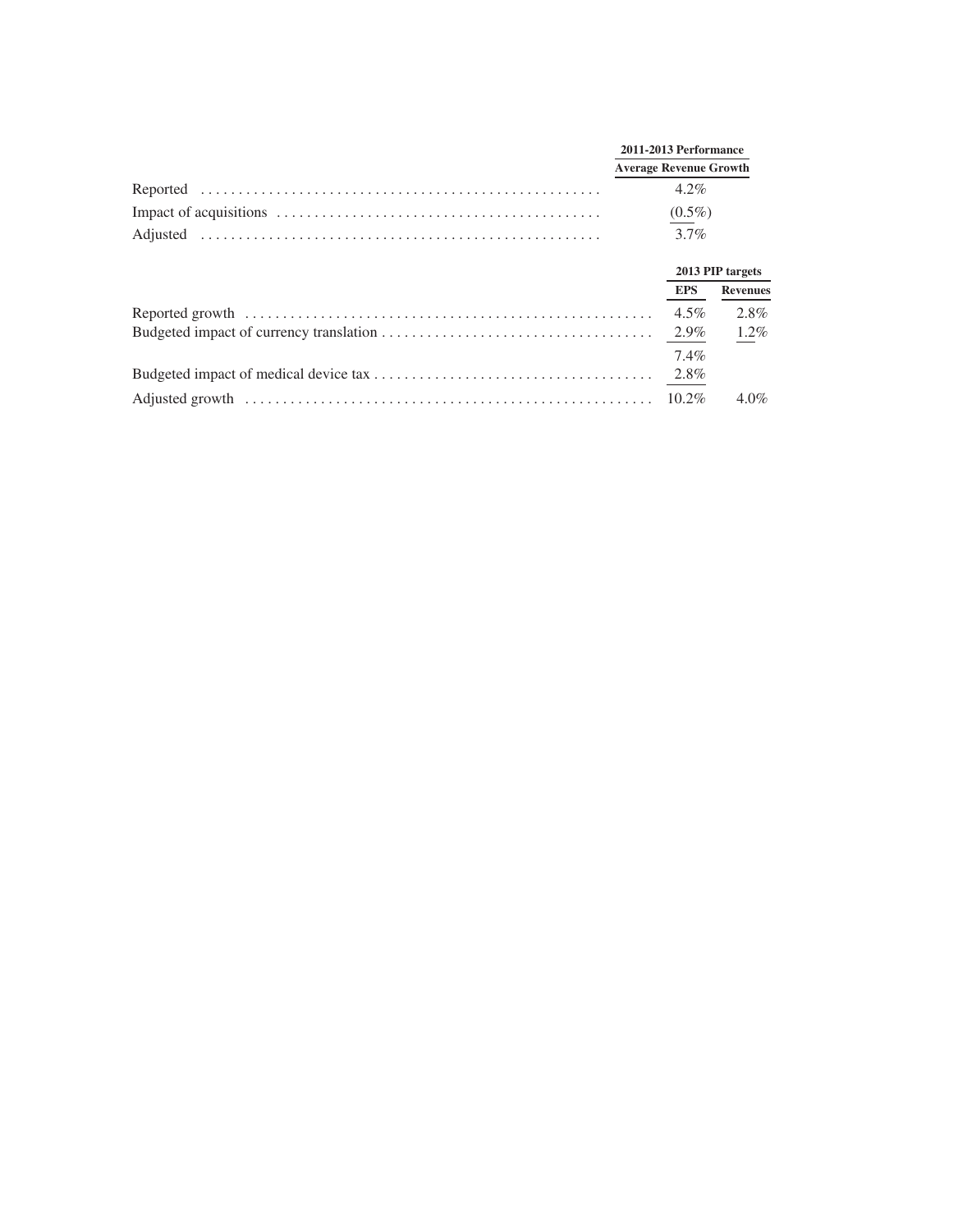| | 2011-2013 Performance |
|---|---|
| | Average Revenue Growth |
| Reported | 4.2% |
| Impact of acquisitions | (0.5%) |
| Adjusted | 3.7% |

| | 2013 PIP targets | |
|---|---|---|
| | EPS | Revenues |
| Reported growth | 4.5% | 2.8% |
| Budgeted impact of currency translation | 2.9% | 1.2% |
| | 7.4% | |
| Budgeted impact of medical device tax | 2.8% | |
| Adjusted growth | 10.2% | 4.0% |